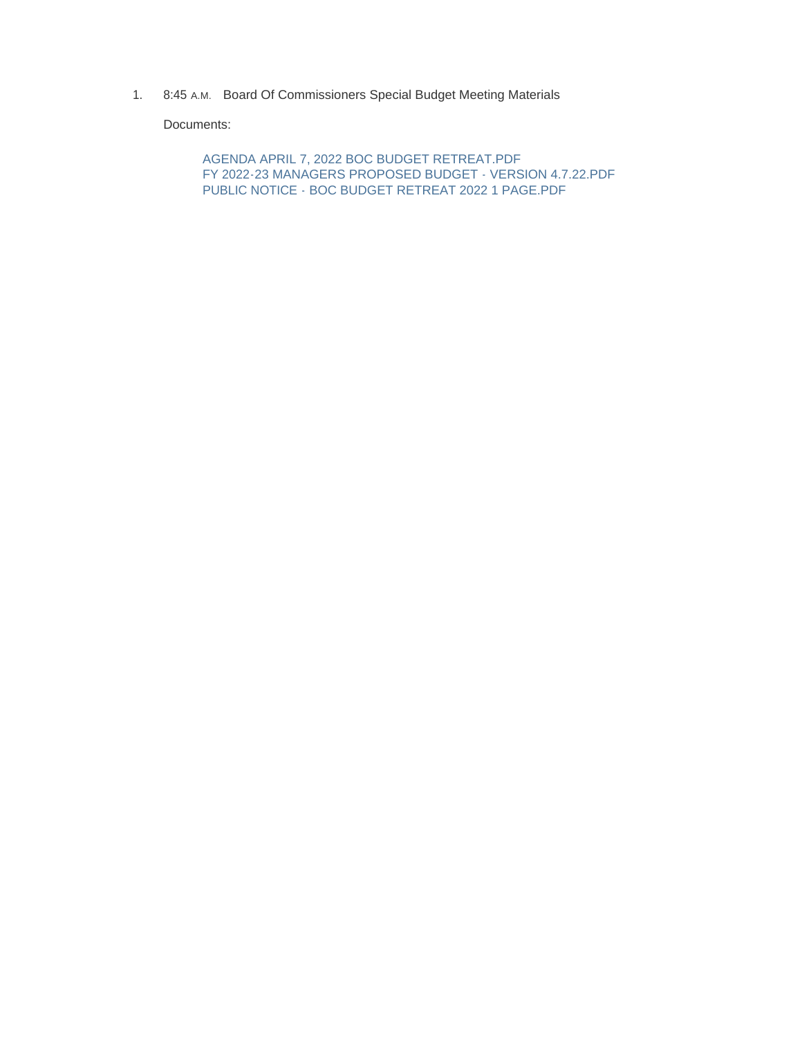1. 8:45 A.M. Board Of Commissioners Special Budget Meeting Materials

   Documents:

   AGENDA APRIL 7, 2022 BOC BUDGET RETREAT.PDF
   FY 2022-23 MANAGERS PROPOSED BUDGET - VERSION 4.7.22.PDF
   PUBLIC NOTICE - BOC BUDGET RETREAT 2022 1 PAGE.PDF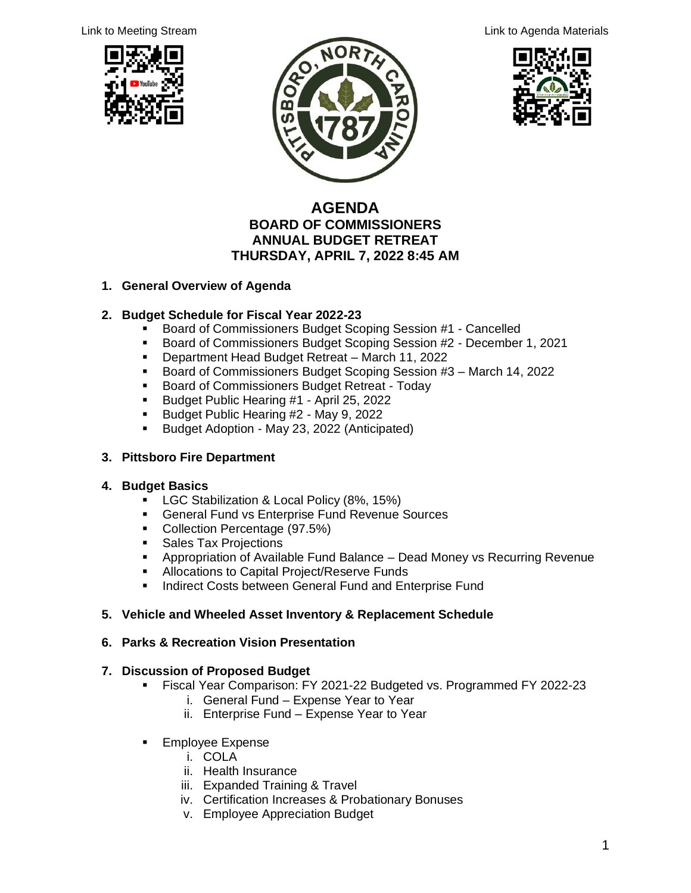Link to Meeting Stream

Link to Agenda Materials

# AGENDA
## BOARD OF COMMISSIONERS
## ANNUAL BUDGET RETREAT
## THURSDAY, APRIL 7, 2022 8:45 AM

1. **General Overview of Agenda**

2. **Budget Schedule for Fiscal Year 2022-23**
   - Board of Commissioners Budget Scoping Session #1 - Cancelled
   - Board of Commissioners Budget Scoping Session #2 - December 1, 2021
   - Department Head Budget Retreat – March 11, 2022
   - Board of Commissioners Budget Scoping Session #3 – March 14, 2022
   - Board of Commissioners Budget Retreat - Today
   - Budget Public Hearing #1 - April 25, 2022
   - Budget Public Hearing #2 - May 9, 2022
   - Budget Adoption - May 23, 2022 (Anticipated)

3. **Pittsboro Fire Department**

4. **Budget Basics**
   - LGC Stabilization & Local Policy (8%, 15%)
   - General Fund vs Enterprise Fund Revenue Sources
   - Collection Percentage (97.5%)
   - Sales Tax Projections
   - Appropriation of Available Fund Balance – Dead Money vs Recurring Revenue
   - Allocations to Capital Project/Reserve Funds
   - Indirect Costs between General Fund and Enterprise Fund

5. **Vehicle and Wheeled Asset Inventory & Replacement Schedule**

6. **Parks & Recreation Vision Presentation**

7. **Discussion of Proposed Budget**
   - Fiscal Year Comparison: FY 2021-22 Budgeted vs. Programmed FY 2022-23
     1. General Fund – Expense Year to Year
     2. Enterprise Fund – Expense Year to Year
   - Employee Expense
     1. COLA
     2. Health Insurance
     3. Expanded Training & Travel
     4. Certification Increases & Probationary Bonuses
     5. Employee Appreciation Budget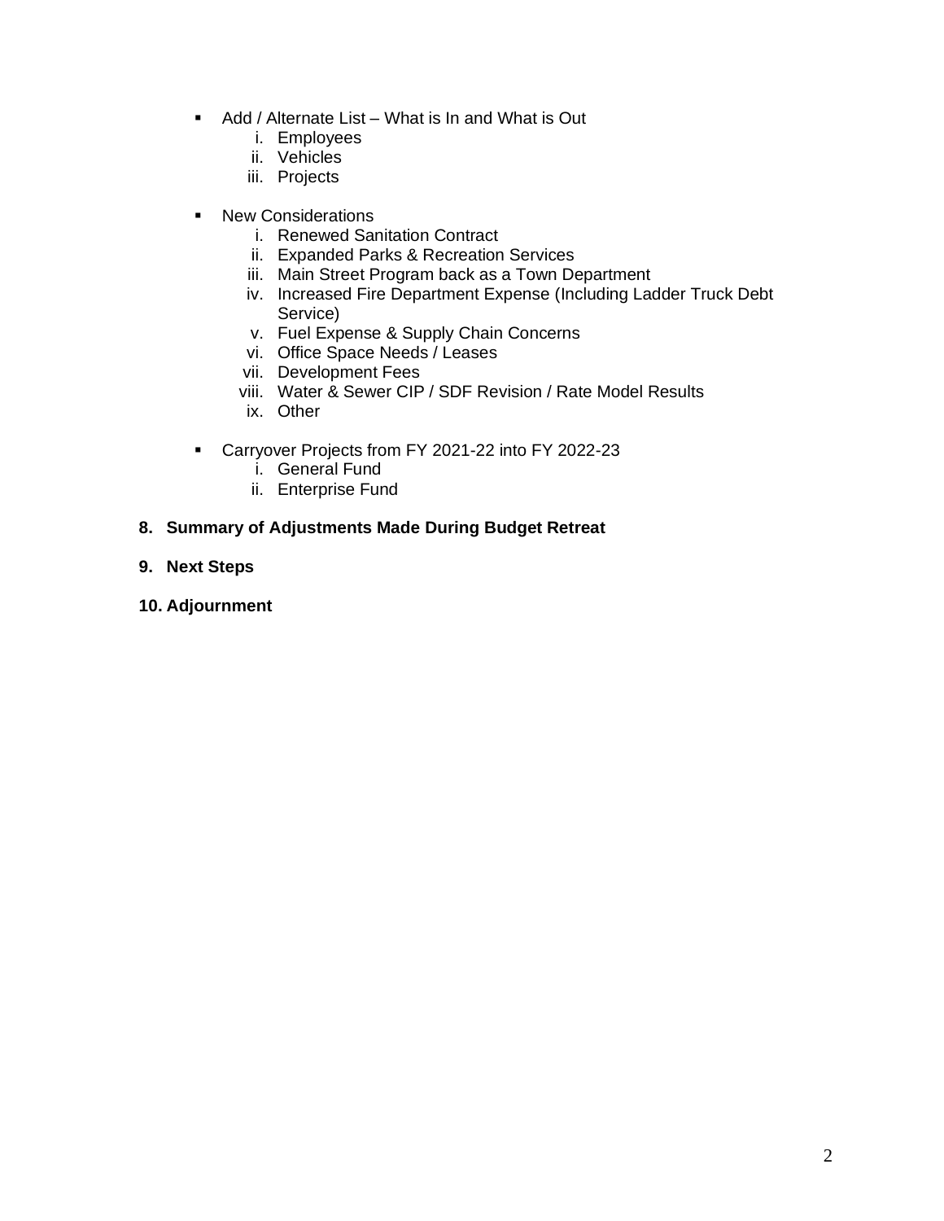- Add / Alternate List – What is In and What is Out
    1. Employees
    2. Vehicles
    3. Projects

- New Considerations
    1. Renewed Sanitation Contract
    2. Expanded Parks & Recreation Services
    3. Main Street Program back as a Town Department
    4. Increased Fire Department Expense (Including Ladder Truck Debt Service)
    5. Fuel Expense & Supply Chain Concerns
    6. Office Space Needs / Leases
    7. Development Fees
    8. Water & Sewer CIP / SDF Revision / Rate Model Results
    9. Other

- Carryover Projects from FY 2021-22 into FY 2022-23
    1. General Fund
    2. Enterprise Fund

**8. Summary of Adjustments Made During Budget Retreat**

**9. Next Steps**

**10. Adjournment**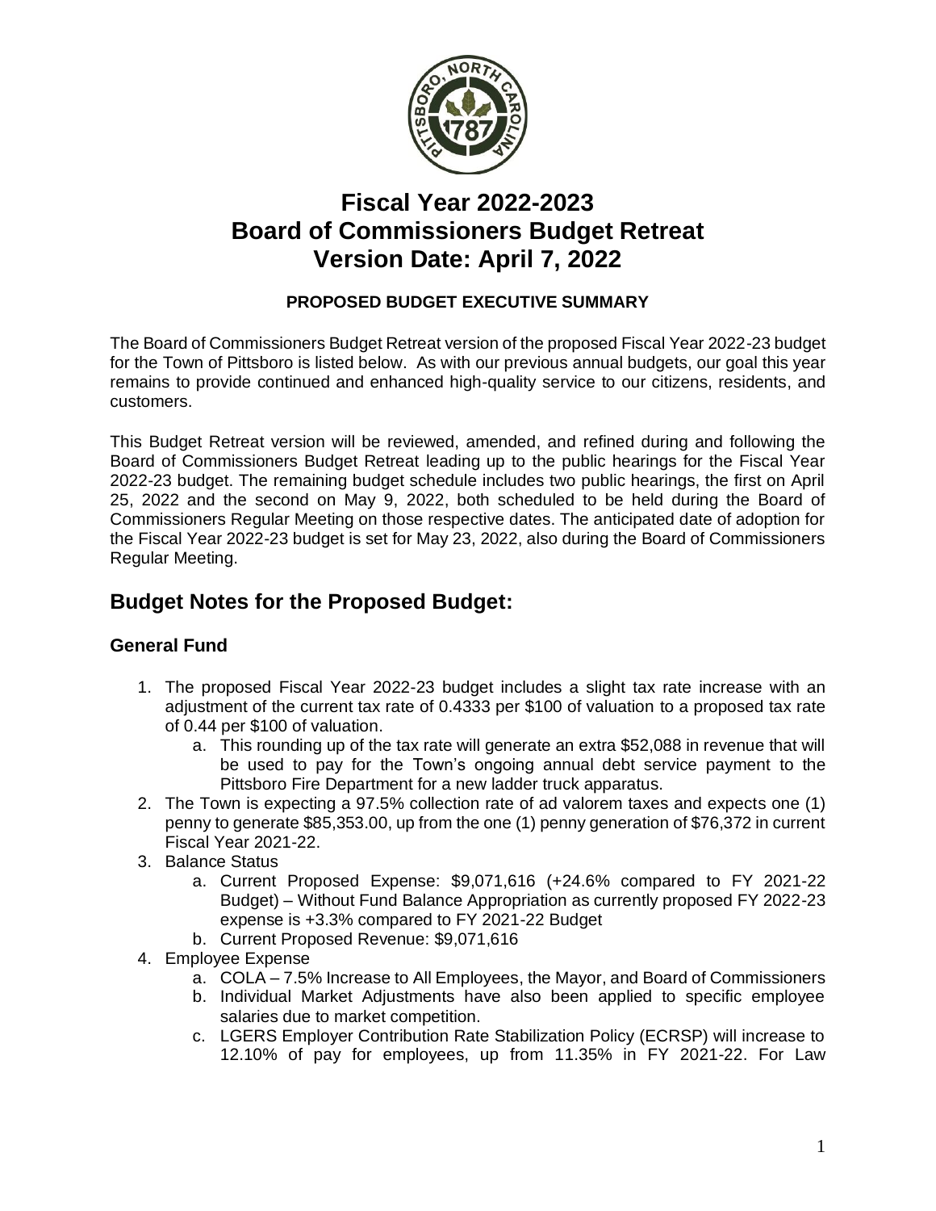# Fiscal Year 2022-2023
# Board of Commissioners Budget Retreat
# Version Date: April 7, 2022

**PROPOSED BUDGET EXECUTIVE SUMMARY**

The Board of Commissioners Budget Retreat version of the proposed Fiscal Year 2022-23 budget for the Town of Pittsboro is listed below. As with our previous annual budgets, our goal this year remains to provide continued and enhanced high-quality service to our citizens, residents, and customers.

This Budget Retreat version will be reviewed, amended, and refined during and following the Board of Commissioners Budget Retreat leading up to the public hearings for the Fiscal Year 2022-23 budget. The remaining budget schedule includes two public hearings, the first on April 25, 2022 and the second on May 9, 2022, both scheduled to be held during the Board of Commissioners Regular Meeting on those respective dates. The anticipated date of adoption for the Fiscal Year 2022-23 budget is set for May 23, 2022, also during the Board of Commissioners Regular Meeting.

## Budget Notes for the Proposed Budget:

### General Fund

1. The proposed Fiscal Year 2022-23 budget includes a slight tax rate increase with an adjustment of the current tax rate of 0.4333 per $100 of valuation to a proposed tax rate of 0.44 per $100 of valuation.
   a. This rounding up of the tax rate will generate an extra $52,088 in revenue that will be used to pay for the Town's ongoing annual debt service payment to the Pittsboro Fire Department for a new ladder truck apparatus.
2. The Town is expecting a 97.5% collection rate of ad valorem taxes and expects one (1) penny to generate $85,353.00, up from the one (1) penny generation of $76,372 in current Fiscal Year 2021-22.
3. Balance Status
   a. Current Proposed Expense: $9,071,616 (+24.6% compared to FY 2021-22 Budget) – Without Fund Balance Appropriation as currently proposed FY 2022-23 expense is +3.3% compared to FY 2021-22 Budget
   b. Current Proposed Revenue: $9,071,616
4. Employee Expense
   a. COLA – 7.5% Increase to All Employees, the Mayor, and Board of Commissioners
   b. Individual Market Adjustments have also been applied to specific employee salaries due to market competition.
   c. LGERS Employer Contribution Rate Stabilization Policy (ECRSP) will increase to 12.10% of pay for employees, up from 11.35% in FY 2021-22. For Law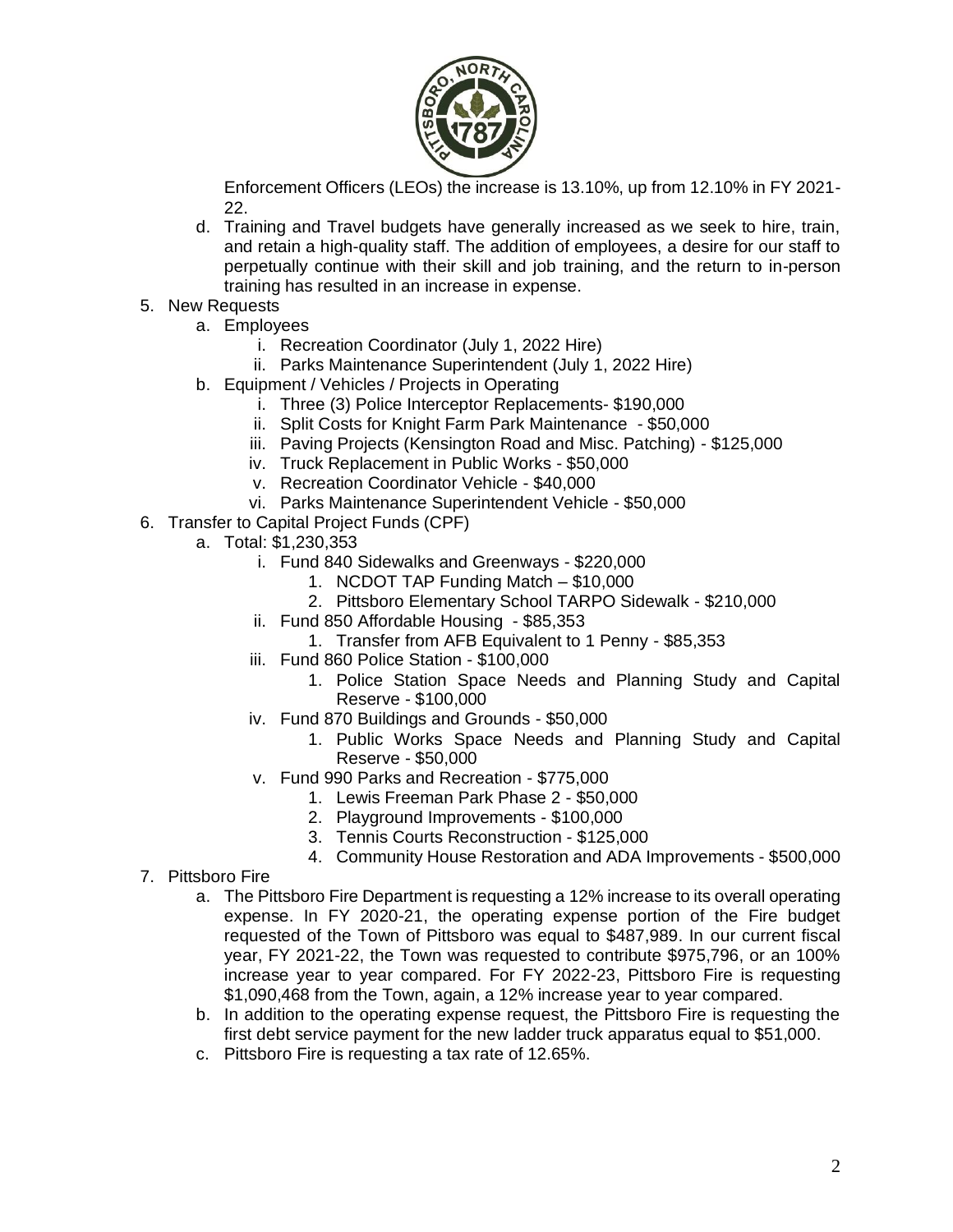Enforcement Officers (LEOs) the increase is 13.10%, up from 12.10% in FY 2021-22.

   d. Training and Travel budgets have generally increased as we seek to hire, train, and retain a high-quality staff. The addition of employees, a desire for our staff to perpetually continue with their skill and job training, and the return to in-person training has resulted in an increase in expense.

5. New Requests
   a. Employees
      i. Recreation Coordinator (July 1, 2022 Hire)
      ii. Parks Maintenance Superintendent (July 1, 2022 Hire)
   b. Equipment / Vehicles / Projects in Operating
      i. Three (3) Police Interceptor Replacements- $190,000
      ii. Split Costs for Knight Farm Park Maintenance - $50,000
      iii. Paving Projects (Kensington Road and Misc. Patching) - $125,000
      iv. Truck Replacement in Public Works - $50,000
      v. Recreation Coordinator Vehicle - $40,000
      vi. Parks Maintenance Superintendent Vehicle - $50,000
6. Transfer to Capital Project Funds (CPF)
   a. Total: $1,230,353
      i. Fund 840 Sidewalks and Greenways - $220,000
         1. NCDOT TAP Funding Match – $10,000
         2. Pittsboro Elementary School TARPO Sidewalk - $210,000
      ii. Fund 850 Affordable Housing - $85,353
         1. Transfer from AFB Equivalent to 1 Penny - $85,353
      iii. Fund 860 Police Station - $100,000
         1. Police Station Space Needs and Planning Study and Capital Reserve - $100,000
      iv. Fund 870 Buildings and Grounds - $50,000
         1. Public Works Space Needs and Planning Study and Capital Reserve - $50,000
      v. Fund 990 Parks and Recreation - $775,000
         1. Lewis Freeman Park Phase 2 - $50,000
         2. Playground Improvements - $100,000
         3. Tennis Courts Reconstruction - $125,000
         4. Community House Restoration and ADA Improvements - $500,000
7. Pittsboro Fire
   a. The Pittsboro Fire Department is requesting a 12% increase to its overall operating expense. In FY 2020-21, the operating expense portion of the Fire budget requested of the Town of Pittsboro was equal to $487,989. In our current fiscal year, FY 2021-22, the Town was requested to contribute $975,796, or an 100% increase year to year compared. For FY 2022-23, Pittsboro Fire is requesting $1,090,468 from the Town, again, a 12% increase year to year compared.
   b. In addition to the operating expense request, the Pittsboro Fire is requesting the first debt service payment for the new ladder truck apparatus equal to $51,000.
   c. Pittsboro Fire is requesting a tax rate of 12.65%.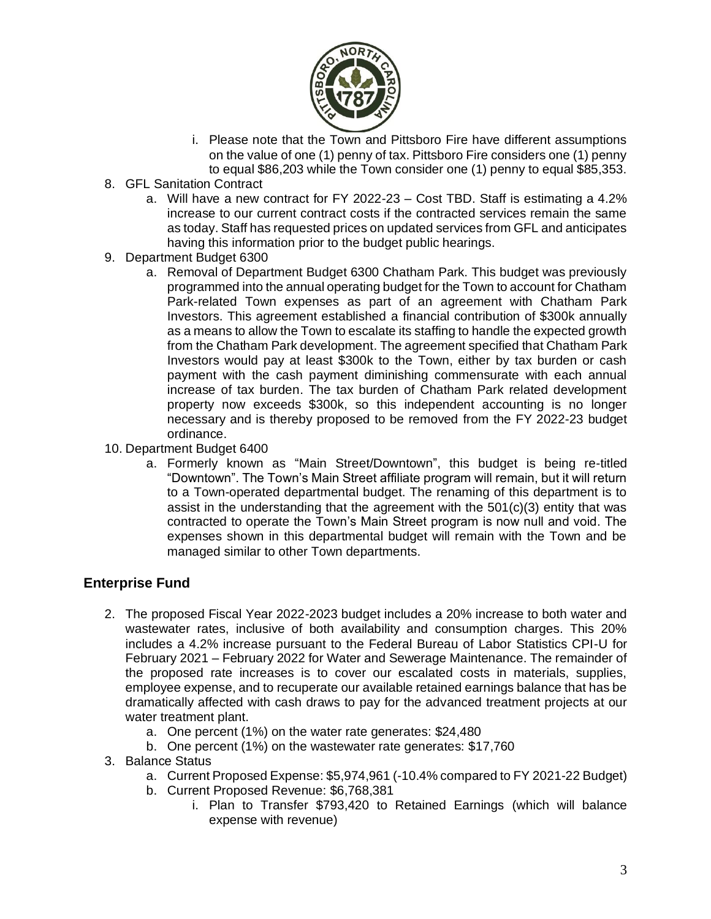i. Please note that the Town and Pittsboro Fire have different assumptions on the value of one (1) penny of tax. Pittsboro Fire considers one (1) penny to equal $86,203 while the Town consider one (1) penny to equal $85,353.

8. GFL Sanitation Contract
   a. Will have a new contract for FY 2022-23 – Cost TBD. Staff is estimating a 4.2% increase to our current contract costs if the contracted services remain the same as today. Staff has requested prices on updated services from GFL and anticipates having this information prior to the budget public hearings.
9. Department Budget 6300
   a. Removal of Department Budget 6300 Chatham Park. This budget was previously programmed into the annual operating budget for the Town to account for Chatham Park-related Town expenses as part of an agreement with Chatham Park Investors. This agreement established a financial contribution of $300k annually as a means to allow the Town to escalate its staffing to handle the expected growth from the Chatham Park development. The agreement specified that Chatham Park Investors would pay at least $300k to the Town, either by tax burden or cash payment with the cash payment diminishing commensurate with each annual increase of tax burden. The tax burden of Chatham Park related development property now exceeds $300k, so this independent accounting is no longer necessary and is thereby proposed to be removed from the FY 2022-23 budget ordinance.
10. Department Budget 6400
    a. Formerly known as "Main Street/Downtown", this budget is being re-titled "Downtown". The Town's Main Street affiliate program will remain, but it will return to a Town-operated departmental budget. The renaming of this department is to assist in the understanding that the agreement with the 501(c)(3) entity that was contracted to operate the Town's Main Street program is now null and void. The expenses shown in this departmental budget will remain with the Town and be managed similar to other Town departments.

## Enterprise Fund

2. The proposed Fiscal Year 2022-2023 budget includes a 20% increase to both water and wastewater rates, inclusive of both availability and consumption charges. This 20% includes a 4.2% increase pursuant to the Federal Bureau of Labor Statistics CPI-U for February 2021 – February 2022 for Water and Sewerage Maintenance. The remainder of the proposed rate increases is to cover our escalated costs in materials, supplies, employee expense, and to recuperate our available retained earnings balance that has be dramatically affected with cash draws to pay for the advanced treatment projects at our water treatment plant.
   a. One percent (1%) on the water rate generates: $24,480
   b. One percent (1%) on the wastewater rate generates: $17,760
3. Balance Status
   a. Current Proposed Expense: $5,974,961 (-10.4% compared to FY 2021-22 Budget)
   b. Current Proposed Revenue: $6,768,381
      i. Plan to Transfer $793,420 to Retained Earnings (which will balance expense with revenue)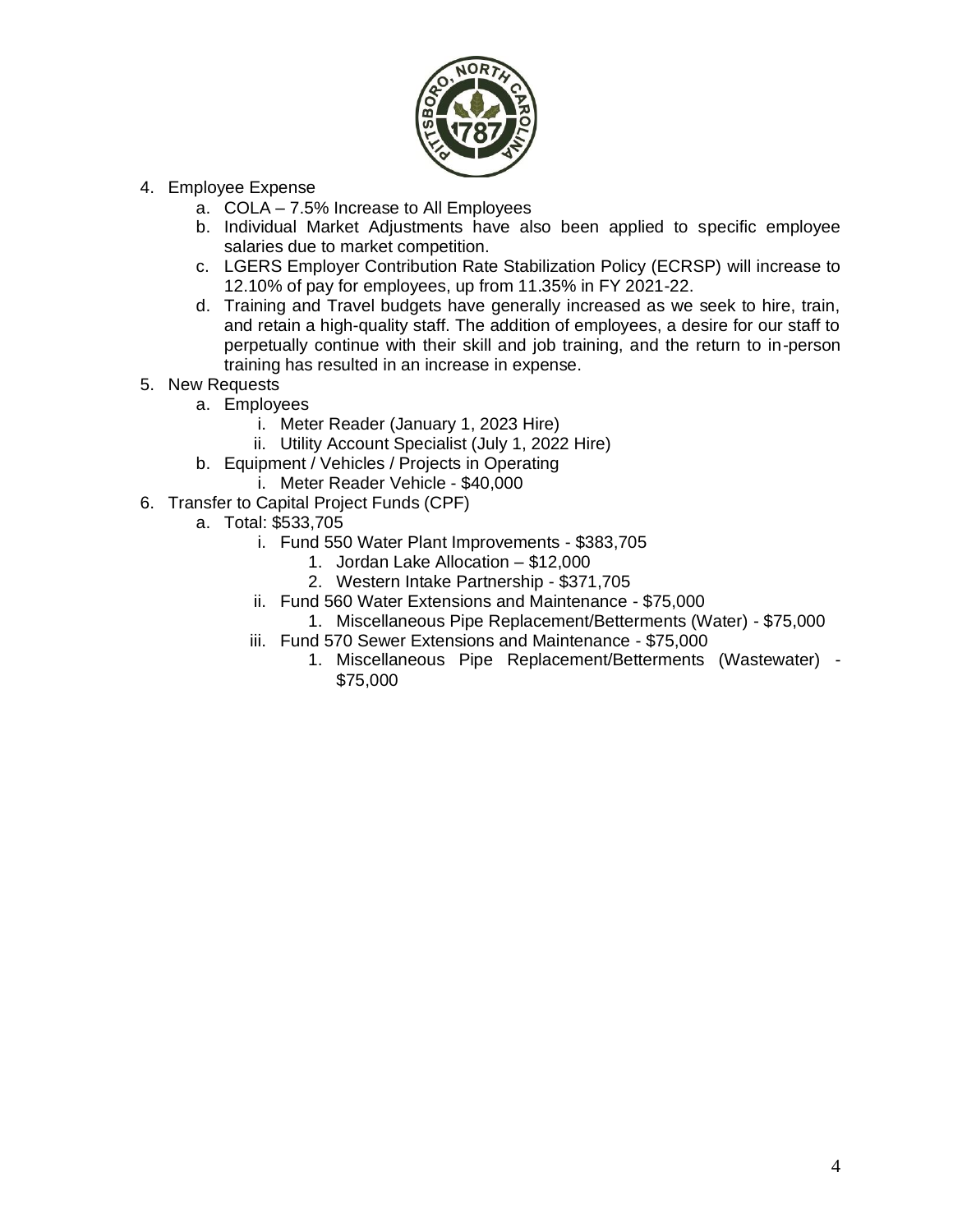4. Employee Expense
    a. COLA – 7.5% Increase to All Employees
    b. Individual Market Adjustments have also been applied to specific employee salaries due to market competition.
    c. LGERS Employer Contribution Rate Stabilization Policy (ECRSP) will increase to 12.10% of pay for employees, up from 11.35% in FY 2021-22.
    d. Training and Travel budgets have generally increased as we seek to hire, train, and retain a high-quality staff. The addition of employees, a desire for our staff to perpetually continue with their skill and job training, and the return to in-person training has resulted in an increase in expense.
5. New Requests
    a. Employees
        i. Meter Reader (January 1, 2023 Hire)
        ii. Utility Account Specialist (July 1, 2022 Hire)
    b. Equipment / Vehicles / Projects in Operating
        i. Meter Reader Vehicle - $40,000
6. Transfer to Capital Project Funds (CPF)
    a. Total: $533,705
        i. Fund 550 Water Plant Improvements - $383,705
            1. Jordan Lake Allocation – $12,000
            2. Western Intake Partnership - $371,705
        ii. Fund 560 Water Extensions and Maintenance - $75,000
            1. Miscellaneous Pipe Replacement/Betterments (Water) - $75,000
        iii. Fund 570 Sewer Extensions and Maintenance - $75,000
            1. Miscellaneous Pipe Replacement/Betterments (Wastewater) - $75,000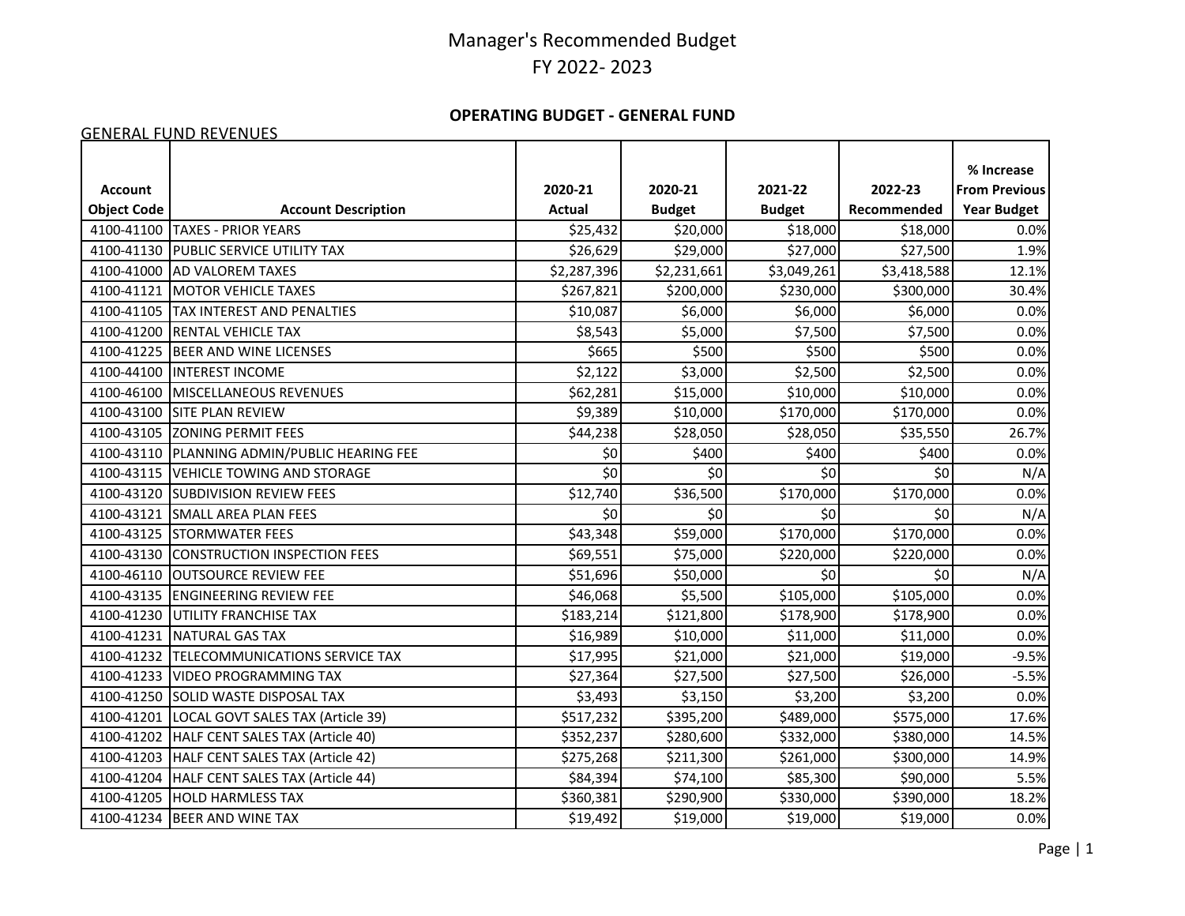# Manager's Recommended Budget
# FY 2022- 2023

## OPERATING BUDGET - GENERAL FUND

GENERAL FUND REVENUES

| Account Object Code | Account Description | 2020-21 Actual | 2020-21 Budget | 2021-22 Budget | 2022-23 Recommended | % Increase From Previous Year Budget |
|---|---|---|---|---|---|---|
| 4100-41100 | TAXES - PRIOR YEARS | $25,432 | $20,000 | $18,000 | $18,000 | 0.0% |
| 4100-41130 | PUBLIC SERVICE UTILITY TAX | $26,629 | $29,000 | $27,000 | $27,500 | 1.9% |
| 4100-41000 | AD VALOREM TAXES | $2,287,396 | $2,231,661 | $3,049,261 | $3,418,588 | 12.1% |
| 4100-41121 | MOTOR VEHICLE TAXES | $267,821 | $200,000 | $230,000 | $300,000 | 30.4% |
| 4100-41105 | TAX INTEREST AND PENALTIES | $10,087 | $6,000 | $6,000 | $6,000 | 0.0% |
| 4100-41200 | RENTAL VEHICLE TAX | $8,543 | $5,000 | $7,500 | $7,500 | 0.0% |
| 4100-41225 | BEER AND WINE LICENSES | $665 | $500 | $500 | $500 | 0.0% |
| 4100-44100 | INTEREST INCOME | $2,122 | $3,000 | $2,500 | $2,500 | 0.0% |
| 4100-46100 | MISCELLANEOUS REVENUES | $62,281 | $15,000 | $10,000 | $10,000 | 0.0% |
| 4100-43100 | SITE PLAN REVIEW | $9,389 | $10,000 | $170,000 | $170,000 | 0.0% |
| 4100-43105 | ZONING PERMIT FEES | $44,238 | $28,050 | $28,050 | $35,550 | 26.7% |
| 4100-43110 | PLANNING ADMIN/PUBLIC HEARING FEE | $0 | $400 | $400 | $400 | 0.0% |
| 4100-43115 | VEHICLE TOWING AND STORAGE | $0 | $0 | $0 | $0 | N/A |
| 4100-43120 | SUBDIVISION REVIEW FEES | $12,740 | $36,500 | $170,000 | $170,000 | 0.0% |
| 4100-43121 | SMALL AREA PLAN FEES | $0 | $0 | $0 | $0 | N/A |
| 4100-43125 | STORMWATER FEES | $43,348 | $59,000 | $170,000 | $170,000 | 0.0% |
| 4100-43130 | CONSTRUCTION INSPECTION FEES | $69,551 | $75,000 | $220,000 | $220,000 | 0.0% |
| 4100-46110 | OUTSOURCE REVIEW FEE | $51,696 | $50,000 | $0 | $0 | N/A |
| 4100-43135 | ENGINEERING REVIEW FEE | $46,068 | $5,500 | $105,000 | $105,000 | 0.0% |
| 4100-41230 | UTILITY FRANCHISE TAX | $183,214 | $121,800 | $178,900 | $178,900 | 0.0% |
| 4100-41231 | NATURAL GAS TAX | $16,989 | $10,000 | $11,000 | $11,000 | 0.0% |
| 4100-41232 | TELECOMMUNICATIONS SERVICE TAX | $17,995 | $21,000 | $21,000 | $19,000 | -9.5% |
| 4100-41233 | VIDEO PROGRAMMING TAX | $27,364 | $27,500 | $27,500 | $26,000 | -5.5% |
| 4100-41250 | SOLID WASTE DISPOSAL TAX | $3,493 | $3,150 | $3,200 | $3,200 | 0.0% |
| 4100-41201 | LOCAL GOVT SALES TAX (Article 39) | $517,232 | $395,200 | $489,000 | $575,000 | 17.6% |
| 4100-41202 | HALF CENT SALES TAX (Article 40) | $352,237 | $280,600 | $332,000 | $380,000 | 14.5% |
| 4100-41203 | HALF CENT SALES TAX (Article 42) | $275,268 | $211,300 | $261,000 | $300,000 | 14.9% |
| 4100-41204 | HALF CENT SALES TAX (Article 44) | $84,394 | $74,100 | $85,300 | $90,000 | 5.5% |
| 4100-41205 | HOLD HARMLESS TAX | $360,381 | $290,900 | $330,000 | $390,000 | 18.2% |
| 4100-41234 | BEER AND WINE TAX | $19,492 | $19,000 | $19,000 | $19,000 | 0.0% |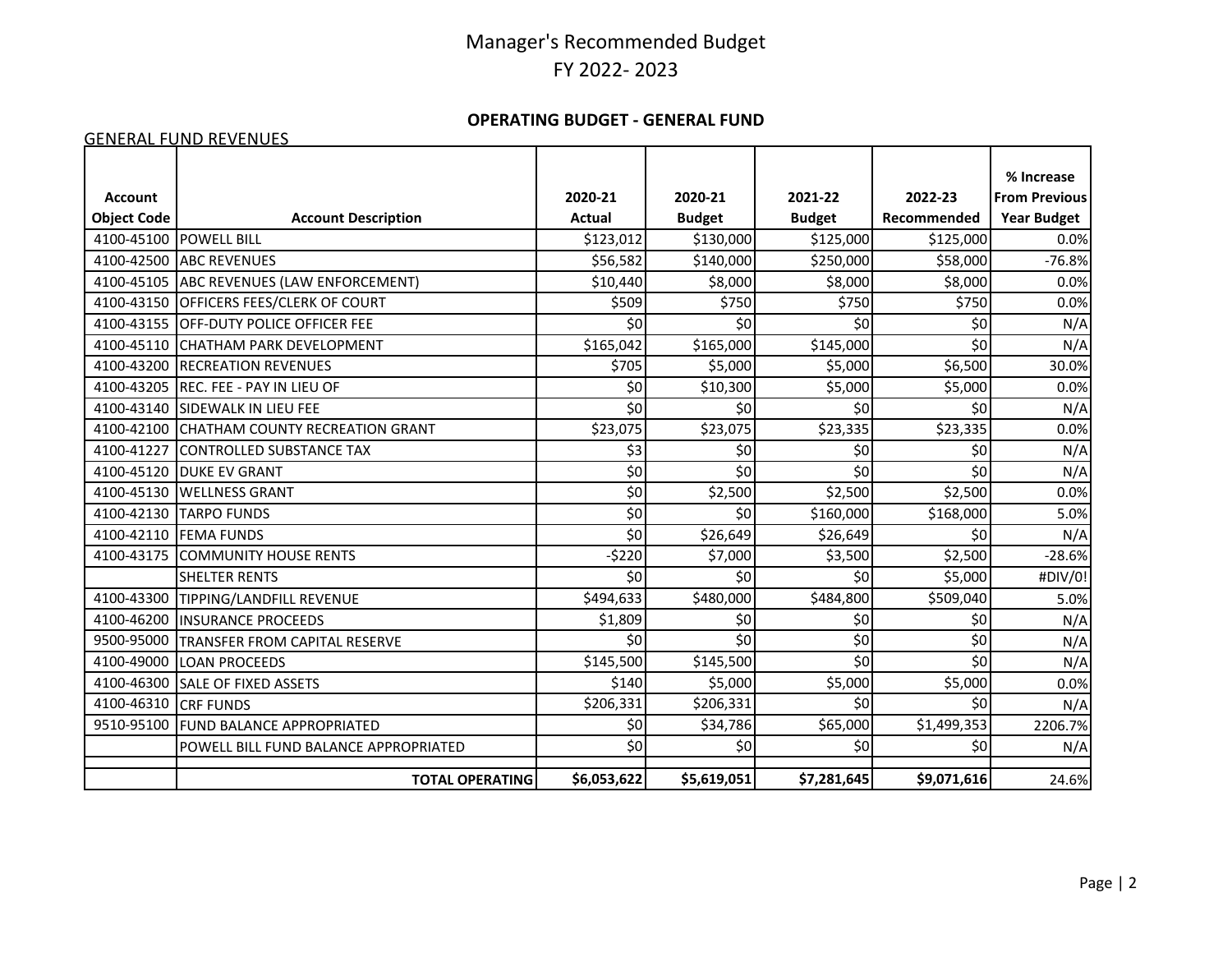# Manager's Recommended Budget
# FY 2022- 2023

## OPERATING BUDGET - GENERAL FUND

GENERAL FUND REVENUES

| Account Object Code | Account Description | 2020-21 Actual | 2020-21 Budget | 2021-22 Budget | 2022-23 Recommended | % Increase From Previous Year Budget |
|---|---|---|---|---|---|---|
| 4100-45100 | POWELL BILL | $123,012 | $130,000 | $125,000 | $125,000 | 0.0% |
| 4100-42500 | ABC REVENUES | $56,582 | $140,000 | $250,000 | $58,000 | -76.8% |
| 4100-45105 | ABC REVENUES (LAW ENFORCEMENT) | $10,440 | $8,000 | $8,000 | $8,000 | 0.0% |
| 4100-43150 | OFFICERS FEES/CLERK OF COURT | $509 | $750 | $750 | $750 | 0.0% |
| 4100-43155 | OFF-DUTY POLICE OFFICER FEE | $0 | $0 | $0 | $0 | N/A |
| 4100-45110 | CHATHAM PARK DEVELOPMENT | $165,042 | $165,000 | $145,000 | $0 | N/A |
| 4100-43200 | RECREATION REVENUES | $705 | $5,000 | $5,000 | $6,500 | 30.0% |
| 4100-43205 | REC. FEE - PAY IN LIEU OF | $0 | $10,300 | $5,000 | $5,000 | 0.0% |
| 4100-43140 | SIDEWALK IN LIEU FEE | $0 | $0 | $0 | $0 | N/A |
| 4100-42100 | CHATHAM COUNTY RECREATION GRANT | $23,075 | $23,075 | $23,335 | $23,335 | 0.0% |
| 4100-41227 | CONTROLLED SUBSTANCE TAX | $3 | $0 | $0 | $0 | N/A |
| 4100-45120 | DUKE EV GRANT | $0 | $0 | $0 | $0 | N/A |
| 4100-45130 | WELLNESS GRANT | $0 | $2,500 | $2,500 | $2,500 | 0.0% |
| 4100-42130 | TARPO FUNDS | $0 | $0 | $160,000 | $168,000 | 5.0% |
| 4100-42110 | FEMA FUNDS | $0 | $26,649 | $26,649 | $0 | N/A |
| 4100-43175 | COMMUNITY HOUSE RENTS | -$220 | $7,000 | $3,500 | $2,500 | -28.6% |
| | SHELTER RENTS | $0 | $0 | $0 | $5,000 | #DIV/0! |
| 4100-43300 | TIPPING/LANDFILL REVENUE | $494,633 | $480,000 | $484,800 | $509,040 | 5.0% |
| 4100-46200 | INSURANCE PROCEEDS | $1,809 | $0 | $0 | $0 | N/A |
| 9500-95000 | TRANSFER FROM CAPITAL RESERVE | $0 | $0 | $0 | $0 | N/A |
| 4100-49000 | LOAN PROCEEDS | $145,500 | $145,500 | $0 | $0 | N/A |
| 4100-46300 | SALE OF FIXED ASSETS | $140 | $5,000 | $5,000 | $5,000 | 0.0% |
| 4100-46310 | CRF FUNDS | $206,331 | $206,331 | $0 | $0 | N/A |
| 9510-95100 | FUND BALANCE APPROPRIATED | $0 | $34,786 | $65,000 | $1,499,353 | 2206.7% |
| | POWELL BILL FUND BALANCE APPROPRIATED | $0 | $0 | $0 | $0 | N/A |
| | | | | | | |
| | **TOTAL OPERATING** | **$6,053,622** | **$5,619,051** | **$7,281,645** | **$9,071,616** | 24.6% |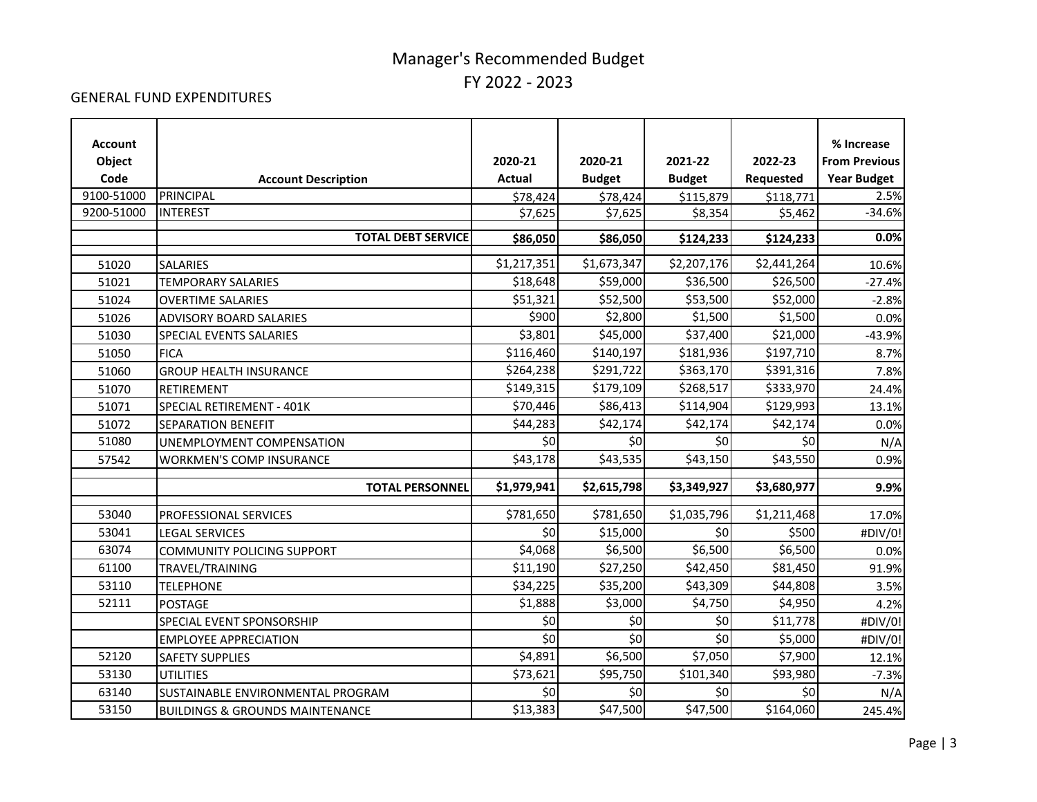# Manager's Recommended Budget

## FY 2022 - 2023

GENERAL FUND EXPENDITURES

| Account Object Code | Account Description | 2020-21 Actual | 2020-21 Budget | 2021-22 Budget | 2022-23 Requested | % Increase From Previous Year Budget |
|---|---|---|---|---|---|---|
| 9100-51000 | PRINCIPAL | $78,424 | $78,424 | $115,879 | $118,771 | 2.5% |
| 9200-51000 | INTEREST | $7,625 | $7,625 | $8,354 | $5,462 | -34.6% |
| | **TOTAL DEBT SERVICE** | **$86,050** | **$86,050** | **$124,233** | **$124,233** | **0.0%** |
| 51020 | SALARIES | $1,217,351 | $1,673,347 | $2,207,176 | $2,441,264 | 10.6% |
| 51021 | TEMPORARY SALARIES | $18,648 | $59,000 | $36,500 | $26,500 | -27.4% |
| 51024 | OVERTIME SALARIES | $51,321 | $52,500 | $53,500 | $52,000 | -2.8% |
| 51026 | ADVISORY BOARD SALARIES | $900 | $2,800 | $1,500 | $1,500 | 0.0% |
| 51030 | SPECIAL EVENTS SALARIES | $3,801 | $45,000 | $37,400 | $21,000 | -43.9% |
| 51050 | FICA | $116,460 | $140,197 | $181,936 | $197,710 | 8.7% |
| 51060 | GROUP HEALTH INSURANCE | $264,238 | $291,722 | $363,170 | $391,316 | 7.8% |
| 51070 | RETIREMENT | $149,315 | $179,109 | $268,517 | $333,970 | 24.4% |
| 51071 | SPECIAL RETIREMENT - 401K | $70,446 | $86,413 | $114,904 | $129,993 | 13.1% |
| 51072 | SEPARATION BENEFIT | $44,283 | $42,174 | $42,174 | $42,174 | 0.0% |
| 51080 | UNEMPLOYMENT COMPENSATION | $0 | $0 | $0 | $0 | N/A |
| 57542 | WORKMEN'S COMP INSURANCE | $43,178 | $43,535 | $43,150 | $43,550 | 0.9% |
| | **TOTAL PERSONNEL** | **$1,979,941** | **$2,615,798** | **$3,349,927** | **$3,680,977** | **9.9%** |
| 53040 | PROFESSIONAL SERVICES | $781,650 | $781,650 | $1,035,796 | $1,211,468 | 17.0% |
| 53041 | LEGAL SERVICES | $0 | $15,000 | $0 | $500 | #DIV/0! |
| 63074 | COMMUNITY POLICING SUPPORT | $4,068 | $6,500 | $6,500 | $6,500 | 0.0% |
| 61100 | TRAVEL/TRAINING | $11,190 | $27,250 | $42,450 | $81,450 | 91.9% |
| 53110 | TELEPHONE | $34,225 | $35,200 | $43,309 | $44,808 | 3.5% |
| 52111 | POSTAGE | $1,888 | $3,000 | $4,750 | $4,950 | 4.2% |
| | SPECIAL EVENT SPONSORSHIP | $0 | $0 | $0 | $11,778 | #DIV/0! |
| | EMPLOYEE APPRECIATION | $0 | $0 | $0 | $5,000 | #DIV/0! |
| 52120 | SAFETY SUPPLIES | $4,891 | $6,500 | $7,050 | $7,900 | 12.1% |
| 53130 | UTILITIES | $73,621 | $95,750 | $101,340 | $93,980 | -7.3% |
| 63140 | SUSTAINABLE ENVIRONMENTAL PROGRAM | $0 | $0 | $0 | $0 | N/A |
| 53150 | BUILDINGS & GROUNDS MAINTENANCE | $13,383 | $47,500 | $47,500 | $164,060 | 245.4% |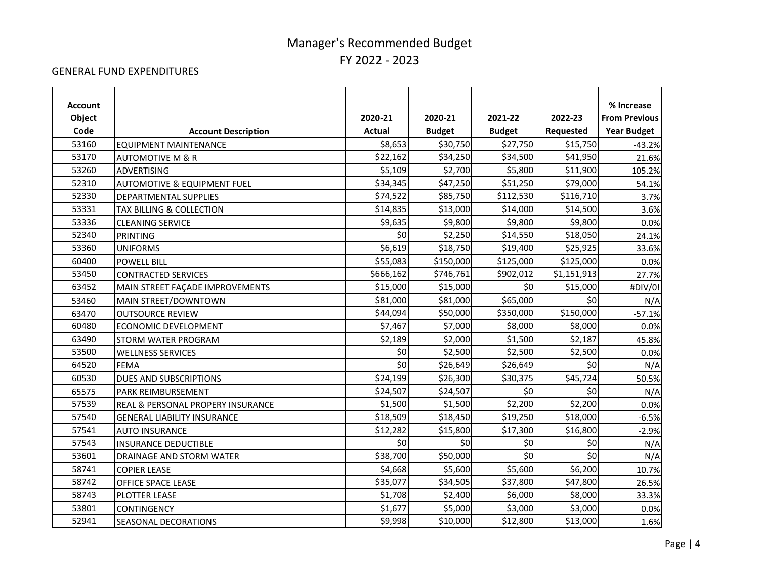# Manager's Recommended Budget

## FY 2022 - 2023

GENERAL FUND EXPENDITURES

| Account Object Code | Account Description | 2020-21 Actual | 2020-21 Budget | 2021-22 Budget | 2022-23 Requested | % Increase From Previous Year Budget |
|---|---|---|---|---|---|---|
| 53160 | EQUIPMENT MAINTENANCE | $8,653 | $30,750 | $27,750 | $15,750 | -43.2% |
| 53170 | AUTOMOTIVE M & R | $22,162 | $34,250 | $34,500 | $41,950 | 21.6% |
| 53260 | ADVERTISING | $5,109 | $2,700 | $5,800 | $11,900 | 105.2% |
| 52310 | AUTOMOTIVE & EQUIPMENT FUEL | $34,345 | $47,250 | $51,250 | $79,000 | 54.1% |
| 52330 | DEPARTMENTAL SUPPLIES | $74,522 | $85,750 | $112,530 | $116,710 | 3.7% |
| 53331 | TAX BILLING & COLLECTION | $14,835 | $13,000 | $14,000 | $14,500 | 3.6% |
| 53336 | CLEANING SERVICE | $9,635 | $9,800 | $9,800 | $9,800 | 0.0% |
| 52340 | PRINTING | $0 | $2,250 | $14,550 | $18,050 | 24.1% |
| 53360 | UNIFORMS | $6,619 | $18,750 | $19,400 | $25,925 | 33.6% |
| 60400 | POWELL BILL | $55,083 | $150,000 | $125,000 | $125,000 | 0.0% |
| 53450 | CONTRACTED SERVICES | $666,162 | $746,761 | $902,012 | $1,151,913 | 27.7% |
| 63452 | MAIN STREET FAÇADE IMPROVEMENTS | $15,000 | $15,000 | $0 | $15,000 | #DIV/0! |
| 53460 | MAIN STREET/DOWNTOWN | $81,000 | $81,000 | $65,000 | $0 | N/A |
| 63470 | OUTSOURCE REVIEW | $44,094 | $50,000 | $350,000 | $150,000 | -57.1% |
| 60480 | ECONOMIC DEVELOPMENT | $7,467 | $7,000 | $8,000 | $8,000 | 0.0% |
| 63490 | STORM WATER PROGRAM | $2,189 | $2,000 | $1,500 | $2,187 | 45.8% |
| 53500 | WELLNESS SERVICES | $0 | $2,500 | $2,500 | $2,500 | 0.0% |
| 64520 | FEMA | $0 | $26,649 | $26,649 | $0 | N/A |
| 60530 | DUES AND SUBSCRIPTIONS | $24,199 | $26,300 | $30,375 | $45,724 | 50.5% |
| 65575 | PARK REIMBURSEMENT | $24,507 | $24,507 | $0 | $0 | N/A |
| 57539 | REAL & PERSONAL PROPERY INSURANCE | $1,500 | $1,500 | $2,200 | $2,200 | 0.0% |
| 57540 | GENERAL LIABILITY INSURANCE | $18,509 | $18,450 | $19,250 | $18,000 | -6.5% |
| 57541 | AUTO INSURANCE | $12,282 | $15,800 | $17,300 | $16,800 | -2.9% |
| 57543 | INSURANCE DEDUCTIBLE | $0 | $0 | $0 | $0 | N/A |
| 53601 | DRAINAGE AND STORM WATER | $38,700 | $50,000 | $0 | $0 | N/A |
| 58741 | COPIER LEASE | $4,668 | $5,600 | $5,600 | $6,200 | 10.7% |
| 58742 | OFFICE SPACE LEASE | $35,077 | $34,505 | $37,800 | $47,800 | 26.5% |
| 58743 | PLOTTER LEASE | $1,708 | $2,400 | $6,000 | $8,000 | 33.3% |
| 53801 | CONTINGENCY | $1,677 | $5,000 | $3,000 | $3,000 | 0.0% |
| 52941 | SEASONAL DECORATIONS | $9,998 | $10,000 | $12,800 | $13,000 | 1.6% |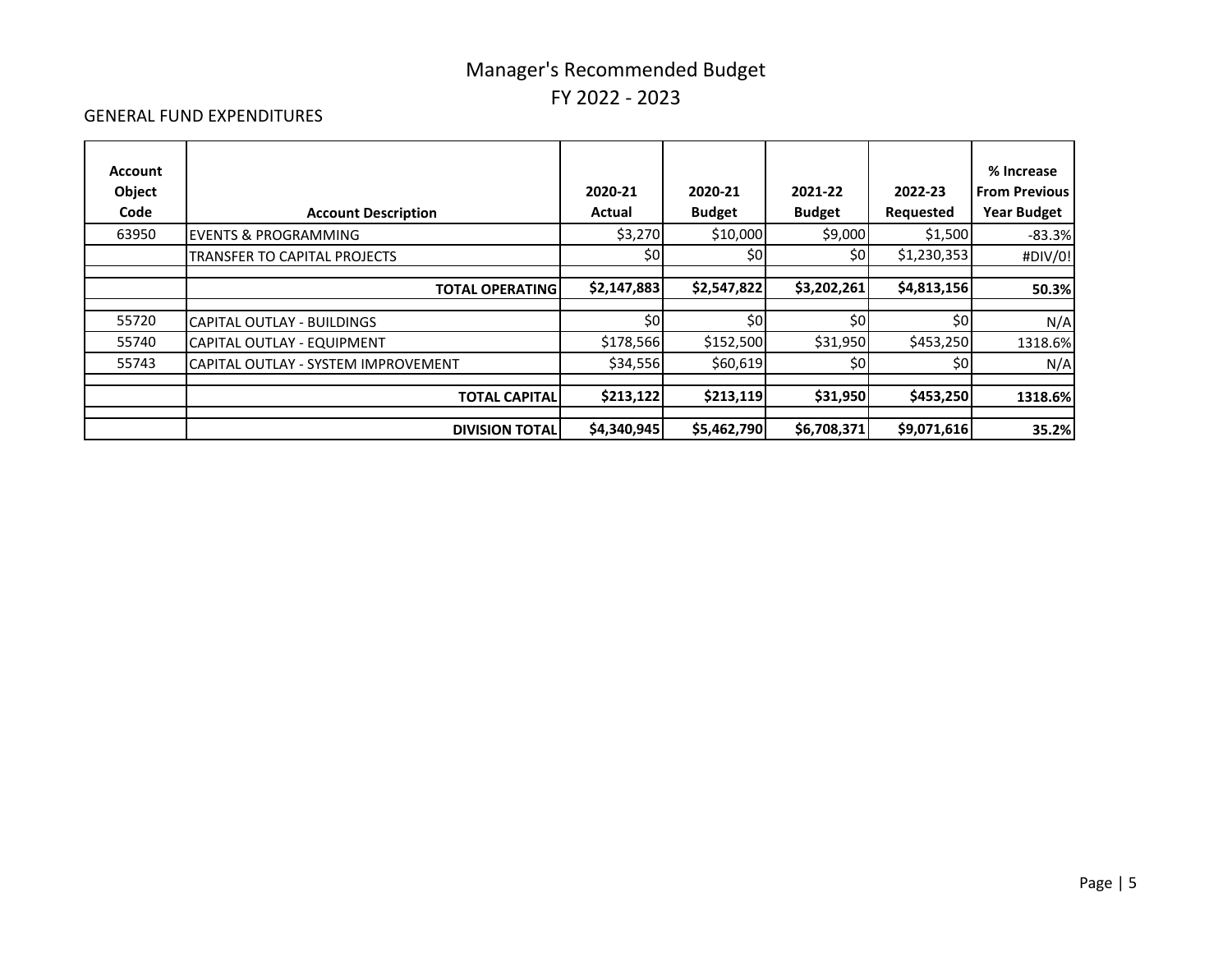# Manager's Recommended Budget

# FY 2022 - 2023

GENERAL FUND EXPENDITURES

| Account Object Code | Account Description | 2020-21 Actual | 2020-21 Budget | 2021-22 Budget | 2022-23 Requested | % Increase From Previous Year Budget |
|---|---|---|---|---|---|---|
| 63950 | EVENTS & PROGRAMMING | $3,270 | $10,000 | $9,000 | $1,500 | -83.3% |
| | TRANSFER TO CAPITAL PROJECTS | $0 | $0 | $0 | $1,230,353 | #DIV/0! |
| | | | | | | |
| | **TOTAL OPERATING** | **$2,147,883** | **$2,547,822** | **$3,202,261** | **$4,813,156** | **50.3%** |
| | | | | | | |
| 55720 | CAPITAL OUTLAY - BUILDINGS | $0 | $0 | $0 | $0 | N/A |
| 55740 | CAPITAL OUTLAY - EQUIPMENT | $178,566 | $152,500 | $31,950 | $453,250 | 1318.6% |
| 55743 | CAPITAL OUTLAY - SYSTEM IMPROVEMENT | $34,556 | $60,619 | $0 | $0 | N/A |
| | | | | | | |
| | **TOTAL CAPITAL** | **$213,122** | **$213,119** | **$31,950** | **$453,250** | **1318.6%** |
| | | | | | | |
| | **DIVISION TOTAL** | **$4,340,945** | **$5,462,790** | **$6,708,371** | **$9,071,616** | **35.2%** |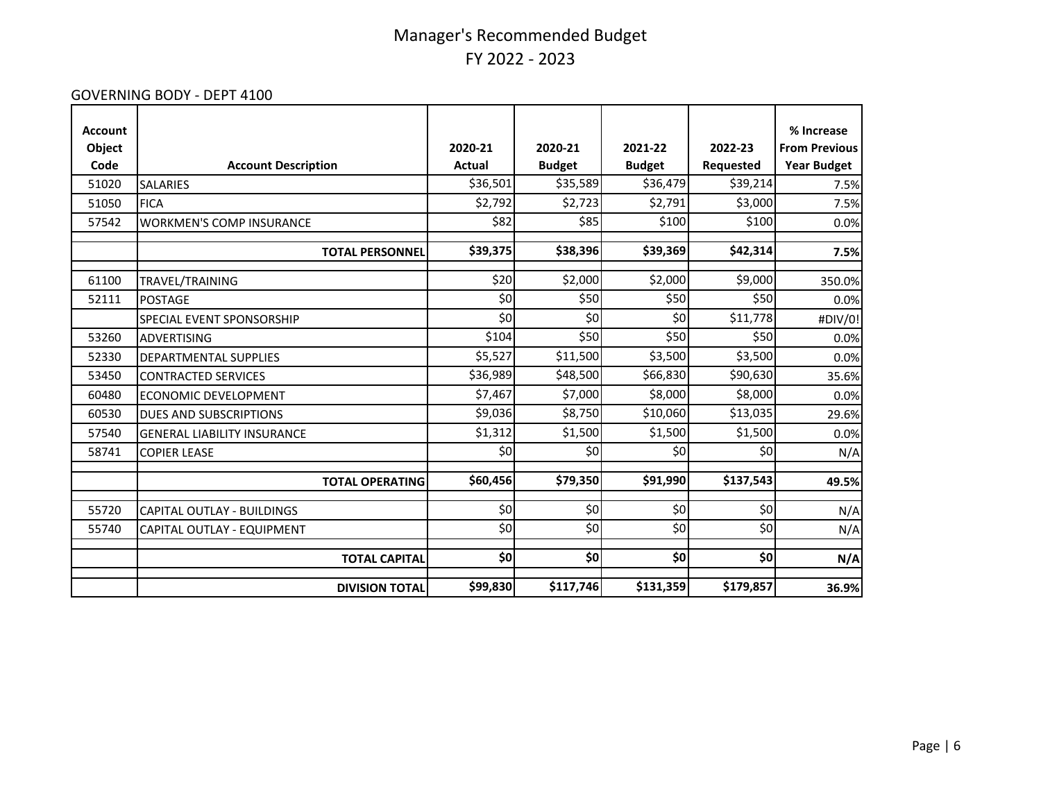# Manager's Recommended Budget
## FY 2022 - 2023

GOVERNING BODY - DEPT 4100

| Account Object Code | Account Description | 2020-21 Actual | 2020-21 Budget | 2021-22 Budget | 2022-23 Requested | % Increase From Previous Year Budget |
|---|---|---|---|---|---|---|
| 51020 | SALARIES | $36,501 | $35,589 | $36,479 | $39,214 | 7.5% |
| 51050 | FICA | $2,792 | $2,723 | $2,791 | $3,000 | 7.5% |
| 57542 | WORKMEN'S COMP INSURANCE | $82 | $85 | $100 | $100 | 0.0% |
| | **TOTAL PERSONNEL** | **$39,375** | **$38,396** | **$39,369** | **$42,314** | **7.5%** |
| 61100 | TRAVEL/TRAINING | $20 | $2,000 | $2,000 | $9,000 | 350.0% |
| 52111 | POSTAGE | $0 | $50 | $50 | $50 | 0.0% |
| | SPECIAL EVENT SPONSORSHIP | $0 | $0 | $0 | $11,778 | #DIV/0! |
| 53260 | ADVERTISING | $104 | $50 | $50 | $50 | 0.0% |
| 52330 | DEPARTMENTAL SUPPLIES | $5,527 | $11,500 | $3,500 | $3,500 | 0.0% |
| 53450 | CONTRACTED SERVICES | $36,989 | $48,500 | $66,830 | $90,630 | 35.6% |
| 60480 | ECONOMIC DEVELOPMENT | $7,467 | $7,000 | $8,000 | $8,000 | 0.0% |
| 60530 | DUES AND SUBSCRIPTIONS | $9,036 | $8,750 | $10,060 | $13,035 | 29.6% |
| 57540 | GENERAL LIABILITY INSURANCE | $1,312 | $1,500 | $1,500 | $1,500 | 0.0% |
| 58741 | COPIER LEASE | $0 | $0 | $0 | $0 | N/A |
| | **TOTAL OPERATING** | **$60,456** | **$79,350** | **$91,990** | **$137,543** | **49.5%** |
| 55720 | CAPITAL OUTLAY - BUILDINGS | $0 | $0 | $0 | $0 | N/A |
| 55740 | CAPITAL OUTLAY - EQUIPMENT | $0 | $0 | $0 | $0 | N/A |
| | **TOTAL CAPITAL** | **$0** | **$0** | **$0** | **$0** | **N/A** |
| | **DIVISION TOTAL** | **$99,830** | **$117,746** | **$131,359** | **$179,857** | **36.9%** |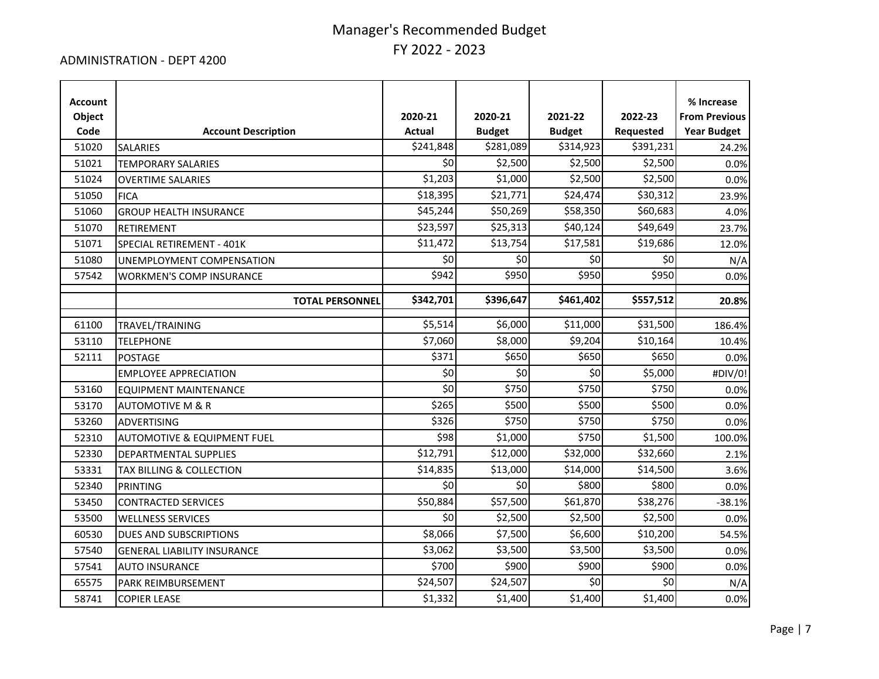# Manager's Recommended Budget
## FY 2022 - 2023

ADMINISTRATION - DEPT 4200

| Account Object Code | Account Description | 2020-21 Actual | 2020-21 Budget | 2021-22 Budget | 2022-23 Requested | % Increase From Previous Year Budget |
|---|---|---|---|---|---|---|
| 51020 | SALARIES | $241,848 | $281,089 | $314,923 | $391,231 | 24.2% |
| 51021 | TEMPORARY SALARIES | $0 | $2,500 | $2,500 | $2,500 | 0.0% |
| 51024 | OVERTIME SALARIES | $1,203 | $1,000 | $2,500 | $2,500 | 0.0% |
| 51050 | FICA | $18,395 | $21,771 | $24,474 | $30,312 | 23.9% |
| 51060 | GROUP HEALTH INSURANCE | $45,244 | $50,269 | $58,350 | $60,683 | 4.0% |
| 51070 | RETIREMENT | $23,597 | $25,313 | $40,124 | $49,649 | 23.7% |
| 51071 | SPECIAL RETIREMENT - 401K | $11,472 | $13,754 | $17,581 | $19,686 | 12.0% |
| 51080 | UNEMPLOYMENT COMPENSATION | $0 | $0 | $0 | $0 | N/A |
| 57542 | WORKMEN'S COMP INSURANCE | $942 | $950 | $950 | $950 | 0.0% |
| | **TOTAL PERSONNEL** | **$342,701** | **$396,647** | **$461,402** | **$557,512** | **20.8%** |
| 61100 | TRAVEL/TRAINING | $5,514 | $6,000 | $11,000 | $31,500 | 186.4% |
| 53110 | TELEPHONE | $7,060 | $8,000 | $9,204 | $10,164 | 10.4% |
| 52111 | POSTAGE | $371 | $650 | $650 | $650 | 0.0% |
| | EMPLOYEE APPRECIATION | $0 | $0 | $0 | $5,000 | #DIV/0! |
| 53160 | EQUIPMENT MAINTENANCE | $0 | $750 | $750 | $750 | 0.0% |
| 53170 | AUTOMOTIVE M & R | $265 | $500 | $500 | $500 | 0.0% |
| 53260 | ADVERTISING | $326 | $750 | $750 | $750 | 0.0% |
| 52310 | AUTOMOTIVE & EQUIPMENT FUEL | $98 | $1,000 | $750 | $1,500 | 100.0% |
| 52330 | DEPARTMENTAL SUPPLIES | $12,791 | $12,000 | $32,000 | $32,660 | 2.1% |
| 53331 | TAX BILLING & COLLECTION | $14,835 | $13,000 | $14,000 | $14,500 | 3.6% |
| 52340 | PRINTING | $0 | $0 | $800 | $800 | 0.0% |
| 53450 | CONTRACTED SERVICES | $50,884 | $57,500 | $61,870 | $38,276 | -38.1% |
| 53500 | WELLNESS SERVICES | $0 | $2,500 | $2,500 | $2,500 | 0.0% |
| 60530 | DUES AND SUBSCRIPTIONS | $8,066 | $7,500 | $6,600 | $10,200 | 54.5% |
| 57540 | GENERAL LIABILITY INSURANCE | $3,062 | $3,500 | $3,500 | $3,500 | 0.0% |
| 57541 | AUTO INSURANCE | $700 | $900 | $900 | $900 | 0.0% |
| 65575 | PARK REIMBURSEMENT | $24,507 | $24,507 | $0 | $0 | N/A |
| 58741 | COPIER LEASE | $1,332 | $1,400 | $1,400 | $1,400 | 0.0% |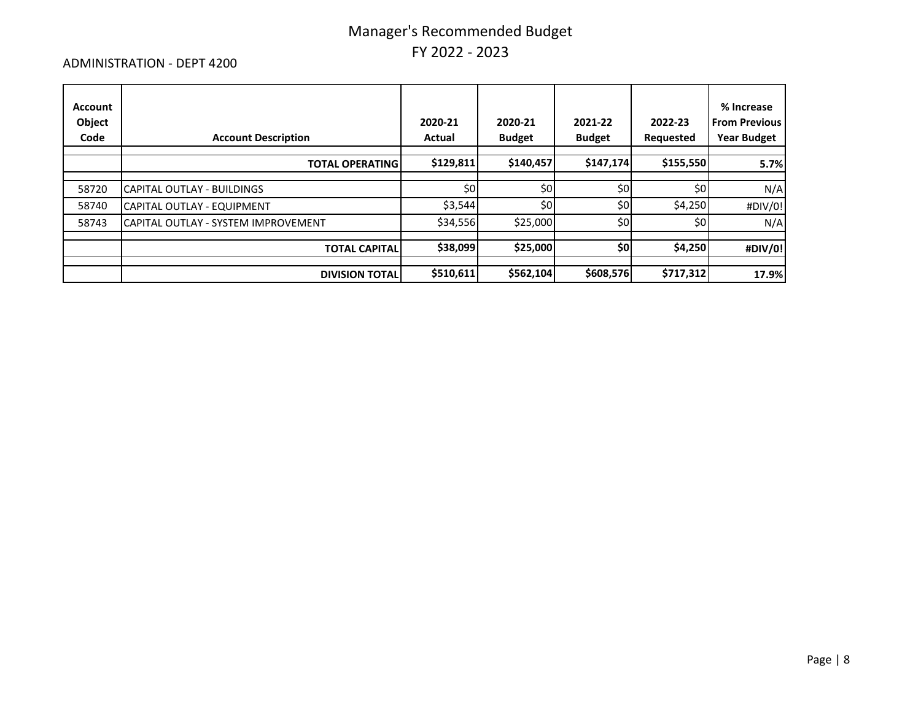# Manager's Recommended Budget
## FY 2022 - 2023

ADMINISTRATION - DEPT 4200

| Account Object Code | Account Description | 2020-21 Actual | 2020-21 Budget | 2021-22 Budget | 2022-23 Requested | % Increase From Previous Year Budget |
|---|---|---|---|---|---|---|
| | **TOTAL OPERATING** | **$129,811** | **$140,457** | **$147,174** | **$155,550** | **5.7%** |
| 58720 | CAPITAL OUTLAY - BUILDINGS | $0 | $0 | $0 | $0 | N/A |
| 58740 | CAPITAL OUTLAY - EQUIPMENT | $3,544 | $0 | $0 | $4,250 | #DIV/0! |
| 58743 | CAPITAL OUTLAY - SYSTEM IMPROVEMENT | $34,556 | $25,000 | $0 | $0 | N/A |
| | **TOTAL CAPITAL** | **$38,099** | **$25,000** | **$0** | **$4,250** | **#DIV/0!** |
| | **DIVISION TOTAL** | **$510,611** | **$562,104** | **$608,576** | **$717,312** | **17.9%** |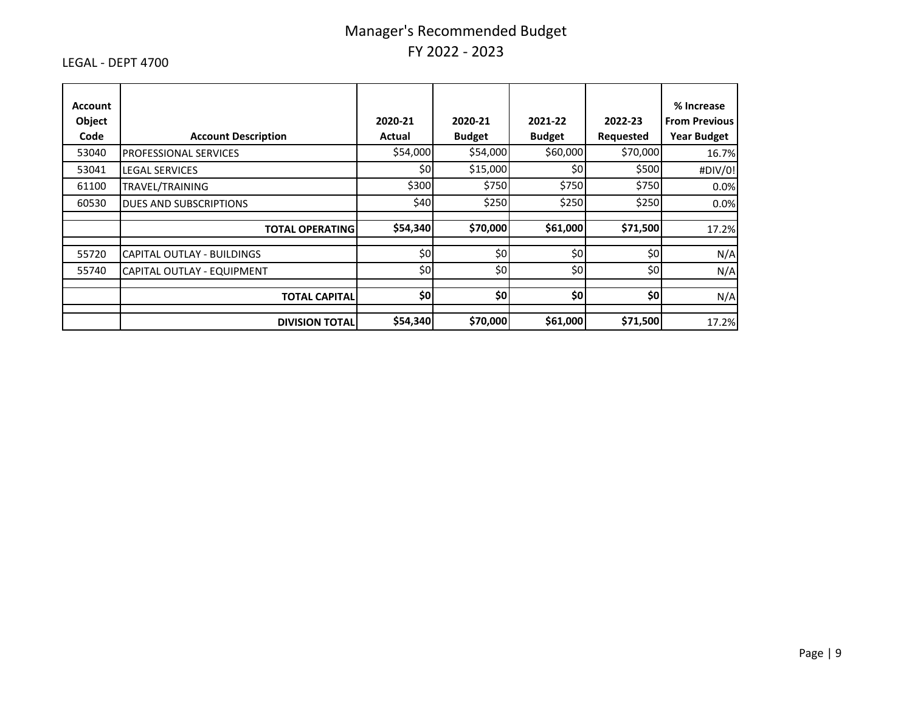# Manager's Recommended Budget
## FY 2022 - 2023

LEGAL - DEPT 4700

| Account Object Code | Account Description | 2020-21 Actual | 2020-21 Budget | 2021-22 Budget | 2022-23 Requested | % Increase From Previous Year Budget |
|---|---|---|---|---|---|---|
| 53040 | PROFESSIONAL SERVICES | $54,000 | $54,000 | $60,000 | $70,000 | 16.7% |
| 53041 | LEGAL SERVICES | $0 | $15,000 | $0 | $500 | #DIV/0! |
| 61100 | TRAVEL/TRAINING | $300 | $750 | $750 | $750 | 0.0% |
| 60530 | DUES AND SUBSCRIPTIONS | $40 | $250 | $250 | $250 | 0.0% |
| | | | | | | |
| | **TOTAL OPERATING** | **$54,340** | **$70,000** | **$61,000** | **$71,500** | 17.2% |
| | | | | | | |
| 55720 | CAPITAL OUTLAY - BUILDINGS | $0 | $0 | $0 | $0 | N/A |
| 55740 | CAPITAL OUTLAY - EQUIPMENT | $0 | $0 | $0 | $0 | N/A |
| | | | | | | |
| | **TOTAL CAPITAL** | **$0** | **$0** | **$0** | **$0** | N/A |
| | | | | | | |
| | **DIVISION TOTAL** | **$54,340** | **$70,000** | **$61,000** | **$71,500** | 17.2% |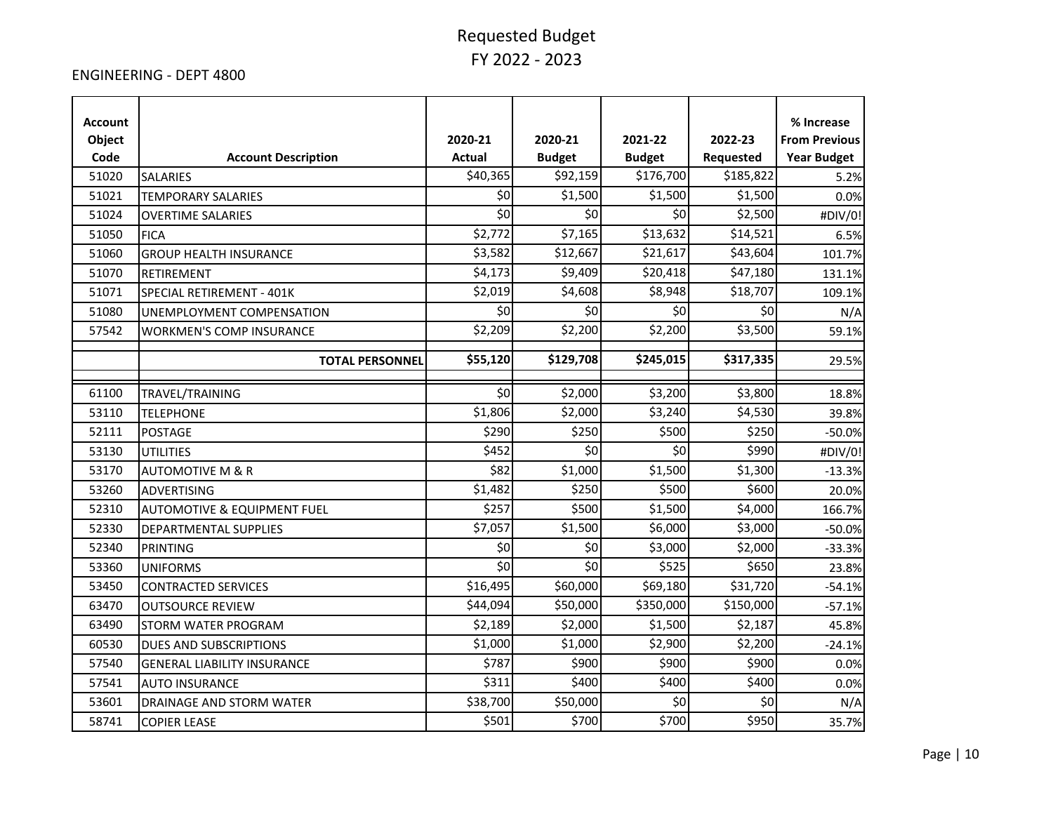# Requested Budget
## FY 2022 - 2023

ENGINEERING - DEPT 4800

| Account Object Code | Account Description | 2020-21 Actual | 2020-21 Budget | 2021-22 Budget | 2022-23 Requested | % Increase From Previous Year Budget |
|---|---|---|---|---|---|---|
| 51020 | SALARIES | $40,365 | $92,159 | $176,700 | $185,822 | 5.2% |
| 51021 | TEMPORARY SALARIES | $0 | $1,500 | $1,500 | $1,500 | 0.0% |
| 51024 | OVERTIME SALARIES | $0 | $0 | $0 | $2,500 | #DIV/0! |
| 51050 | FICA | $2,772 | $7,165 | $13,632 | $14,521 | 6.5% |
| 51060 | GROUP HEALTH INSURANCE | $3,582 | $12,667 | $21,617 | $43,604 | 101.7% |
| 51070 | RETIREMENT | $4,173 | $9,409 | $20,418 | $47,180 | 131.1% |
| 51071 | SPECIAL RETIREMENT - 401K | $2,019 | $4,608 | $8,948 | $18,707 | 109.1% |
| 51080 | UNEMPLOYMENT COMPENSATION | $0 | $0 | $0 | $0 | N/A |
| 57542 | WORKMEN'S COMP INSURANCE | $2,209 | $2,200 | $2,200 | $3,500 | 59.1% |
| | **TOTAL PERSONNEL** | **$55,120** | **$129,708** | **$245,015** | **$317,335** | 29.5% |
| 61100 | TRAVEL/TRAINING | $0 | $2,000 | $3,200 | $3,800 | 18.8% |
| 53110 | TELEPHONE | $1,806 | $2,000 | $3,240 | $4,530 | 39.8% |
| 52111 | POSTAGE | $290 | $250 | $500 | $250 | -50.0% |
| 53130 | UTILITIES | $452 | $0 | $0 | $990 | #DIV/0! |
| 53170 | AUTOMOTIVE M & R | $82 | $1,000 | $1,500 | $1,300 | -13.3% |
| 53260 | ADVERTISING | $1,482 | $250 | $500 | $600 | 20.0% |
| 52310 | AUTOMOTIVE & EQUIPMENT FUEL | $257 | $500 | $1,500 | $4,000 | 166.7% |
| 52330 | DEPARTMENTAL SUPPLIES | $7,057 | $1,500 | $6,000 | $3,000 | -50.0% |
| 52340 | PRINTING | $0 | $0 | $3,000 | $2,000 | -33.3% |
| 53360 | UNIFORMS | $0 | $0 | $525 | $650 | 23.8% |
| 53450 | CONTRACTED SERVICES | $16,495 | $60,000 | $69,180 | $31,720 | -54.1% |
| 63470 | OUTSOURCE REVIEW | $44,094 | $50,000 | $350,000 | $150,000 | -57.1% |
| 63490 | STORM WATER PROGRAM | $2,189 | $2,000 | $1,500 | $2,187 | 45.8% |
| 60530 | DUES AND SUBSCRIPTIONS | $1,000 | $1,000 | $2,900 | $2,200 | -24.1% |
| 57540 | GENERAL LIABILITY INSURANCE | $787 | $900 | $900 | $900 | 0.0% |
| 57541 | AUTO INSURANCE | $311 | $400 | $400 | $400 | 0.0% |
| 53601 | DRAINAGE AND STORM WATER | $38,700 | $50,000 | $0 | $0 | N/A |
| 58741 | COPIER LEASE | $501 | $700 | $700 | $950 | 35.7% |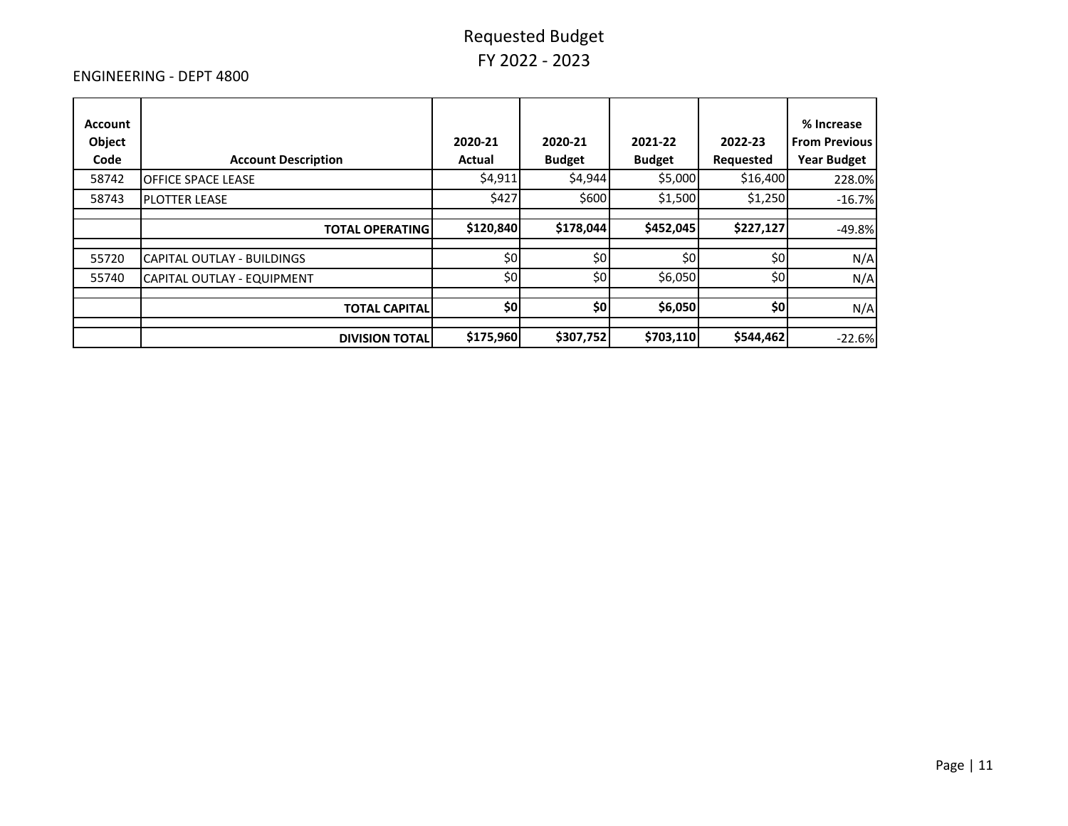# Requested Budget
# FY 2022 - 2023

ENGINEERING - DEPT 4800

| Account Object Code | Account Description | 2020-21 Actual | 2020-21 Budget | 2021-22 Budget | 2022-23 Requested | % Increase From Previous Year Budget |
|---|---|---|---|---|---|---|
| 58742 | OFFICE SPACE LEASE | $4,911 | $4,944 | $5,000 | $16,400 | 228.0% |
| 58743 | PLOTTER LEASE | $427 | $600 | $1,500 | $1,250 | -16.7% |
| | | | | | | |
| | **TOTAL OPERATING** | **$120,840** | **$178,044** | **$452,045** | **$227,127** | -49.8% |
| | | | | | | |
| 55720 | CAPITAL OUTLAY - BUILDINGS | $0 | $0 | $0 | $0 | N/A |
| 55740 | CAPITAL OUTLAY - EQUIPMENT | $0 | $0 | $6,050 | $0 | N/A |
| | | | | | | |
| | **TOTAL CAPITAL** | **$0** | **$0** | **$6,050** | **$0** | N/A |
| | | | | | | |
| | **DIVISION TOTAL** | **$175,960** | **$307,752** | **$703,110** | **$544,462** | -22.6% |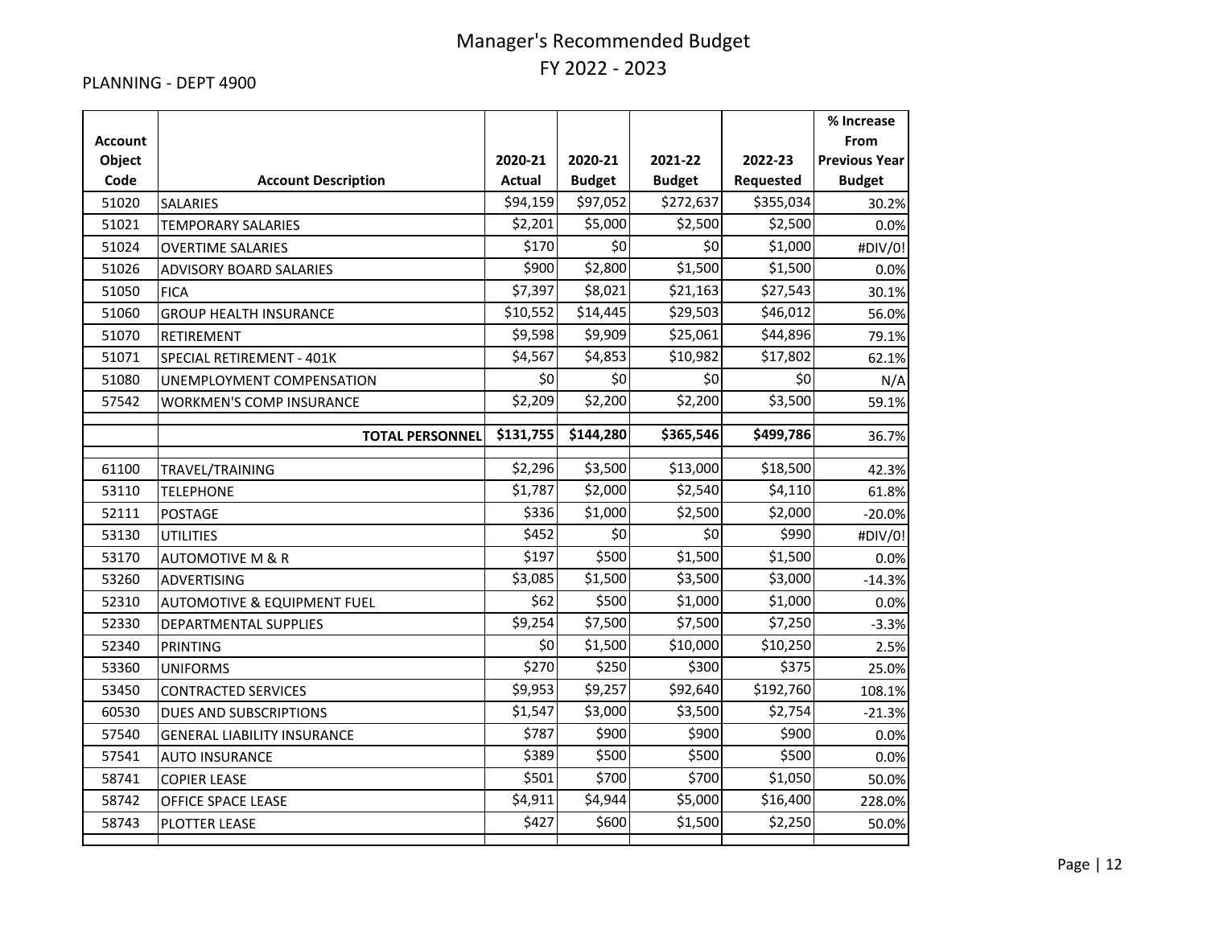# Manager's Recommended Budget
## FY 2022 - 2023

PLANNING - DEPT 4900

| Account Object Code | Account Description | 2020-21 Actual | 2020-21 Budget | 2021-22 Budget | 2022-23 Requested | % Increase From Previous Year Budget |
|---|---|---|---|---|---|---|
| 51020 | SALARIES | $94,159 | $97,052 | $272,637 | $355,034 | 30.2% |
| 51021 | TEMPORARY SALARIES | $2,201 | $5,000 | $2,500 | $2,500 | 0.0% |
| 51024 | OVERTIME SALARIES | $170 | $0 | $0 | $1,000 | #DIV/0! |
| 51026 | ADVISORY BOARD SALARIES | $900 | $2,800 | $1,500 | $1,500 | 0.0% |
| 51050 | FICA | $7,397 | $8,021 | $21,163 | $27,543 | 30.1% |
| 51060 | GROUP HEALTH INSURANCE | $10,552 | $14,445 | $29,503 | $46,012 | 56.0% |
| 51070 | RETIREMENT | $9,598 | $9,909 | $25,061 | $44,896 | 79.1% |
| 51071 | SPECIAL RETIREMENT - 401K | $4,567 | $4,853 | $10,982 | $17,802 | 62.1% |
| 51080 | UNEMPLOYMENT COMPENSATION | $0 | $0 | $0 | $0 | N/A |
| 57542 | WORKMEN'S COMP INSURANCE | $2,209 | $2,200 | $2,200 | $3,500 | 59.1% |
| | **TOTAL PERSONNEL** | **$131,755** | **$144,280** | **$365,546** | **$499,786** | 36.7% |
| 61100 | TRAVEL/TRAINING | $2,296 | $3,500 | $13,000 | $18,500 | 42.3% |
| 53110 | TELEPHONE | $1,787 | $2,000 | $2,540 | $4,110 | 61.8% |
| 52111 | POSTAGE | $336 | $1,000 | $2,500 | $2,000 | -20.0% |
| 53130 | UTILITIES | $452 | $0 | $0 | $990 | #DIV/0! |
| 53170 | AUTOMOTIVE M & R | $197 | $500 | $1,500 | $1,500 | 0.0% |
| 53260 | ADVERTISING | $3,085 | $1,500 | $3,500 | $3,000 | -14.3% |
| 52310 | AUTOMOTIVE & EQUIPMENT FUEL | $62 | $500 | $1,000 | $1,000 | 0.0% |
| 52330 | DEPARTMENTAL SUPPLIES | $9,254 | $7,500 | $7,500 | $7,250 | -3.3% |
| 52340 | PRINTING | $0 | $1,500 | $10,000 | $10,250 | 2.5% |
| 53360 | UNIFORMS | $270 | $250 | $300 | $375 | 25.0% |
| 53450 | CONTRACTED SERVICES | $9,953 | $9,257 | $92,640 | $192,760 | 108.1% |
| 60530 | DUES AND SUBSCRIPTIONS | $1,547 | $3,000 | $3,500 | $2,754 | -21.3% |
| 57540 | GENERAL LIABILITY INSURANCE | $787 | $900 | $900 | $900 | 0.0% |
| 57541 | AUTO INSURANCE | $389 | $500 | $500 | $500 | 0.0% |
| 58741 | COPIER LEASE | $501 | $700 | $700 | $1,050 | 50.0% |
| 58742 | OFFICE SPACE LEASE | $4,911 | $4,944 | $5,000 | $16,400 | 228.0% |
| 58743 | PLOTTER LEASE | $427 | $600 | $1,500 | $2,250 | 50.0% |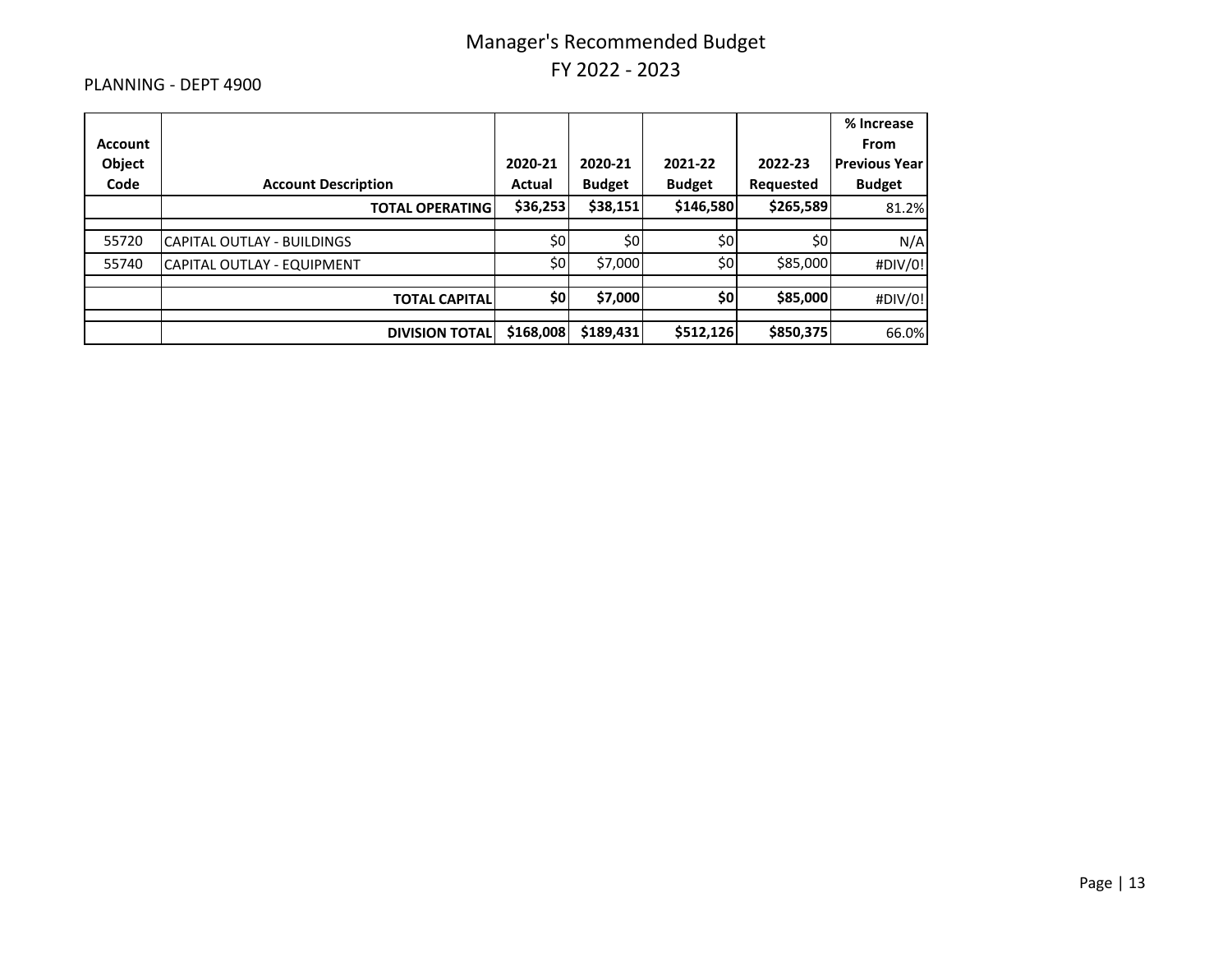# Manager's Recommended Budget
## FY 2022 - 2023

PLANNING - DEPT 4900

| Account Object Code | Account Description | 2020-21 Actual | 2020-21 Budget | 2021-22 Budget | 2022-23 Requested | % Increase From Previous Year Budget |
|---|---|---|---|---|---|---|
| | **TOTAL OPERATING** | **$36,253** | **$38,151** | **$146,580** | **$265,589** | 81.2% |
| | | | | | | |
| 55720 | CAPITAL OUTLAY - BUILDINGS | $0 | $0 | $0 | $0 | N/A |
| 55740 | CAPITAL OUTLAY - EQUIPMENT | $0 | $7,000 | $0 | $85,000 | #DIV/0! |
| | | | | | | |
| | **TOTAL CAPITAL** | **$0** | **$7,000** | **$0** | **$85,000** | #DIV/0! |
| | | | | | | |
| | **DIVISION TOTAL** | **$168,008** | **$189,431** | **$512,126** | **$850,375** | 66.0% |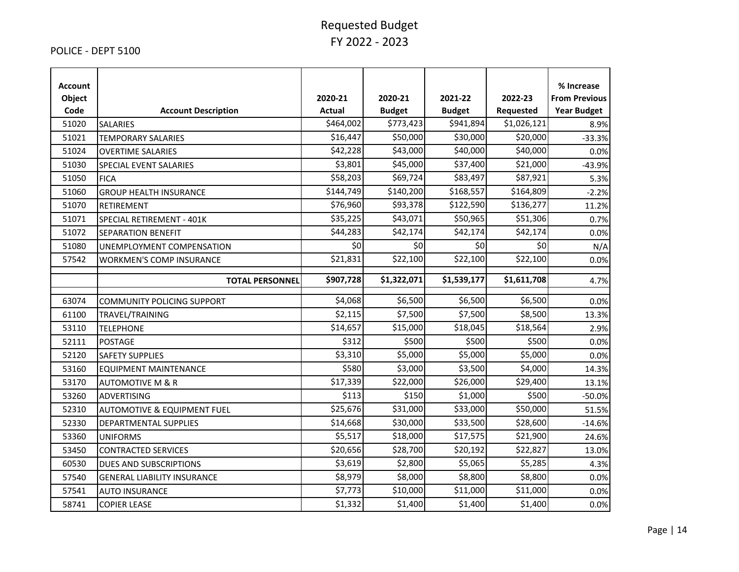# Requested Budget
## FY 2022 - 2023

POLICE - DEPT 5100

| Account Object Code | Account Description | 2020-21 Actual | 2020-21 Budget | 2021-22 Budget | 2022-23 Requested | % Increase From Previous Year Budget |
|---|---|---|---|---|---|---|
| 51020 | SALARIES | $464,002 | $773,423 | $941,894 | $1,026,121 | 8.9% |
| 51021 | TEMPORARY SALARIES | $16,447 | $50,000 | $30,000 | $20,000 | -33.3% |
| 51024 | OVERTIME SALARIES | $42,228 | $43,000 | $40,000 | $40,000 | 0.0% |
| 51030 | SPECIAL EVENT SALARIES | $3,801 | $45,000 | $37,400 | $21,000 | -43.9% |
| 51050 | FICA | $58,203 | $69,724 | $83,497 | $87,921 | 5.3% |
| 51060 | GROUP HEALTH INSURANCE | $144,749 | $140,200 | $168,557 | $164,809 | -2.2% |
| 51070 | RETIREMENT | $76,960 | $93,378 | $122,590 | $136,277 | 11.2% |
| 51071 | SPECIAL RETIREMENT - 401K | $35,225 | $43,071 | $50,965 | $51,306 | 0.7% |
| 51072 | SEPARATION BENEFIT | $44,283 | $42,174 | $42,174 | $42,174 | 0.0% |
| 51080 | UNEMPLOYMENT COMPENSATION | $0 | $0 | $0 | $0 | N/A |
| 57542 | WORKMEN'S COMP INSURANCE | $21,831 | $22,100 | $22,100 | $22,100 | 0.0% |
| | **TOTAL PERSONNEL** | **$907,728** | **$1,322,071** | **$1,539,177** | **$1,611,708** | 4.7% |
| 63074 | COMMUNITY POLICING SUPPORT | $4,068 | $6,500 | $6,500 | $6,500 | 0.0% |
| 61100 | TRAVEL/TRAINING | $2,115 | $7,500 | $7,500 | $8,500 | 13.3% |
| 53110 | TELEPHONE | $14,657 | $15,000 | $18,045 | $18,564 | 2.9% |
| 52111 | POSTAGE | $312 | $500 | $500 | $500 | 0.0% |
| 52120 | SAFETY SUPPLIES | $3,310 | $5,000 | $5,000 | $5,000 | 0.0% |
| 53160 | EQUIPMENT MAINTENANCE | $580 | $3,000 | $3,500 | $4,000 | 14.3% |
| 53170 | AUTOMOTIVE M & R | $17,339 | $22,000 | $26,000 | $29,400 | 13.1% |
| 53260 | ADVERTISING | $113 | $150 | $1,000 | $500 | -50.0% |
| 52310 | AUTOMOTIVE & EQUIPMENT FUEL | $25,676 | $31,000 | $33,000 | $50,000 | 51.5% |
| 52330 | DEPARTMENTAL SUPPLIES | $14,668 | $30,000 | $33,500 | $28,600 | -14.6% |
| 53360 | UNIFORMS | $5,517 | $18,000 | $17,575 | $21,900 | 24.6% |
| 53450 | CONTRACTED SERVICES | $20,656 | $28,700 | $20,192 | $22,827 | 13.0% |
| 60530 | DUES AND SUBSCRIPTIONS | $3,619 | $2,800 | $5,065 | $5,285 | 4.3% |
| 57540 | GENERAL LIABILITY INSURANCE | $8,979 | $8,000 | $8,800 | $8,800 | 0.0% |
| 57541 | AUTO INSURANCE | $7,773 | $10,000 | $11,000 | $11,000 | 0.0% |
| 58741 | COPIER LEASE | $1,332 | $1,400 | $1,400 | $1,400 | 0.0% |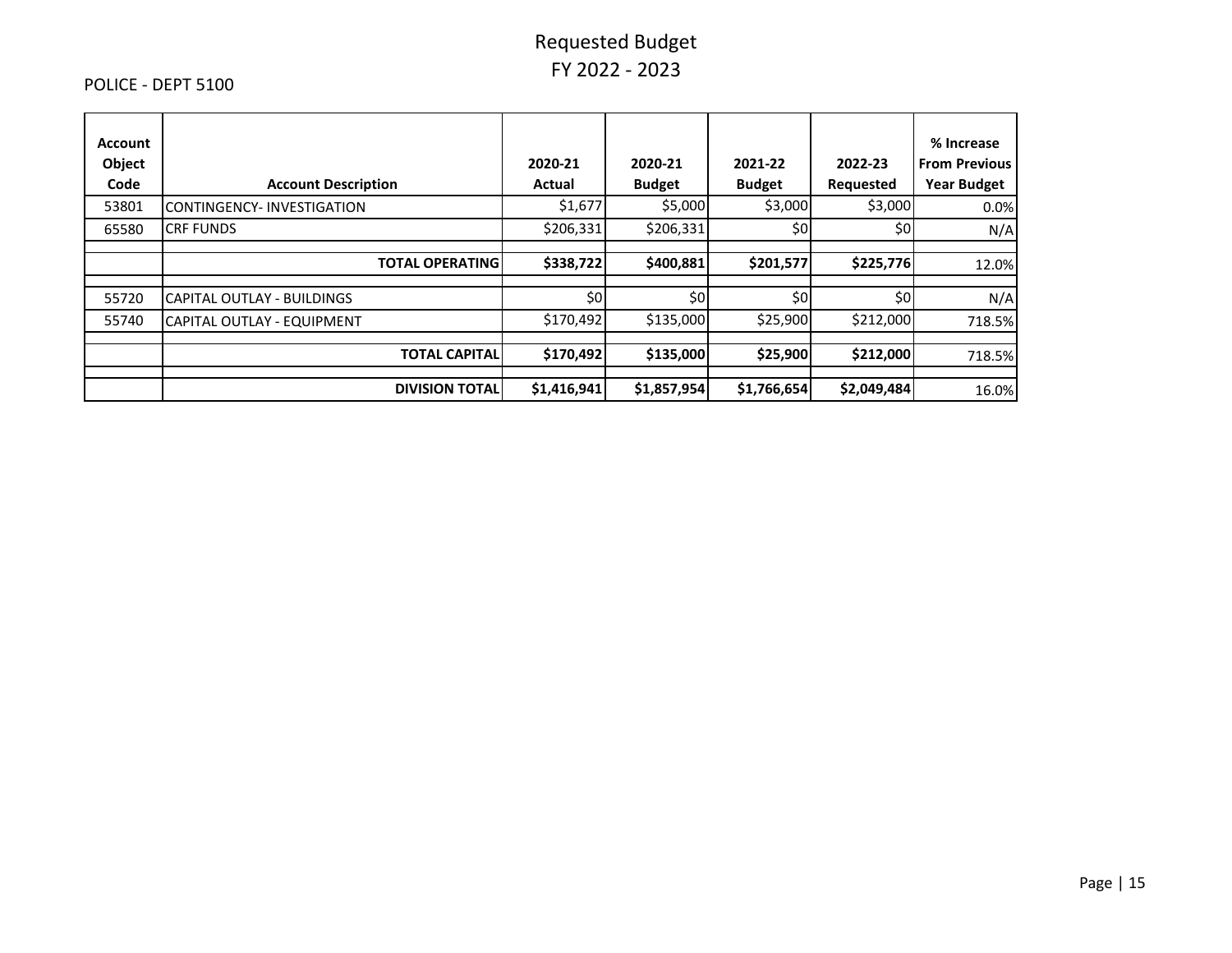POLICE - DEPT 5100

# Requested Budget
# FY 2022 - 2023

| Account Object Code | Account Description | 2020-21 Actual | 2020-21 Budget | 2021-22 Budget | 2022-23 Requested | % Increase From Previous Year Budget |
|---|---|---|---|---|---|---|
| 53801 | CONTINGENCY- INVESTIGATION | $1,677 | $5,000 | $3,000 | $3,000 | 0.0% |
| 65580 | CRF FUNDS | $206,331 | $206,331 | $0 | $0 | N/A |
| | | | | | | |
| | **TOTAL OPERATING** | **$338,722** | **$400,881** | **$201,577** | **$225,776** | 12.0% |
| | | | | | | |
| 55720 | CAPITAL OUTLAY - BUILDINGS | $0 | $0 | $0 | $0 | N/A |
| 55740 | CAPITAL OUTLAY - EQUIPMENT | $170,492 | $135,000 | $25,900 | $212,000 | 718.5% |
| | | | | | | |
| | **TOTAL CAPITAL** | **$170,492** | **$135,000** | **$25,900** | **$212,000** | 718.5% |
| | | | | | | |
| | **DIVISION TOTAL** | **$1,416,941** | **$1,857,954** | **$1,766,654** | **$2,049,484** | 16.0% |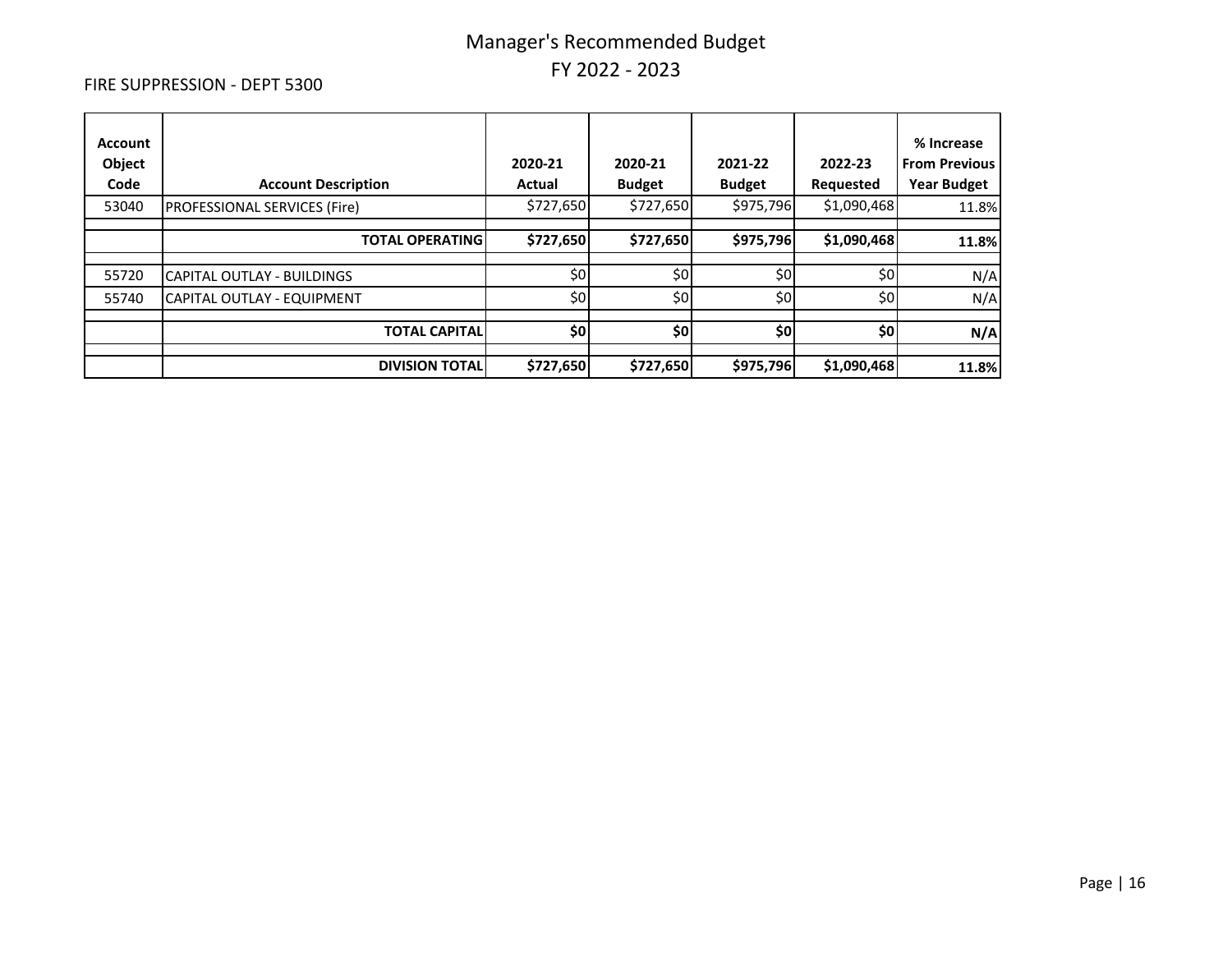# Manager's Recommended Budget
## FY 2022 - 2023

FIRE SUPPRESSION - DEPT 5300

| Account Object Code | Account Description | 2020-21 Actual | 2020-21 Budget | 2021-22 Budget | 2022-23 Requested | % Increase From Previous Year Budget |
|---|---|---|---|---|---|---|
| 53040 | PROFESSIONAL SERVICES (Fire) | $727,650 | $727,650 | $975,796 | $1,090,468 | 11.8% |
| | | | | | | |
| | **TOTAL OPERATING** | **$727,650** | **$727,650** | **$975,796** | **$1,090,468** | **11.8%** |
| | | | | | | |
| 55720 | CAPITAL OUTLAY - BUILDINGS | $0 | $0 | $0 | $0 | N/A |
| 55740 | CAPITAL OUTLAY - EQUIPMENT | $0 | $0 | $0 | $0 | N/A |
| | | | | | | |
| | **TOTAL CAPITAL** | **$0** | **$0** | **$0** | **$0** | **N/A** |
| | | | | | | |
| | **DIVISION TOTAL** | **$727,650** | **$727,650** | **$975,796** | **$1,090,468** | **11.8%** |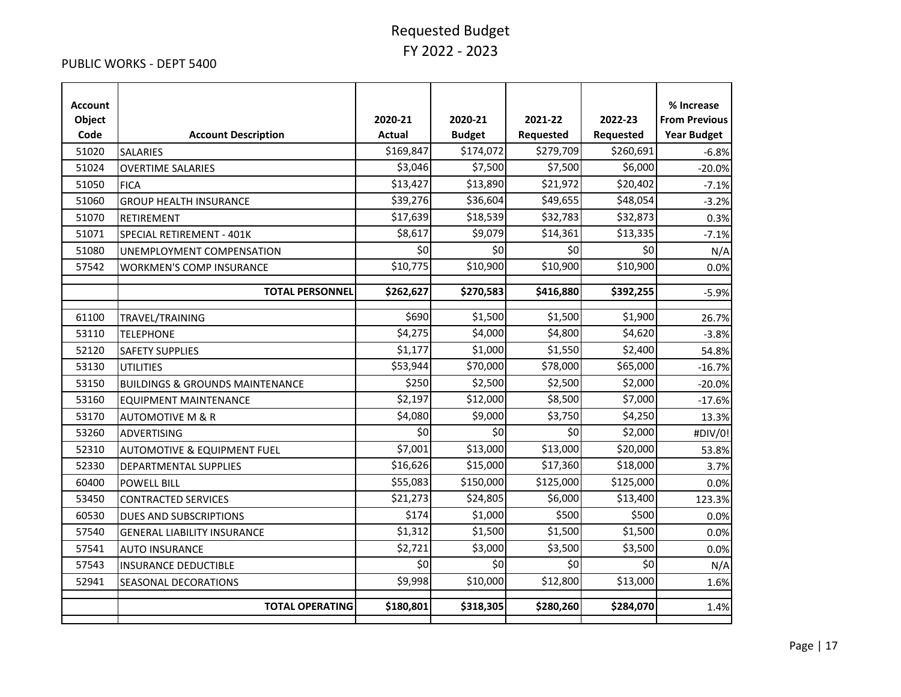# Requested Budget
# FY 2022 - 2023

PUBLIC WORKS - DEPT 5400

| Account Object Code | Account Description | 2020-21 Actual | 2020-21 Budget | 2021-22 Requested | 2022-23 Requested | % Increase From Previous Year Budget |
|---|---|---|---|---|---|---|
| 51020 | SALARIES | $169,847 | $174,072 | $279,709 | $260,691 | -6.8% |
| 51024 | OVERTIME SALARIES | $3,046 | $7,500 | $7,500 | $6,000 | -20.0% |
| 51050 | FICA | $13,427 | $13,890 | $21,972 | $20,402 | -7.1% |
| 51060 | GROUP HEALTH INSURANCE | $39,276 | $36,604 | $49,655 | $48,054 | -3.2% |
| 51070 | RETIREMENT | $17,639 | $18,539 | $32,783 | $32,873 | 0.3% |
| 51071 | SPECIAL RETIREMENT - 401K | $8,617 | $9,079 | $14,361 | $13,335 | -7.1% |
| 51080 | UNEMPLOYMENT COMPENSATION | $0 | $0 | $0 | $0 | N/A |
| 57542 | WORKMEN'S COMP INSURANCE | $10,775 | $10,900 | $10,900 | $10,900 | 0.0% |
| | **TOTAL PERSONNEL** | **$262,627** | **$270,583** | **$416,880** | **$392,255** | -5.9% |
| 61100 | TRAVEL/TRAINING | $690 | $1,500 | $1,500 | $1,900 | 26.7% |
| 53110 | TELEPHONE | $4,275 | $4,000 | $4,800 | $4,620 | -3.8% |
| 52120 | SAFETY SUPPLIES | $1,177 | $1,000 | $1,550 | $2,400 | 54.8% |
| 53130 | UTILITIES | $53,944 | $70,000 | $78,000 | $65,000 | -16.7% |
| 53150 | BUILDINGS & GROUNDS MAINTENANCE | $250 | $2,500 | $2,500 | $2,000 | -20.0% |
| 53160 | EQUIPMENT MAINTENANCE | $2,197 | $12,000 | $8,500 | $7,000 | -17.6% |
| 53170 | AUTOMOTIVE M & R | $4,080 | $9,000 | $3,750 | $4,250 | 13.3% |
| 53260 | ADVERTISING | $0 | $0 | $0 | $2,000 | #DIV/0! |
| 52310 | AUTOMOTIVE & EQUIPMENT FUEL | $7,001 | $13,000 | $13,000 | $20,000 | 53.8% |
| 52330 | DEPARTMENTAL SUPPLIES | $16,626 | $15,000 | $17,360 | $18,000 | 3.7% |
| 60400 | POWELL BILL | $55,083 | $150,000 | $125,000 | $125,000 | 0.0% |
| 53450 | CONTRACTED SERVICES | $21,273 | $24,805 | $6,000 | $13,400 | 123.3% |
| 60530 | DUES AND SUBSCRIPTIONS | $174 | $1,000 | $500 | $500 | 0.0% |
| 57540 | GENERAL LIABILITY INSURANCE | $1,312 | $1,500 | $1,500 | $1,500 | 0.0% |
| 57541 | AUTO INSURANCE | $2,721 | $3,000 | $3,500 | $3,500 | 0.0% |
| 57543 | INSURANCE DEDUCTIBLE | $0 | $0 | $0 | $0 | N/A |
| 52941 | SEASONAL DECORATIONS | $9,998 | $10,000 | $12,800 | $13,000 | 1.6% |
| | **TOTAL OPERATING** | **$180,801** | **$318,305** | **$280,260** | **$284,070** | 1.4% |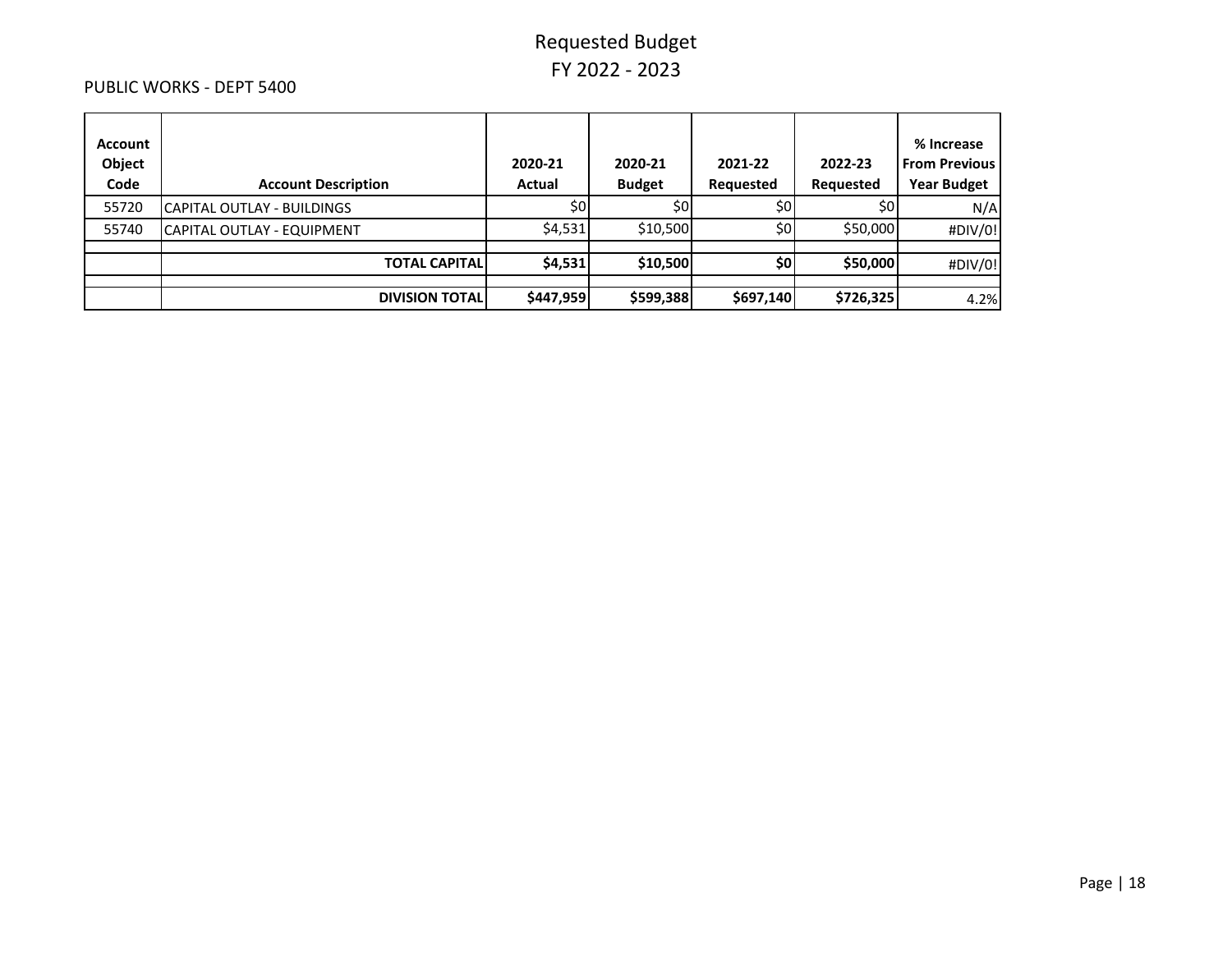# Requested Budget
# FY 2022 - 2023

PUBLIC WORKS - DEPT 5400

| Account Object Code | Account Description | 2020-21 Actual | 2020-21 Budget | 2021-22 Requested | 2022-23 Requested | % Increase From Previous Year Budget |
|---|---|---|---|---|---|---|
| 55720 | CAPITAL OUTLAY - BUILDINGS | $0 | $0 | $0 | $0 | N/A |
| 55740 | CAPITAL OUTLAY - EQUIPMENT | $4,531 | $10,500 | $0 | $50,000 | #DIV/0! |
| | | | | | | |
| | **TOTAL CAPITAL** | **$4,531** | **$10,500** | **$0** | **$50,000** | #DIV/0! |
| | | | | | | |
| | **DIVISION TOTAL** | **$447,959** | **$599,388** | **$697,140** | **$726,325** | 4.2% |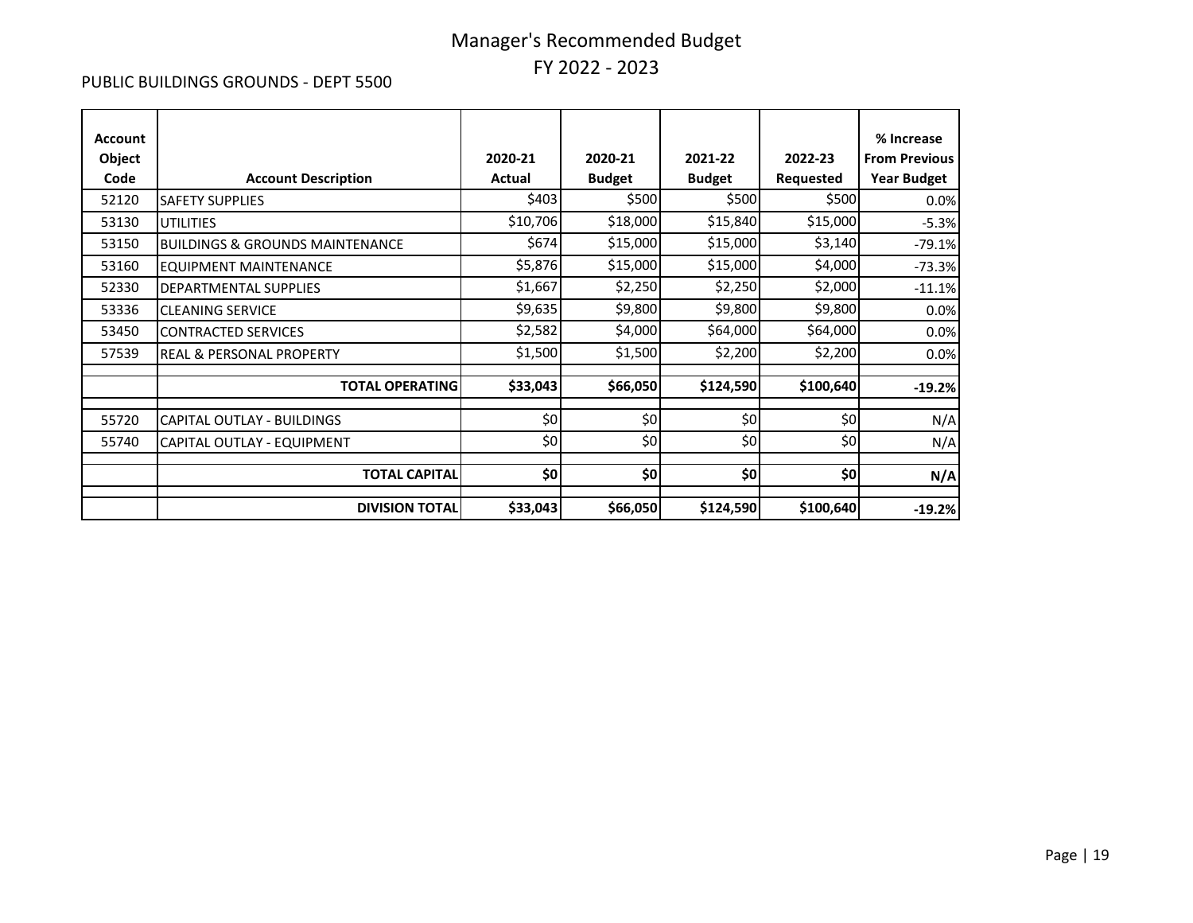# Manager's Recommended Budget
# FY 2022 - 2023

## PUBLIC BUILDINGS GROUNDS - DEPT 5500

| Account Object Code | Account Description | 2020-21 Actual | 2020-21 Budget | 2021-22 Budget | 2022-23 Requested | % Increase From Previous Year Budget |
|---|---|---|---|---|---|---|
| 52120 | SAFETY SUPPLIES | $403 | $500 | $500 | $500 | 0.0% |
| 53130 | UTILITIES | $10,706 | $18,000 | $15,840 | $15,000 | -5.3% |
| 53150 | BUILDINGS & GROUNDS MAINTENANCE | $674 | $15,000 | $15,000 | $3,140 | -79.1% |
| 53160 | EQUIPMENT MAINTENANCE | $5,876 | $15,000 | $15,000 | $4,000 | -73.3% |
| 52330 | DEPARTMENTAL SUPPLIES | $1,667 | $2,250 | $2,250 | $2,000 | -11.1% |
| 53336 | CLEANING SERVICE | $9,635 | $9,800 | $9,800 | $9,800 | 0.0% |
| 53450 | CONTRACTED SERVICES | $2,582 | $4,000 | $64,000 | $64,000 | 0.0% |
| 57539 | REAL & PERSONAL PROPERTY | $1,500 | $1,500 | $2,200 | $2,200 | 0.0% |
| | **TOTAL OPERATING** | **$33,043** | **$66,050** | **$124,590** | **$100,640** | **-19.2%** |
| 55720 | CAPITAL OUTLAY - BUILDINGS | $0 | $0 | $0 | $0 | N/A |
| 55740 | CAPITAL OUTLAY - EQUIPMENT | $0 | $0 | $0 | $0 | N/A |
| | **TOTAL CAPITAL** | **$0** | **$0** | **$0** | **$0** | **N/A** |
| | **DIVISION TOTAL** | **$33,043** | **$66,050** | **$124,590** | **$100,640** | **-19.2%** |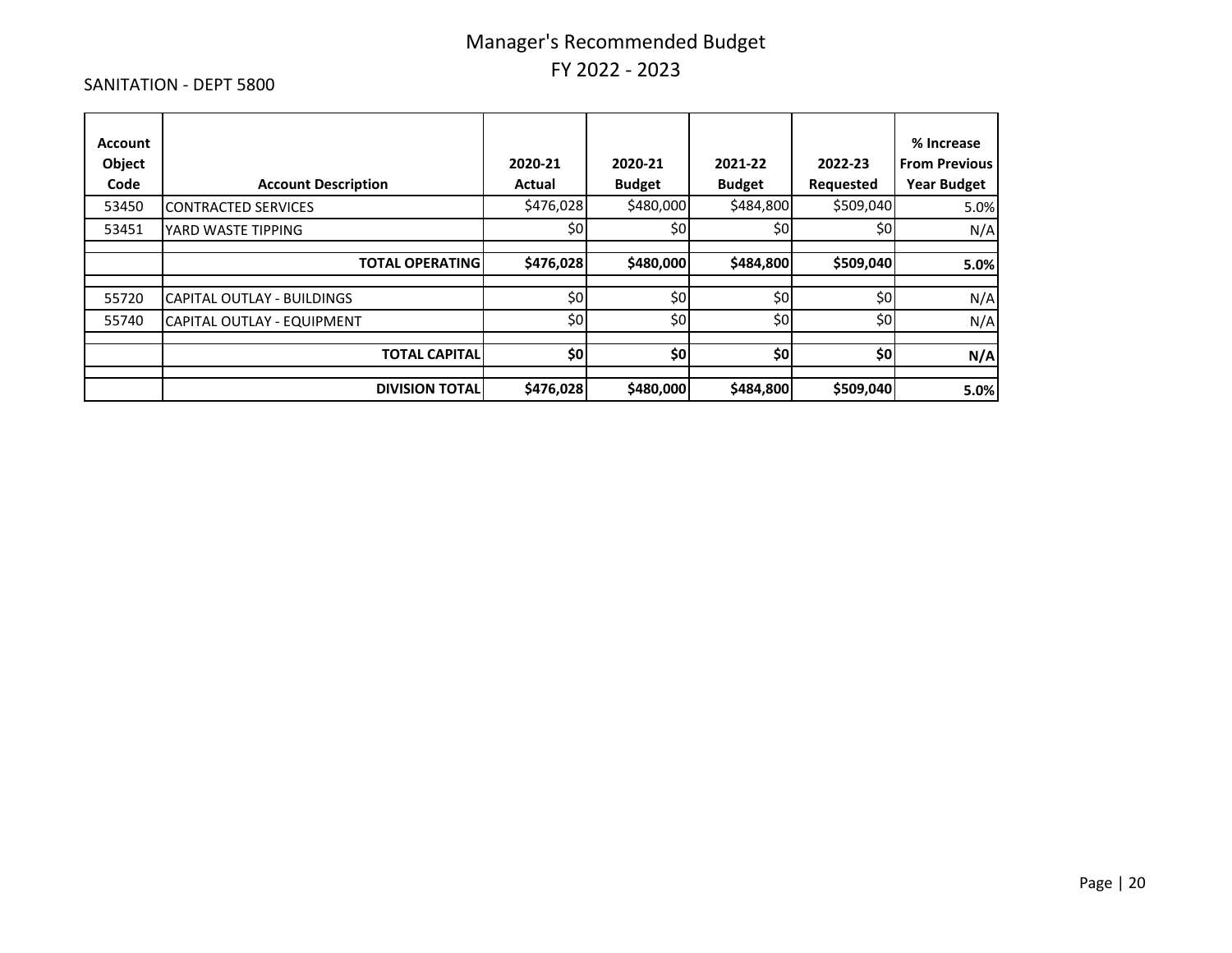# Manager's Recommended Budget
## FY 2022 - 2023

SANITATION - DEPT 5800

| Account Object Code | Account Description | 2020-21 Actual | 2020-21 Budget | 2021-22 Budget | 2022-23 Requested | % Increase From Previous Year Budget |
|---|---|---|---|---|---|---|
| 53450 | CONTRACTED SERVICES | $476,028 | $480,000 | $484,800 | $509,040 | 5.0% |
| 53451 | YARD WASTE TIPPING | $0 | $0 | $0 | $0 | N/A |
| | **TOTAL OPERATING** | **$476,028** | **$480,000** | **$484,800** | **$509,040** | **5.0%** |
| 55720 | CAPITAL OUTLAY - BUILDINGS | $0 | $0 | $0 | $0 | N/A |
| 55740 | CAPITAL OUTLAY - EQUIPMENT | $0 | $0 | $0 | $0 | N/A |
| | **TOTAL CAPITAL** | **$0** | **$0** | **$0** | **$0** | **N/A** |
| | **DIVISION TOTAL** | **$476,028** | **$480,000** | **$484,800** | **$509,040** | **5.0%** |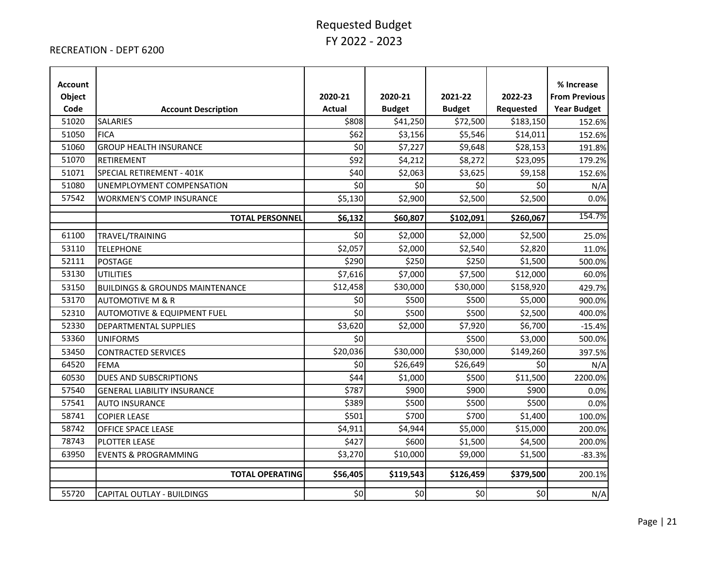# Requested Budget
## FY 2022 - 2023

RECREATION - DEPT 6200

| Account Object Code | Account Description | 2020-21 Actual | 2020-21 Budget | 2021-22 Budget | 2022-23 Requested | % Increase From Previous Year Budget |
|---|---|---|---|---|---|---|
| 51020 | SALARIES | $808 | $41,250 | $72,500 | $183,150 | 152.6% |
| 51050 | FICA | $62 | $3,156 | $5,546 | $14,011 | 152.6% |
| 51060 | GROUP HEALTH INSURANCE | $0 | $7,227 | $9,648 | $28,153 | 191.8% |
| 51070 | RETIREMENT | $92 | $4,212 | $8,272 | $23,095 | 179.2% |
| 51071 | SPECIAL RETIREMENT - 401K | $40 | $2,063 | $3,625 | $9,158 | 152.6% |
| 51080 | UNEMPLOYMENT COMPENSATION | $0 | $0 | $0 | $0 | N/A |
| 57542 | WORKMEN'S COMP INSURANCE | $5,130 | $2,900 | $2,500 | $2,500 | 0.0% |
| | **TOTAL PERSONNEL** | **$6,132** | **$60,807** | **$102,091** | **$260,067** | 154.7% |
| 61100 | TRAVEL/TRAINING | $0 | $2,000 | $2,000 | $2,500 | 25.0% |
| 53110 | TELEPHONE | $2,057 | $2,000 | $2,540 | $2,820 | 11.0% |
| 52111 | POSTAGE | $290 | $250 | $250 | $1,500 | 500.0% |
| 53130 | UTILITIES | $7,616 | $7,000 | $7,500 | $12,000 | 60.0% |
| 53150 | BUILDINGS & GROUNDS MAINTENANCE | $12,458 | $30,000 | $30,000 | $158,920 | 429.7% |
| 53170 | AUTOMOTIVE M & R | $0 | $500 | $500 | $5,000 | 900.0% |
| 52310 | AUTOMOTIVE & EQUIPMENT FUEL | $0 | $500 | $500 | $2,500 | 400.0% |
| 52330 | DEPARTMENTAL SUPPLIES | $3,620 | $2,000 | $7,920 | $6,700 | -15.4% |
| 53360 | UNIFORMS | $0 | | $500 | $3,000 | 500.0% |
| 53450 | CONTRACTED SERVICES | $20,036 | $30,000 | $30,000 | $149,260 | 397.5% |
| 64520 | FEMA | $0 | $26,649 | $26,649 | $0 | N/A |
| 60530 | DUES AND SUBSCRIPTIONS | $44 | $1,000 | $500 | $11,500 | 2200.0% |
| 57540 | GENERAL LIABILITY INSURANCE | $787 | $900 | $900 | $900 | 0.0% |
| 57541 | AUTO INSURANCE | $389 | $500 | $500 | $500 | 0.0% |
| 58741 | COPIER LEASE | $501 | $700 | $700 | $1,400 | 100.0% |
| 58742 | OFFICE SPACE LEASE | $4,911 | $4,944 | $5,000 | $15,000 | 200.0% |
| 78743 | PLOTTER LEASE | $427 | $600 | $1,500 | $4,500 | 200.0% |
| 63950 | EVENTS & PROGRAMMING | $3,270 | $10,000 | $9,000 | $1,500 | -83.3% |
| | **TOTAL OPERATING** | **$56,405** | **$119,543** | **$126,459** | **$379,500** | 200.1% |
| 55720 | CAPITAL OUTLAY - BUILDINGS | $0 | $0 | $0 | $0 | N/A |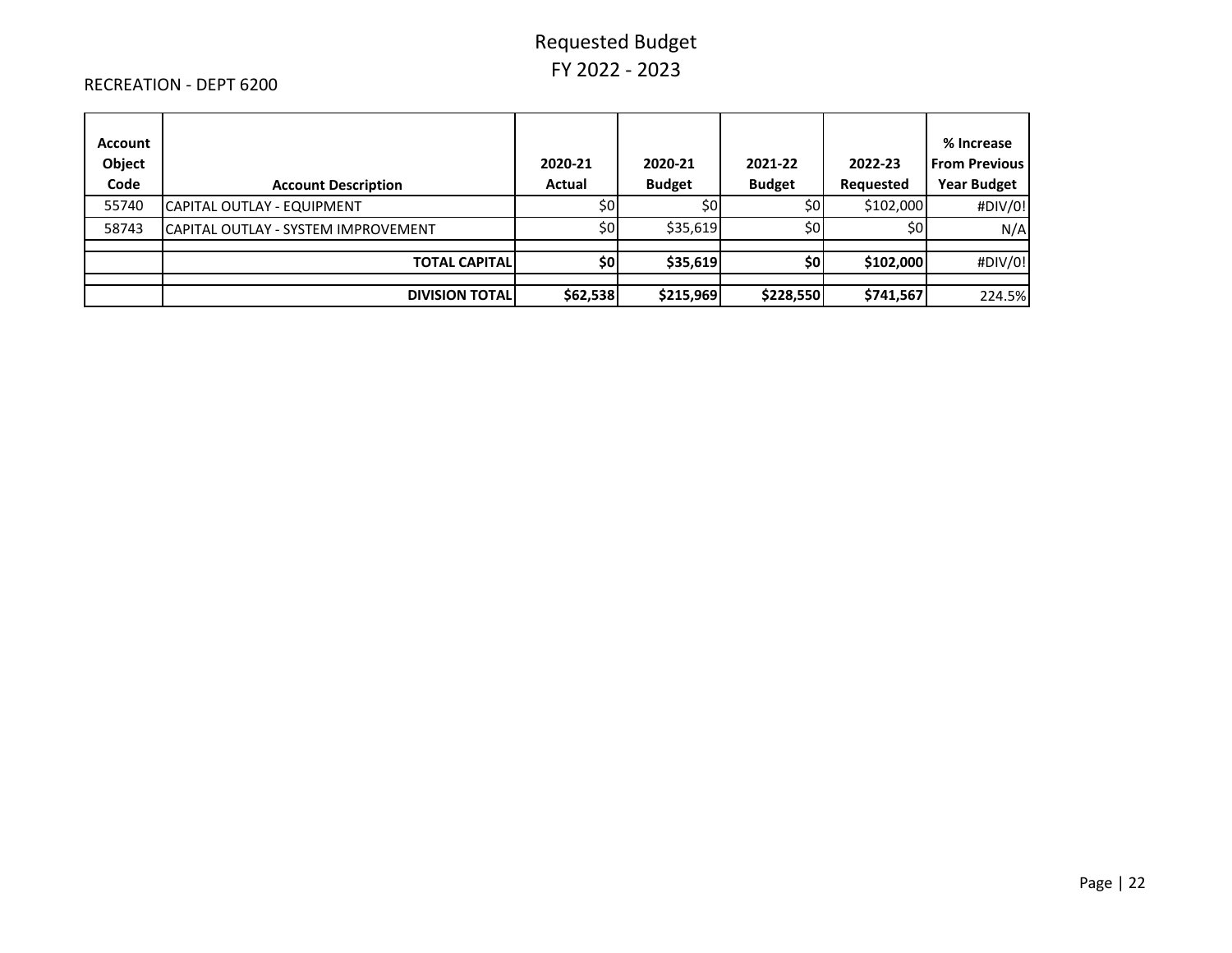# Requested Budget
## FY 2022 - 2023

RECREATION - DEPT 6200

| Account Object Code | Account Description | 2020-21 Actual | 2020-21 Budget | 2021-22 Budget | 2022-23 Requested | % Increase From Previous Year Budget |
|---|---|---|---|---|---|---|
| 55740 | CAPITAL OUTLAY - EQUIPMENT | $0 | $0 | $0 | $102,000 | #DIV/0! |
| 58743 | CAPITAL OUTLAY - SYSTEM IMPROVEMENT | $0 | $35,619 | $0 | $0 | N/A |
| | | | | | | |
| | **TOTAL CAPITAL** | **$0** | **$35,619** | **$0** | **$102,000** | #DIV/0! |
| | | | | | | |
| | **DIVISION TOTAL** | **$62,538** | **$215,969** | **$228,550** | **$741,567** | 224.5% |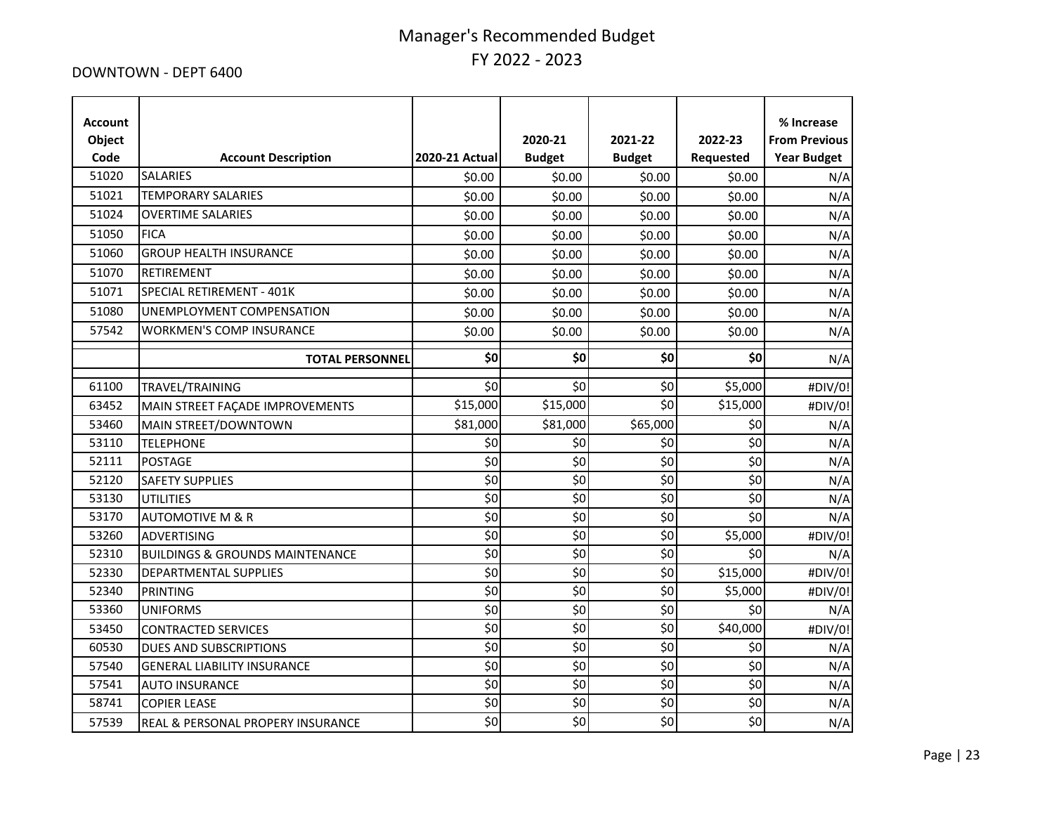# Manager's Recommended Budget
## FY 2022 - 2023

DOWNTOWN - DEPT 6400

| Account Object Code | Account Description | 2020-21 Actual | 2020-21 Budget | 2021-22 Budget | 2022-23 Requested | % Increase From Previous Year Budget |
|---|---|---|---|---|---|---|
| 51020 | SALARIES | $0.00 | $0.00 | $0.00 | $0.00 | N/A |
| 51021 | TEMPORARY SALARIES | $0.00 | $0.00 | $0.00 | $0.00 | N/A |
| 51024 | OVERTIME SALARIES | $0.00 | $0.00 | $0.00 | $0.00 | N/A |
| 51050 | FICA | $0.00 | $0.00 | $0.00 | $0.00 | N/A |
| 51060 | GROUP HEALTH INSURANCE | $0.00 | $0.00 | $0.00 | $0.00 | N/A |
| 51070 | RETIREMENT | $0.00 | $0.00 | $0.00 | $0.00 | N/A |
| 51071 | SPECIAL RETIREMENT - 401K | $0.00 | $0.00 | $0.00 | $0.00 | N/A |
| 51080 | UNEMPLOYMENT COMPENSATION | $0.00 | $0.00 | $0.00 | $0.00 | N/A |
| 57542 | WORKMEN'S COMP INSURANCE | $0.00 | $0.00 | $0.00 | $0.00 | N/A |
| | **TOTAL PERSONNEL** | **$0** | **$0** | **$0** | **$0** | N/A |
| 61100 | TRAVEL/TRAINING | $0 | $0 | $0 | $5,000 | #DIV/0! |
| 63452 | MAIN STREET FAÇADE IMPROVEMENTS | $15,000 | $15,000 | $0 | $15,000 | #DIV/0! |
| 53460 | MAIN STREET/DOWNTOWN | $81,000 | $81,000 | $65,000 | $0 | N/A |
| 53110 | TELEPHONE | $0 | $0 | $0 | $0 | N/A |
| 52111 | POSTAGE | $0 | $0 | $0 | $0 | N/A |
| 52120 | SAFETY SUPPLIES | $0 | $0 | $0 | $0 | N/A |
| 53130 | UTILITIES | $0 | $0 | $0 | $0 | N/A |
| 53170 | AUTOMOTIVE M & R | $0 | $0 | $0 | $0 | N/A |
| 53260 | ADVERTISING | $0 | $0 | $0 | $5,000 | #DIV/0! |
| 52310 | BUILDINGS & GROUNDS MAINTENANCE | $0 | $0 | $0 | $0 | N/A |
| 52330 | DEPARTMENTAL SUPPLIES | $0 | $0 | $0 | $15,000 | #DIV/0! |
| 52340 | PRINTING | $0 | $0 | $0 | $5,000 | #DIV/0! |
| 53360 | UNIFORMS | $0 | $0 | $0 | $0 | N/A |
| 53450 | CONTRACTED SERVICES | $0 | $0 | $0 | $40,000 | #DIV/0! |
| 60530 | DUES AND SUBSCRIPTIONS | $0 | $0 | $0 | $0 | N/A |
| 57540 | GENERAL LIABILITY INSURANCE | $0 | $0 | $0 | $0 | N/A |
| 57541 | AUTO INSURANCE | $0 | $0 | $0 | $0 | N/A |
| 58741 | COPIER LEASE | $0 | $0 | $0 | $0 | N/A |
| 57539 | REAL & PERSONAL PROPERY INSURANCE | $0 | $0 | $0 | $0 | N/A |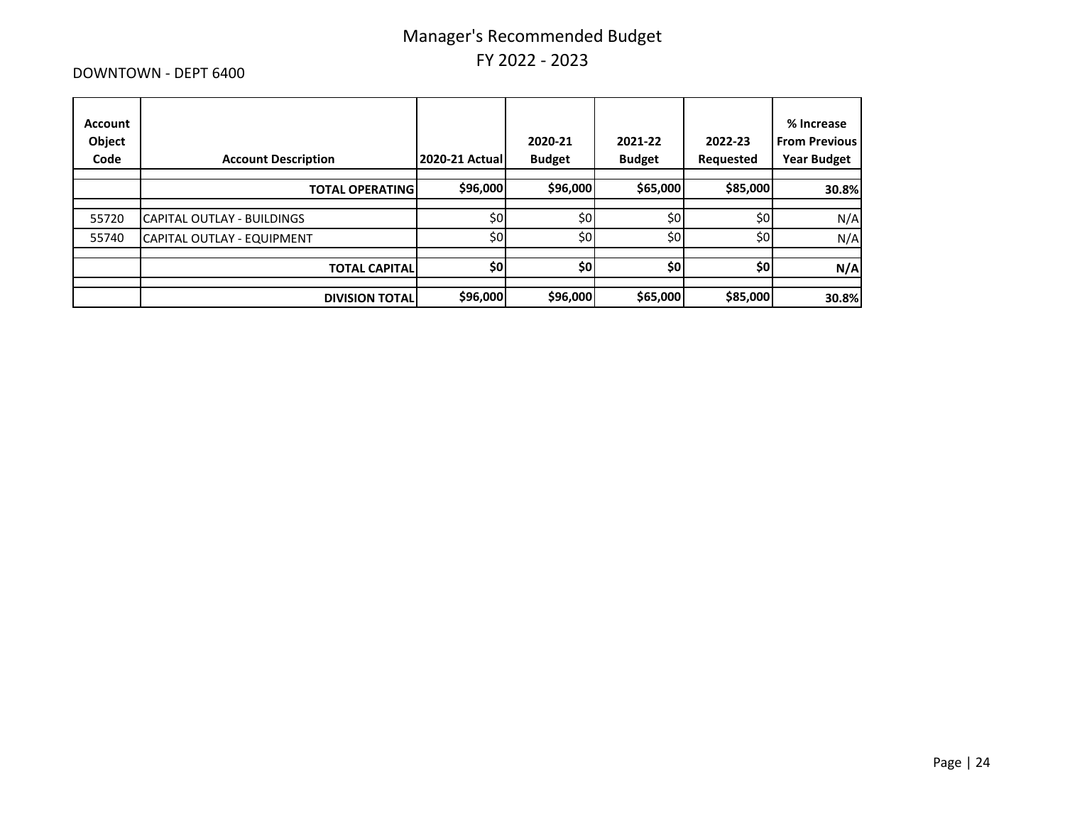# Manager's Recommended Budget
## FY 2022 - 2023

DOWNTOWN - DEPT 6400

| Account Object Code | Account Description | 2020-21 Actual | 2020-21 Budget | 2021-22 Budget | 2022-23 Requested | % Increase From Previous Year Budget |
|---|---|---|---|---|---|---|
| | **TOTAL OPERATING** | **$96,000** | **$96,000** | **$65,000** | **$85,000** | **30.8%** |
| 55720 | CAPITAL OUTLAY - BUILDINGS | $0 | $0 | $0 | $0 | N/A |
| 55740 | CAPITAL OUTLAY - EQUIPMENT | $0 | $0 | $0 | $0 | N/A |
| | **TOTAL CAPITAL** | **$0** | **$0** | **$0** | **$0** | **N/A** |
| | **DIVISION TOTAL** | **$96,000** | **$96,000** | **$65,000** | **$85,000** | **30.8%** |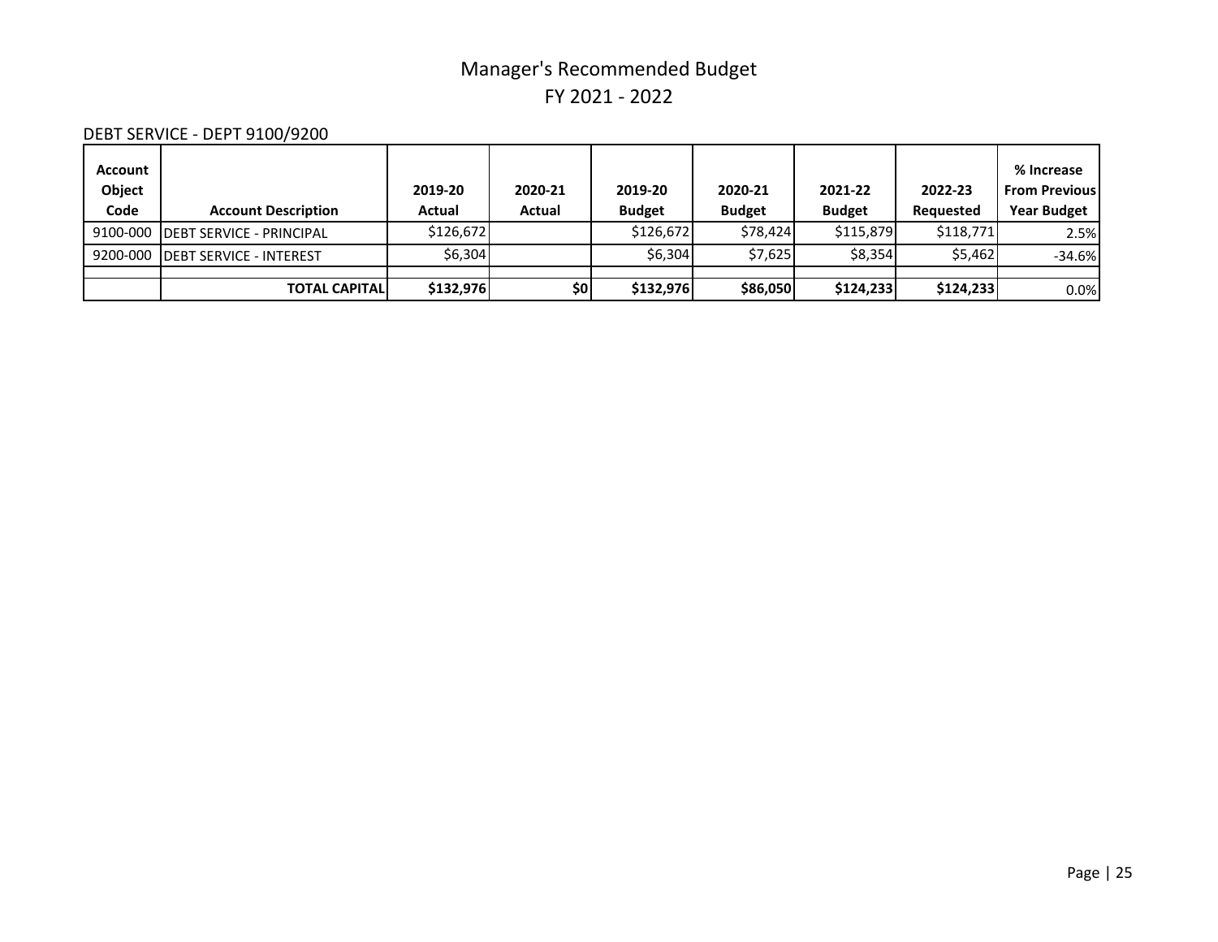# Manager's Recommended Budget
## FY 2021 - 2022

DEBT SERVICE - DEPT 9100/9200

| Account Object Code | Account Description | 2019-20 Actual | 2020-21 Actual | 2019-20 Budget | 2020-21 Budget | 2021-22 Budget | 2022-23 Requested | % Increase From Previous Year Budget |
|---|---|---|---|---|---|---|---|---|
| 9100-000 | DEBT SERVICE - PRINCIPAL | $126,672 | | $126,672 | $78,424 | $115,879 | $118,771 | 2.5% |
| 9200-000 | DEBT SERVICE - INTEREST | $6,304 | | $6,304 | $7,625 | $8,354 | $5,462 | -34.6% |
| | | | | | | | | |
| | **TOTAL CAPITAL** | **$132,976** | **$0** | **$132,976** | **$86,050** | **$124,233** | **$124,233** | 0.0% |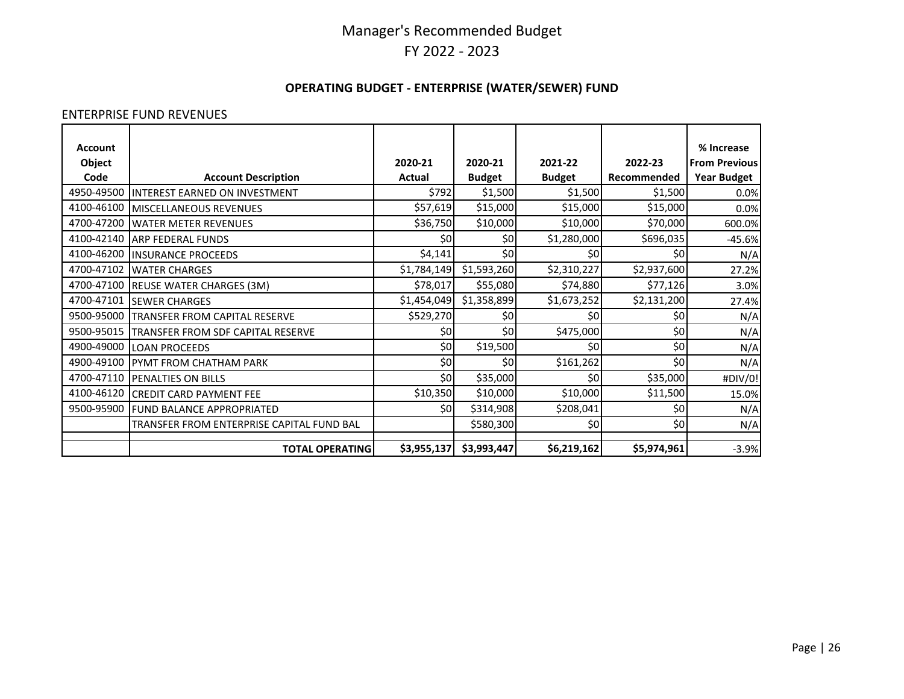# Manager's Recommended Budget
# FY 2022 - 2023

## OPERATING BUDGET - ENTERPRISE (WATER/SEWER) FUND

ENTERPRISE FUND REVENUES

| Account Object Code | Account Description | 2020-21 Actual | 2020-21 Budget | 2021-22 Budget | 2022-23 Recommended | % Increase From Previous Year Budget |
|---|---|---|---|---|---|---|
| 4950-49500 | INTEREST EARNED ON INVESTMENT | $792 | $1,500 | $1,500 | $1,500 | 0.0% |
| 4100-46100 | MISCELLANEOUS REVENUES | $57,619 | $15,000 | $15,000 | $15,000 | 0.0% |
| 4700-47200 | WATER METER REVENUES | $36,750 | $10,000 | $10,000 | $70,000 | 600.0% |
| 4100-42140 | ARP FEDERAL FUNDS | $0 | $0 | $1,280,000 | $696,035 | -45.6% |
| 4100-46200 | INSURANCE PROCEEDS | $4,141 | $0 | $0 | $0 | N/A |
| 4700-47102 | WATER CHARGES | $1,784,149 | $1,593,260 | $2,310,227 | $2,937,600 | 27.2% |
| 4700-47100 | REUSE WATER CHARGES (3M) | $78,017 | $55,080 | $74,880 | $77,126 | 3.0% |
| 4700-47101 | SEWER CHARGES | $1,454,049 | $1,358,899 | $1,673,252 | $2,131,200 | 27.4% |
| 9500-95000 | TRANSFER FROM CAPITAL RESERVE | $529,270 | $0 | $0 | $0 | N/A |
| 9500-95015 | TRANSFER FROM SDF CAPITAL RESERVE | $0 | $0 | $475,000 | $0 | N/A |
| 4900-49000 | LOAN PROCEEDS | $0 | $19,500 | $0 | $0 | N/A |
| 4900-49100 | PYMT FROM CHATHAM PARK | $0 | $0 | $161,262 | $0 | N/A |
| 4700-47110 | PENALTIES ON BILLS | $0 | $35,000 | $0 | $35,000 | #DIV/0! |
| 4100-46120 | CREDIT CARD PAYMENT FEE | $10,350 | $10,000 | $10,000 | $11,500 | 15.0% |
| 9500-95900 | FUND BALANCE APPROPRIATED | $0 | $314,908 | $208,041 | $0 | N/A |
| | TRANSFER FROM ENTERPRISE CAPITAL FUND BAL | | $580,300 | $0 | $0 | N/A |
| | | | | | | |
| | **TOTAL OPERATING** | **$3,955,137** | **$3,993,447** | **$6,219,162** | **$5,974,961** | -3.9% |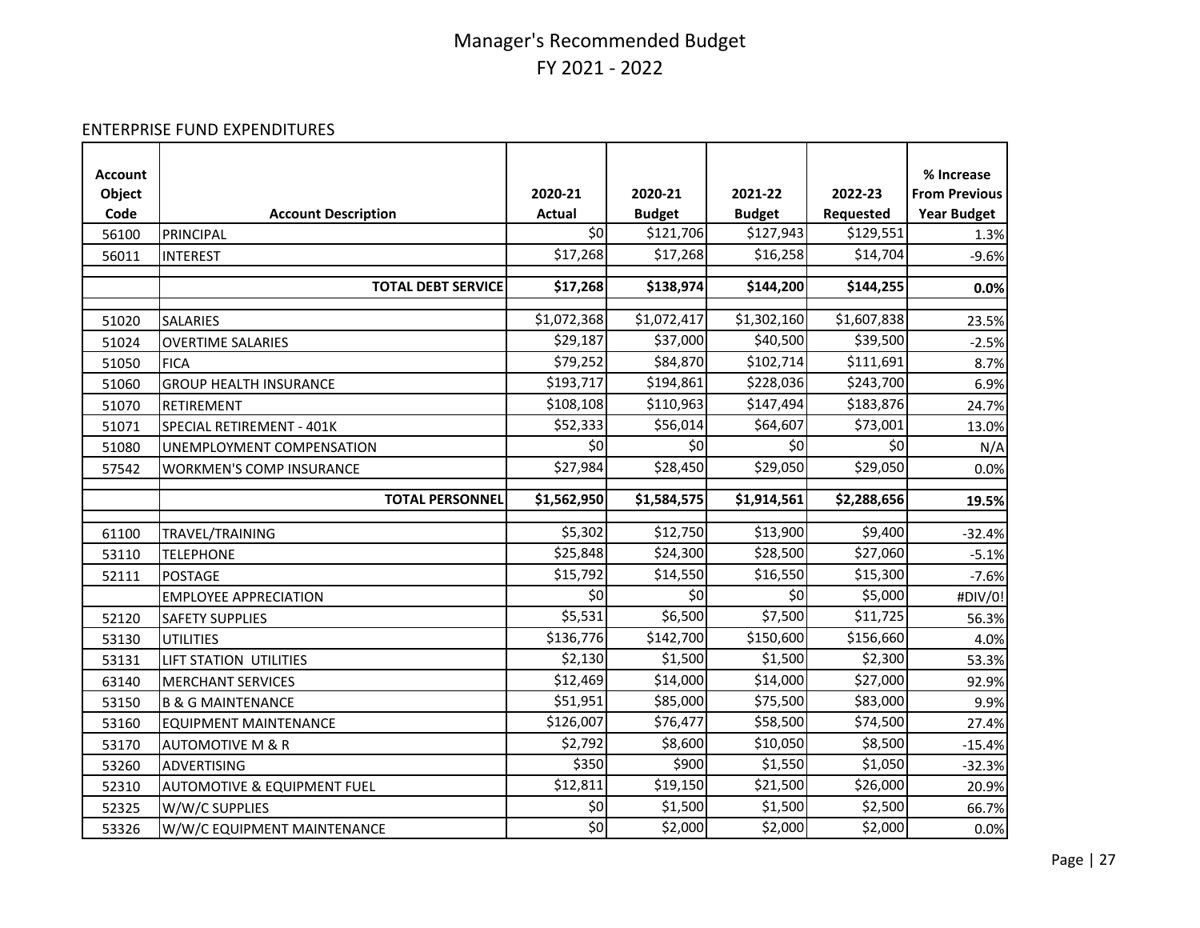# Manager's Recommended Budget
## FY 2021 - 2022

ENTERPRISE FUND EXPENDITURES

| Account Object Code | Account Description | 2020-21 Actual | 2020-21 Budget | 2021-22 Budget | 2022-23 Requested | % Increase From Previous Year Budget |
|---|---|---|---|---|---|---|
| 56100 | PRINCIPAL | $0 | $121,706 | $127,943 | $129,551 | 1.3% |
| 56011 | INTEREST | $17,268 | $17,268 | $16,258 | $14,704 | -9.6% |
| | **TOTAL DEBT SERVICE** | **$17,268** | **$138,974** | **$144,200** | **$144,255** | **0.0%** |
| 51020 | SALARIES | $1,072,368 | $1,072,417 | $1,302,160 | $1,607,838 | 23.5% |
| 51024 | OVERTIME SALARIES | $29,187 | $37,000 | $40,500 | $39,500 | -2.5% |
| 51050 | FICA | $79,252 | $84,870 | $102,714 | $111,691 | 8.7% |
| 51060 | GROUP HEALTH INSURANCE | $193,717 | $194,861 | $228,036 | $243,700 | 6.9% |
| 51070 | RETIREMENT | $108,108 | $110,963 | $147,494 | $183,876 | 24.7% |
| 51071 | SPECIAL RETIREMENT - 401K | $52,333 | $56,014 | $64,607 | $73,001 | 13.0% |
| 51080 | UNEMPLOYMENT COMPENSATION | $0 | $0 | $0 | $0 | N/A |
| 57542 | WORKMEN'S COMP INSURANCE | $27,984 | $28,450 | $29,050 | $29,050 | 0.0% |
| | **TOTAL PERSONNEL** | **$1,562,950** | **$1,584,575** | **$1,914,561** | **$2,288,656** | **19.5%** |
| 61100 | TRAVEL/TRAINING | $5,302 | $12,750 | $13,900 | $9,400 | -32.4% |
| 53110 | TELEPHONE | $25,848 | $24,300 | $28,500 | $27,060 | -5.1% |
| 52111 | POSTAGE | $15,792 | $14,550 | $16,550 | $15,300 | -7.6% |
| | EMPLOYEE APPRECIATION | $0 | $0 | $0 | $5,000 | #DIV/0! |
| 52120 | SAFETY SUPPLIES | $5,531 | $6,500 | $7,500 | $11,725 | 56.3% |
| 53130 | UTILITIES | $136,776 | $142,700 | $150,600 | $156,660 | 4.0% |
| 53131 | LIFT STATION UTILITIES | $2,130 | $1,500 | $1,500 | $2,300 | 53.3% |
| 63140 | MERCHANT SERVICES | $12,469 | $14,000 | $14,000 | $27,000 | 92.9% |
| 53150 | B & G MAINTENANCE | $51,951 | $85,000 | $75,500 | $83,000 | 9.9% |
| 53160 | EQUIPMENT MAINTENANCE | $126,007 | $76,477 | $58,500 | $74,500 | 27.4% |
| 53170 | AUTOMOTIVE M & R | $2,792 | $8,600 | $10,050 | $8,500 | -15.4% |
| 53260 | ADVERTISING | $350 | $900 | $1,550 | $1,050 | -32.3% |
| 52310 | AUTOMOTIVE & EQUIPMENT FUEL | $12,811 | $19,150 | $21,500 | $26,000 | 20.9% |
| 52325 | W/W/C SUPPLIES | $0 | $1,500 | $1,500 | $2,500 | 66.7% |
| 53326 | W/W/C EQUIPMENT MAINTENANCE | $0 | $2,000 | $2,000 | $2,000 | 0.0% |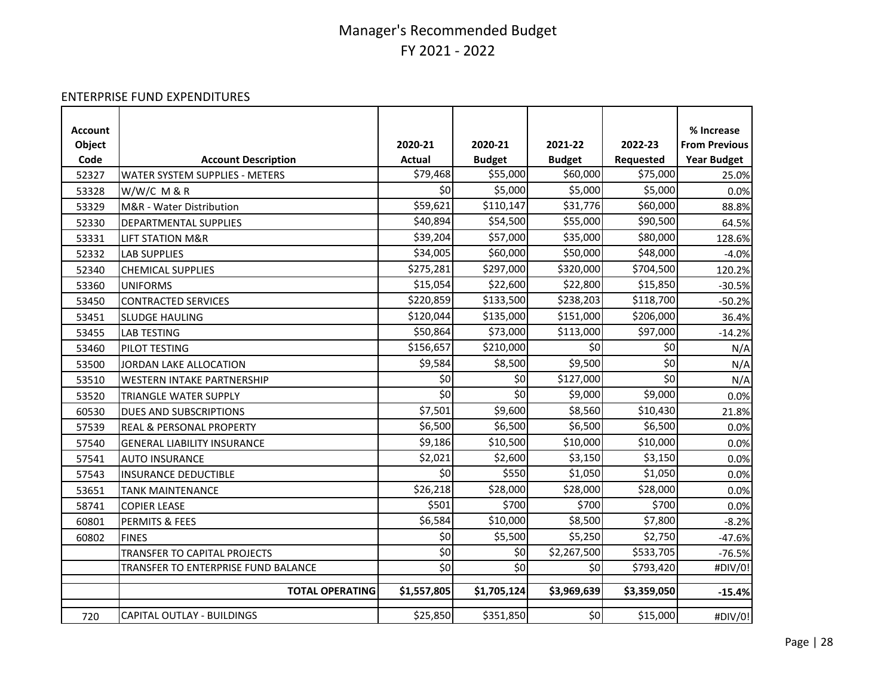# Manager's Recommended Budget
## FY 2021 - 2022

ENTERPRISE FUND EXPENDITURES

| Account Object Code | Account Description | 2020-21 Actual | 2020-21 Budget | 2021-22 Budget | 2022-23 Requested | % Increase From Previous Year Budget |
|---|---|---|---|---|---|---|
| 52327 | WATER SYSTEM SUPPLIES - METERS | $79,468 | $55,000 | $60,000 | $75,000 | 25.0% |
| 53328 | W/W/C M & R | $0 | $5,000 | $5,000 | $5,000 | 0.0% |
| 53329 | M&R - Water Distribution | $59,621 | $110,147 | $31,776 | $60,000 | 88.8% |
| 52330 | DEPARTMENTAL SUPPLIES | $40,894 | $54,500 | $55,000 | $90,500 | 64.5% |
| 53331 | LIFT STATION M&R | $39,204 | $57,000 | $35,000 | $80,000 | 128.6% |
| 52332 | LAB SUPPLIES | $34,005 | $60,000 | $50,000 | $48,000 | -4.0% |
| 52340 | CHEMICAL SUPPLIES | $275,281 | $297,000 | $320,000 | $704,500 | 120.2% |
| 53360 | UNIFORMS | $15,054 | $22,600 | $22,800 | $15,850 | -30.5% |
| 53450 | CONTRACTED SERVICES | $220,859 | $133,500 | $238,203 | $118,700 | -50.2% |
| 53451 | SLUDGE HAULING | $120,044 | $135,000 | $151,000 | $206,000 | 36.4% |
| 53455 | LAB TESTING | $50,864 | $73,000 | $113,000 | $97,000 | -14.2% |
| 53460 | PILOT TESTING | $156,657 | $210,000 | $0 | $0 | N/A |
| 53500 | JORDAN LAKE ALLOCATION | $9,584 | $8,500 | $9,500 | $0 | N/A |
| 53510 | WESTERN INTAKE PARTNERSHIP | $0 | $0 | $127,000 | $0 | N/A |
| 53520 | TRIANGLE WATER SUPPLY | $0 | $0 | $9,000 | $9,000 | 0.0% |
| 60530 | DUES AND SUBSCRIPTIONS | $7,501 | $9,600 | $8,560 | $10,430 | 21.8% |
| 57539 | REAL & PERSONAL PROPERTY | $6,500 | $6,500 | $6,500 | $6,500 | 0.0% |
| 57540 | GENERAL LIABILITY INSURANCE | $9,186 | $10,500 | $10,000 | $10,000 | 0.0% |
| 57541 | AUTO INSURANCE | $2,021 | $2,600 | $3,150 | $3,150 | 0.0% |
| 57543 | INSURANCE DEDUCTIBLE | $0 | $550 | $1,050 | $1,050 | 0.0% |
| 53651 | TANK MAINTENANCE | $26,218 | $28,000 | $28,000 | $28,000 | 0.0% |
| 58741 | COPIER LEASE | $501 | $700 | $700 | $700 | 0.0% |
| 60801 | PERMITS & FEES | $6,584 | $10,000 | $8,500 | $7,800 | -8.2% |
| 60802 | FINES | $0 | $5,500 | $5,250 | $2,750 | -47.6% |
| | TRANSFER TO CAPITAL PROJECTS | $0 | $0 | $2,267,500 | $533,705 | -76.5% |
| | TRANSFER TO ENTERPRISE FUND BALANCE | $0 | $0 | $0 | $793,420 | #DIV/0! |
| | **TOTAL OPERATING** | **$1,557,805** | **$1,705,124** | **$3,969,639** | **$3,359,050** | **-15.4%** |
| 720 | CAPITAL OUTLAY - BUILDINGS | $25,850 | $351,850 | $0 | $15,000 | #DIV/0! |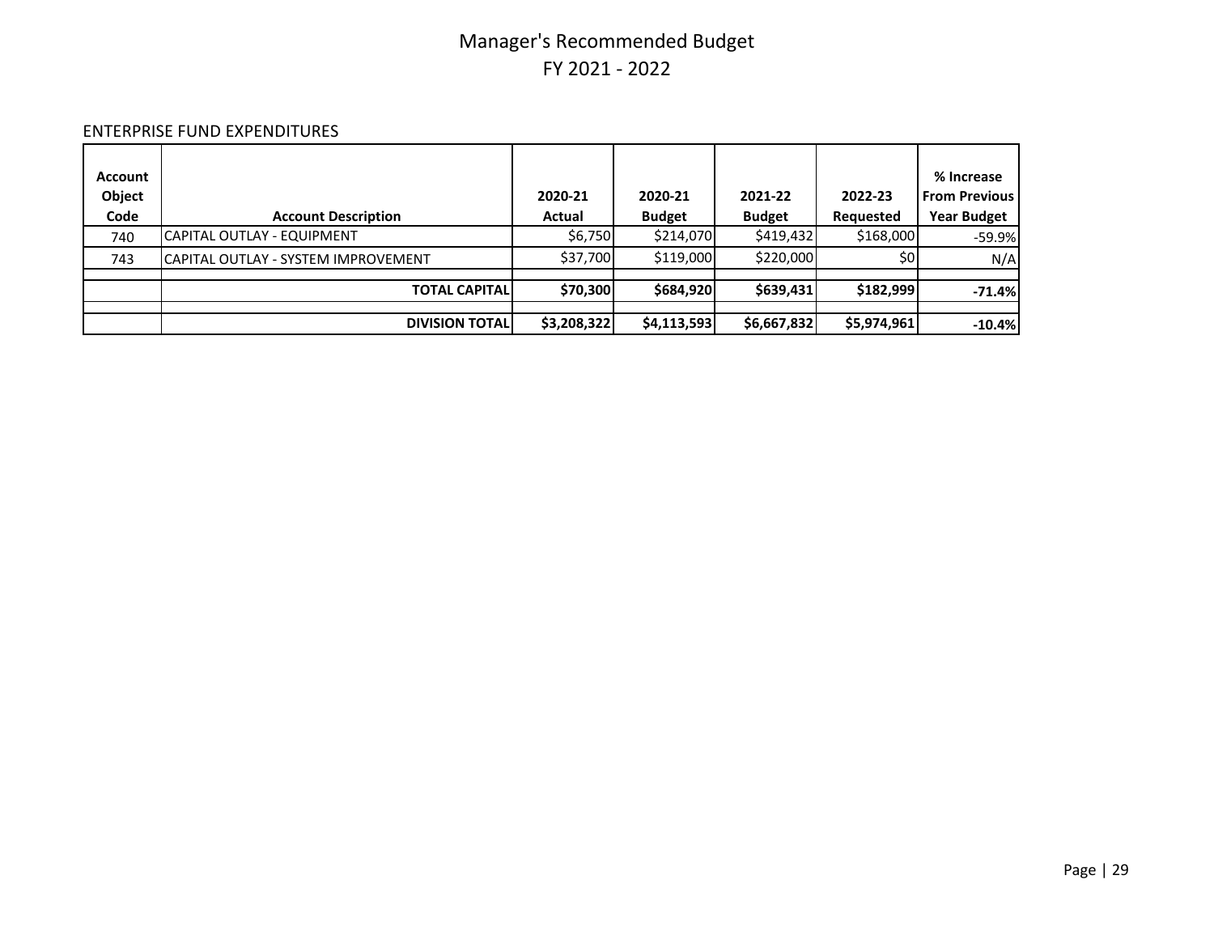# Manager's Recommended Budget
## FY 2021 - 2022

ENTERPRISE FUND EXPENDITURES

| Account Object Code | Account Description | 2020-21 Actual | 2020-21 Budget | 2021-22 Budget | 2022-23 Requested | % Increase From Previous Year Budget |
|---|---|---|---|---|---|---|
| 740 | CAPITAL OUTLAY - EQUIPMENT | $6,750 | $214,070 | $419,432 | $168,000 | -59.9% |
| 743 | CAPITAL OUTLAY - SYSTEM IMPROVEMENT | $37,700 | $119,000 | $220,000 | $0 | N/A |
| | | | | | | |
| | **TOTAL CAPITAL** | **$70,300** | **$684,920** | **$639,431** | **$182,999** | **-71.4%** |
| | | | | | | |
| | **DIVISION TOTAL** | **$3,208,322** | **$4,113,593** | **$6,667,832** | **$5,974,961** | **-10.4%** |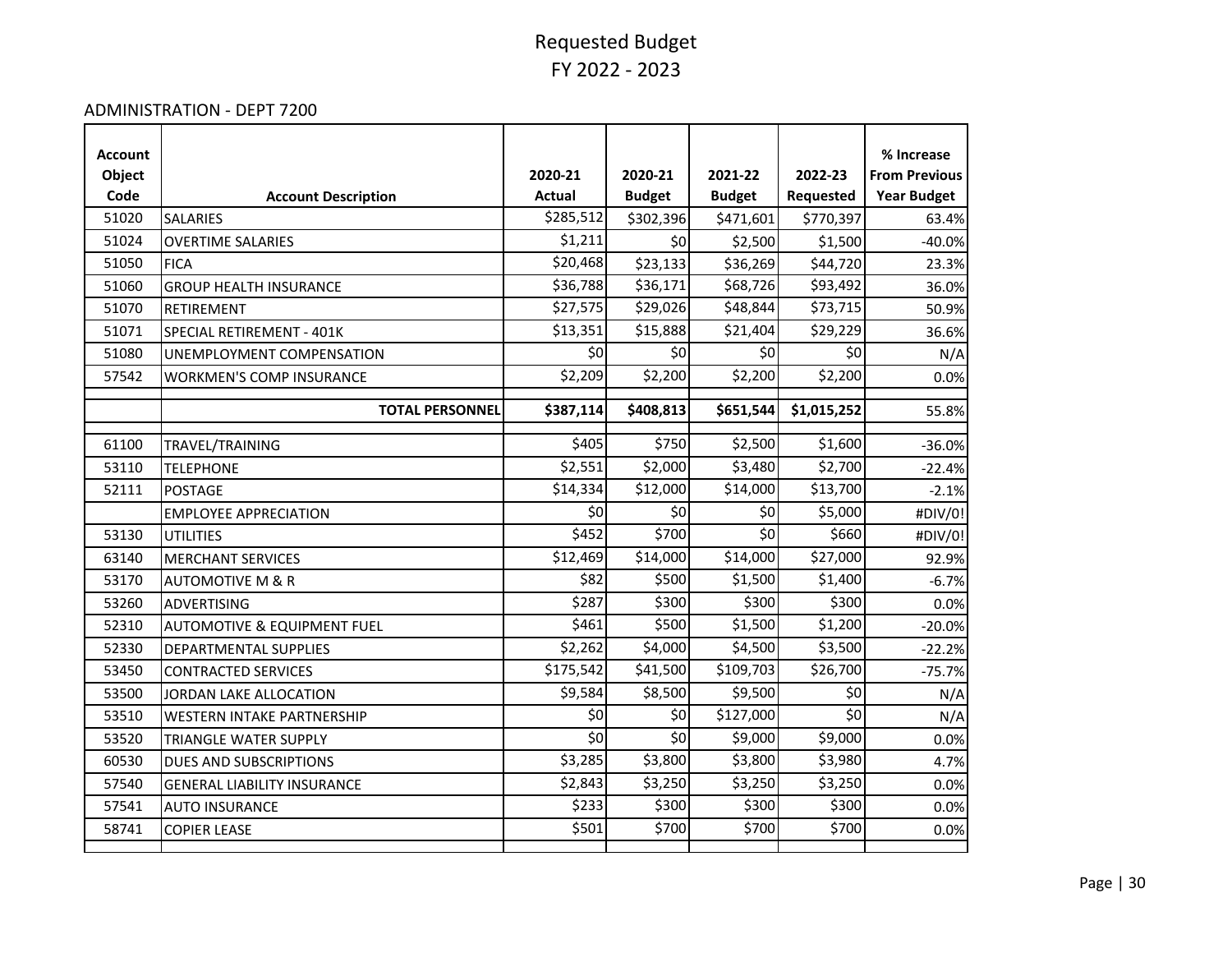# Requested Budget
## FY 2022 - 2023

### ADMINISTRATION - DEPT 7200

| Account Object Code | Account Description | 2020-21 Actual | 2020-21 Budget | 2021-22 Budget | 2022-23 Requested | % Increase From Previous Year Budget |
|---|---|---|---|---|---|---|
| 51020 | SALARIES | $285,512 | $302,396 | $471,601 | $770,397 | 63.4% |
| 51024 | OVERTIME SALARIES | $1,211 | $0 | $2,500 | $1,500 | -40.0% |
| 51050 | FICA | $20,468 | $23,133 | $36,269 | $44,720 | 23.3% |
| 51060 | GROUP HEALTH INSURANCE | $36,788 | $36,171 | $68,726 | $93,492 | 36.0% |
| 51070 | RETIREMENT | $27,575 | $29,026 | $48,844 | $73,715 | 50.9% |
| 51071 | SPECIAL RETIREMENT - 401K | $13,351 | $15,888 | $21,404 | $29,229 | 36.6% |
| 51080 | UNEMPLOYMENT COMPENSATION | $0 | $0 | $0 | $0 | N/A |
| 57542 | WORKMEN'S COMP INSURANCE | $2,209 | $2,200 | $2,200 | $2,200 | 0.0% |
| | **TOTAL PERSONNEL** | **$387,114** | **$408,813** | **$651,544** | **$1,015,252** | 55.8% |
| 61100 | TRAVEL/TRAINING | $405 | $750 | $2,500 | $1,600 | -36.0% |
| 53110 | TELEPHONE | $2,551 | $2,000 | $3,480 | $2,700 | -22.4% |
| 52111 | POSTAGE | $14,334 | $12,000 | $14,000 | $13,700 | -2.1% |
| | EMPLOYEE APPRECIATION | $0 | $0 | $0 | $5,000 | #DIV/0! |
| 53130 | UTILITIES | $452 | $700 | $0 | $660 | #DIV/0! |
| 63140 | MERCHANT SERVICES | $12,469 | $14,000 | $14,000 | $27,000 | 92.9% |
| 53170 | AUTOMOTIVE M & R | $82 | $500 | $1,500 | $1,400 | -6.7% |
| 53260 | ADVERTISING | $287 | $300 | $300 | $300 | 0.0% |
| 52310 | AUTOMOTIVE & EQUIPMENT FUEL | $461 | $500 | $1,500 | $1,200 | -20.0% |
| 52330 | DEPARTMENTAL SUPPLIES | $2,262 | $4,000 | $4,500 | $3,500 | -22.2% |
| 53450 | CONTRACTED SERVICES | $175,542 | $41,500 | $109,703 | $26,700 | -75.7% |
| 53500 | JORDAN LAKE ALLOCATION | $9,584 | $8,500 | $9,500 | $0 | N/A |
| 53510 | WESTERN INTAKE PARTNERSHIP | $0 | $0 | $127,000 | $0 | N/A |
| 53520 | TRIANGLE WATER SUPPLY | $0 | $0 | $9,000 | $9,000 | 0.0% |
| 60530 | DUES AND SUBSCRIPTIONS | $3,285 | $3,800 | $3,800 | $3,980 | 4.7% |
| 57540 | GENERAL LIABILITY INSURANCE | $2,843 | $3,250 | $3,250 | $3,250 | 0.0% |
| 57541 | AUTO INSURANCE | $233 | $300 | $300 | $300 | 0.0% |
| 58741 | COPIER LEASE | $501 | $700 | $700 | $700 | 0.0% |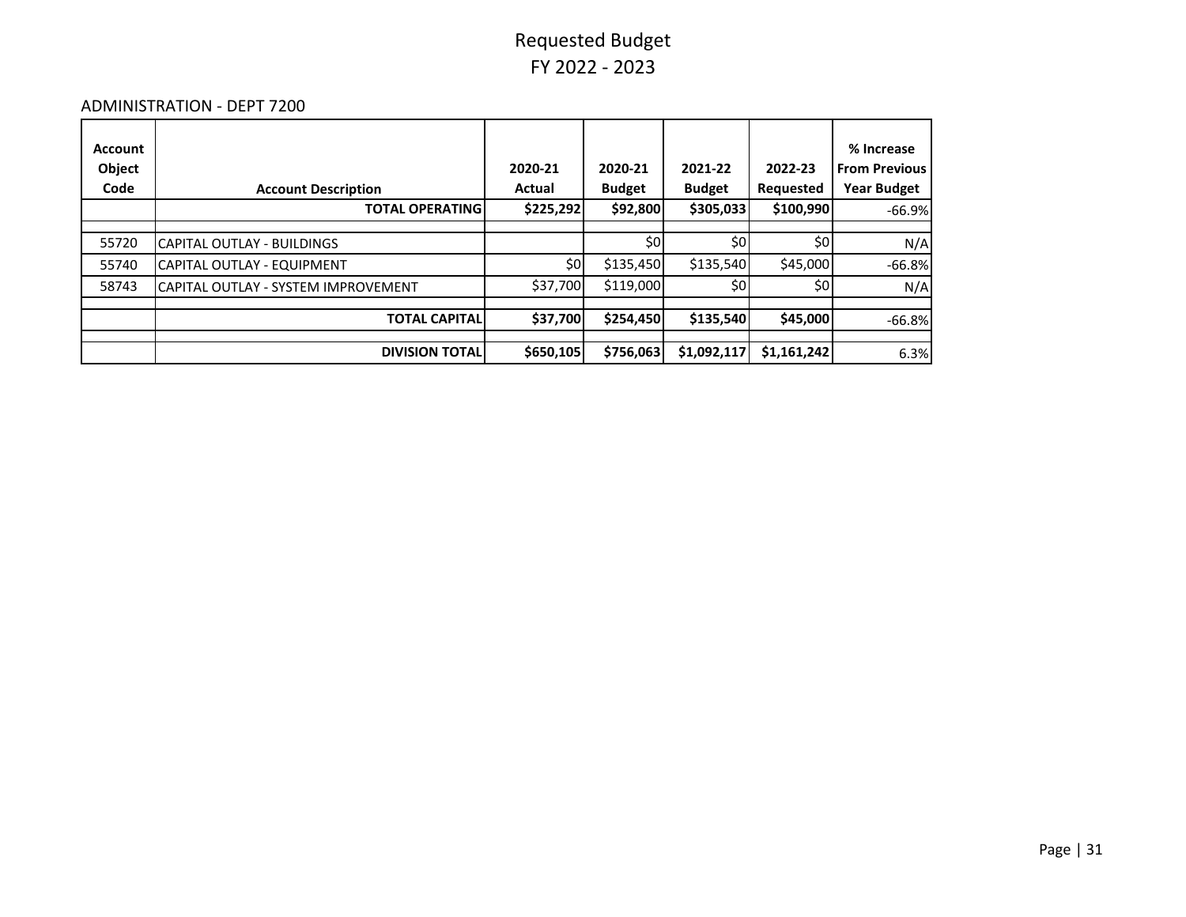# Requested Budget
# FY 2022 - 2023

ADMINISTRATION - DEPT 7200

| Account Object Code | Account Description | 2020-21 Actual | 2020-21 Budget | 2021-22 Budget | 2022-23 Requested | % Increase From Previous Year Budget |
|---|---|---|---|---|---|---|
| | **TOTAL OPERATING** | **$225,292** | **$92,800** | **$305,033** | **$100,990** | -66.9% |
| | | | | | | |
| 55720 | CAPITAL OUTLAY - BUILDINGS | | $0 | $0 | $0 | N/A |
| 55740 | CAPITAL OUTLAY - EQUIPMENT | $0 | $135,450 | $135,540 | $45,000 | -66.8% |
| 58743 | CAPITAL OUTLAY - SYSTEM IMPROVEMENT | $37,700 | $119,000 | $0 | $0 | N/A |
| | | | | | | |
| | **TOTAL CAPITAL** | **$37,700** | **$254,450** | **$135,540** | **$45,000** | -66.8% |
| | | | | | | |
| | **DIVISION TOTAL** | **$650,105** | **$756,063** | **$1,092,117** | **$1,161,242** | 6.3% |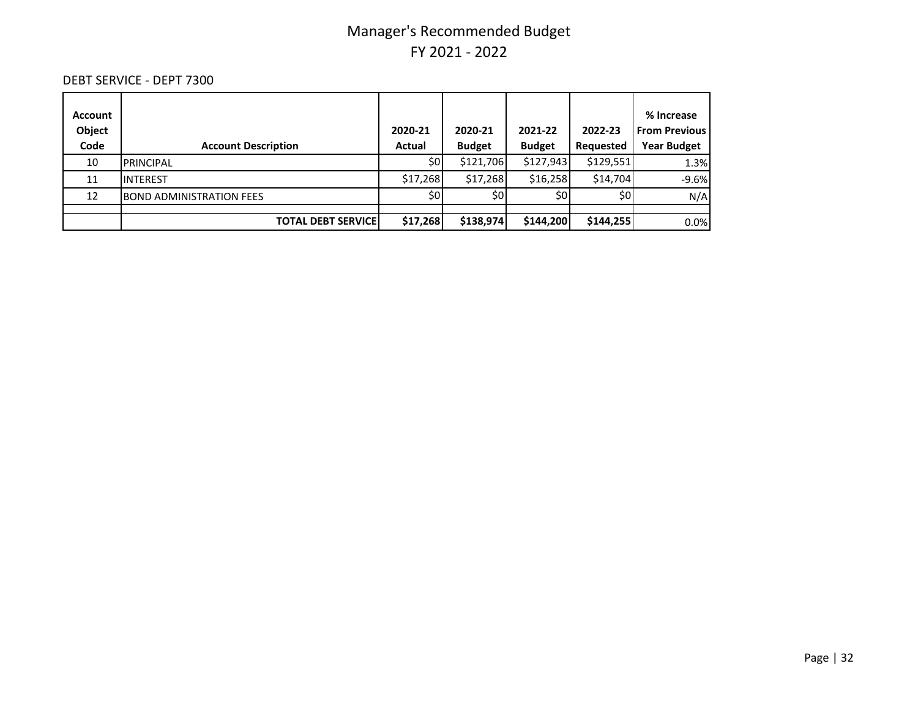# Manager's Recommended Budget
## FY 2021 - 2022

DEBT SERVICE - DEPT 7300

| Account Object Code | Account Description | 2020-21 Actual | 2020-21 Budget | 2021-22 Budget | 2022-23 Requested | % Increase From Previous Year Budget |
|---|---|---|---|---|---|---|
| 10 | PRINCIPAL | $0 | $121,706 | $127,943 | $129,551 | 1.3% |
| 11 | INTEREST | $17,268 | $17,268 | $16,258 | $14,704 | -9.6% |
| 12 | BOND ADMINISTRATION FEES | $0 | $0 | $0 | $0 | N/A |
| | | | | | | |
| | **TOTAL DEBT SERVICE** | **$17,268** | **$138,974** | **$144,200** | **$144,255** | 0.0% |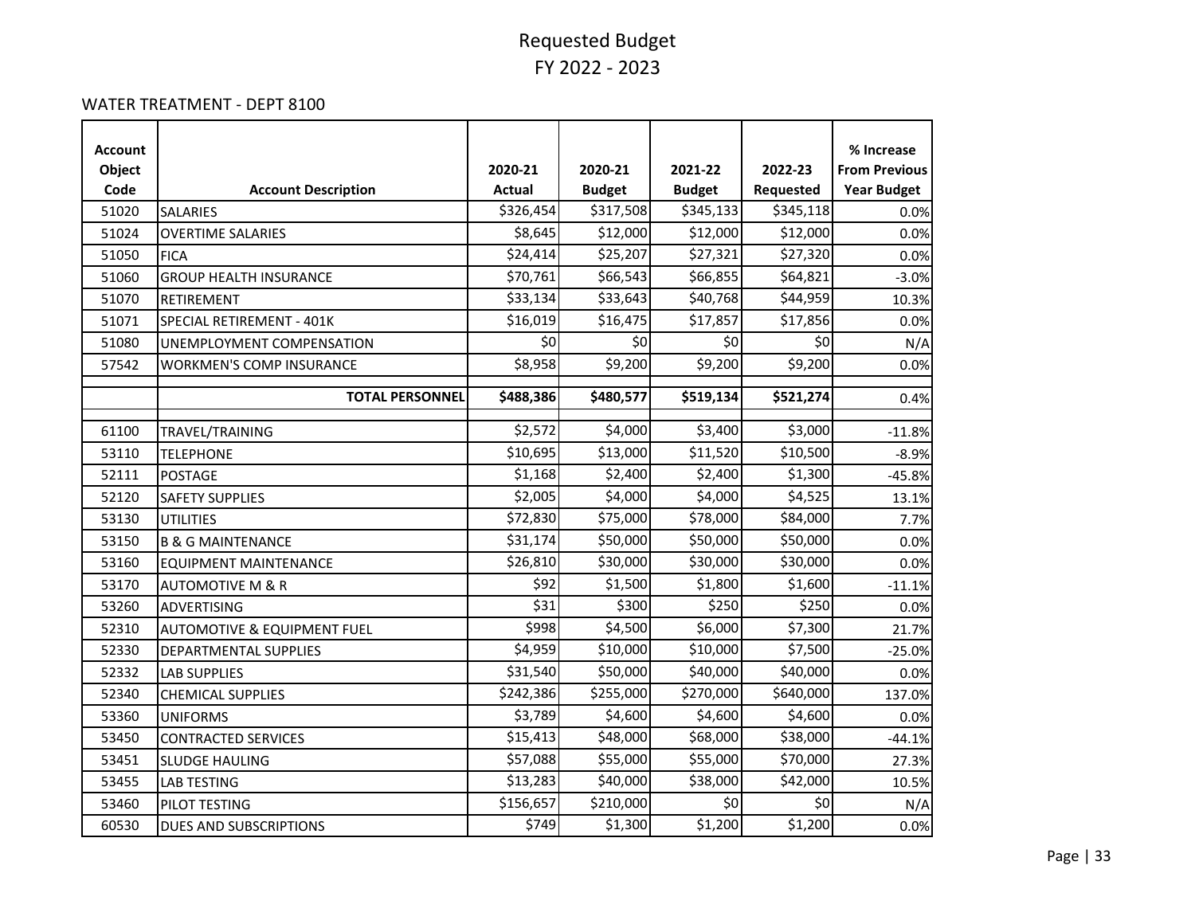# Requested Budget
## FY 2022 - 2023

WATER TREATMENT - DEPT 8100

| Account Object Code | Account Description | 2020-21 Actual | 2020-21 Budget | 2021-22 Budget | 2022-23 Requested | % Increase From Previous Year Budget |
|---|---|---|---|---|---|---|
| 51020 | SALARIES | $326,454 | $317,508 | $345,133 | $345,118 | 0.0% |
| 51024 | OVERTIME SALARIES | $8,645 | $12,000 | $12,000 | $12,000 | 0.0% |
| 51050 | FICA | $24,414 | $25,207 | $27,321 | $27,320 | 0.0% |
| 51060 | GROUP HEALTH INSURANCE | $70,761 | $66,543 | $66,855 | $64,821 | -3.0% |
| 51070 | RETIREMENT | $33,134 | $33,643 | $40,768 | $44,959 | 10.3% |
| 51071 | SPECIAL RETIREMENT - 401K | $16,019 | $16,475 | $17,857 | $17,856 | 0.0% |
| 51080 | UNEMPLOYMENT COMPENSATION | $0 | $0 | $0 | $0 | N/A |
| 57542 | WORKMEN'S COMP INSURANCE | $8,958 | $9,200 | $9,200 | $9,200 | 0.0% |
| | **TOTAL PERSONNEL** | **$488,386** | **$480,577** | **$519,134** | **$521,274** | 0.4% |
| 61100 | TRAVEL/TRAINING | $2,572 | $4,000 | $3,400 | $3,000 | -11.8% |
| 53110 | TELEPHONE | $10,695 | $13,000 | $11,520 | $10,500 | -8.9% |
| 52111 | POSTAGE | $1,168 | $2,400 | $2,400 | $1,300 | -45.8% |
| 52120 | SAFETY SUPPLIES | $2,005 | $4,000 | $4,000 | $4,525 | 13.1% |
| 53130 | UTILITIES | $72,830 | $75,000 | $78,000 | $84,000 | 7.7% |
| 53150 | B & G MAINTENANCE | $31,174 | $50,000 | $50,000 | $50,000 | 0.0% |
| 53160 | EQUIPMENT MAINTENANCE | $26,810 | $30,000 | $30,000 | $30,000 | 0.0% |
| 53170 | AUTOMOTIVE M & R | $92 | $1,500 | $1,800 | $1,600 | -11.1% |
| 53260 | ADVERTISING | $31 | $300 | $250 | $250 | 0.0% |
| 52310 | AUTOMOTIVE & EQUIPMENT FUEL | $998 | $4,500 | $6,000 | $7,300 | 21.7% |
| 52330 | DEPARTMENTAL SUPPLIES | $4,959 | $10,000 | $10,000 | $7,500 | -25.0% |
| 52332 | LAB SUPPLIES | $31,540 | $50,000 | $40,000 | $40,000 | 0.0% |
| 52340 | CHEMICAL SUPPLIES | $242,386 | $255,000 | $270,000 | $640,000 | 137.0% |
| 53360 | UNIFORMS | $3,789 | $4,600 | $4,600 | $4,600 | 0.0% |
| 53450 | CONTRACTED SERVICES | $15,413 | $48,000 | $68,000 | $38,000 | -44.1% |
| 53451 | SLUDGE HAULING | $57,088 | $55,000 | $55,000 | $70,000 | 27.3% |
| 53455 | LAB TESTING | $13,283 | $40,000 | $38,000 | $42,000 | 10.5% |
| 53460 | PILOT TESTING | $156,657 | $210,000 | $0 | $0 | N/A |
| 60530 | DUES AND SUBSCRIPTIONS | $749 | $1,300 | $1,200 | $1,200 | 0.0% |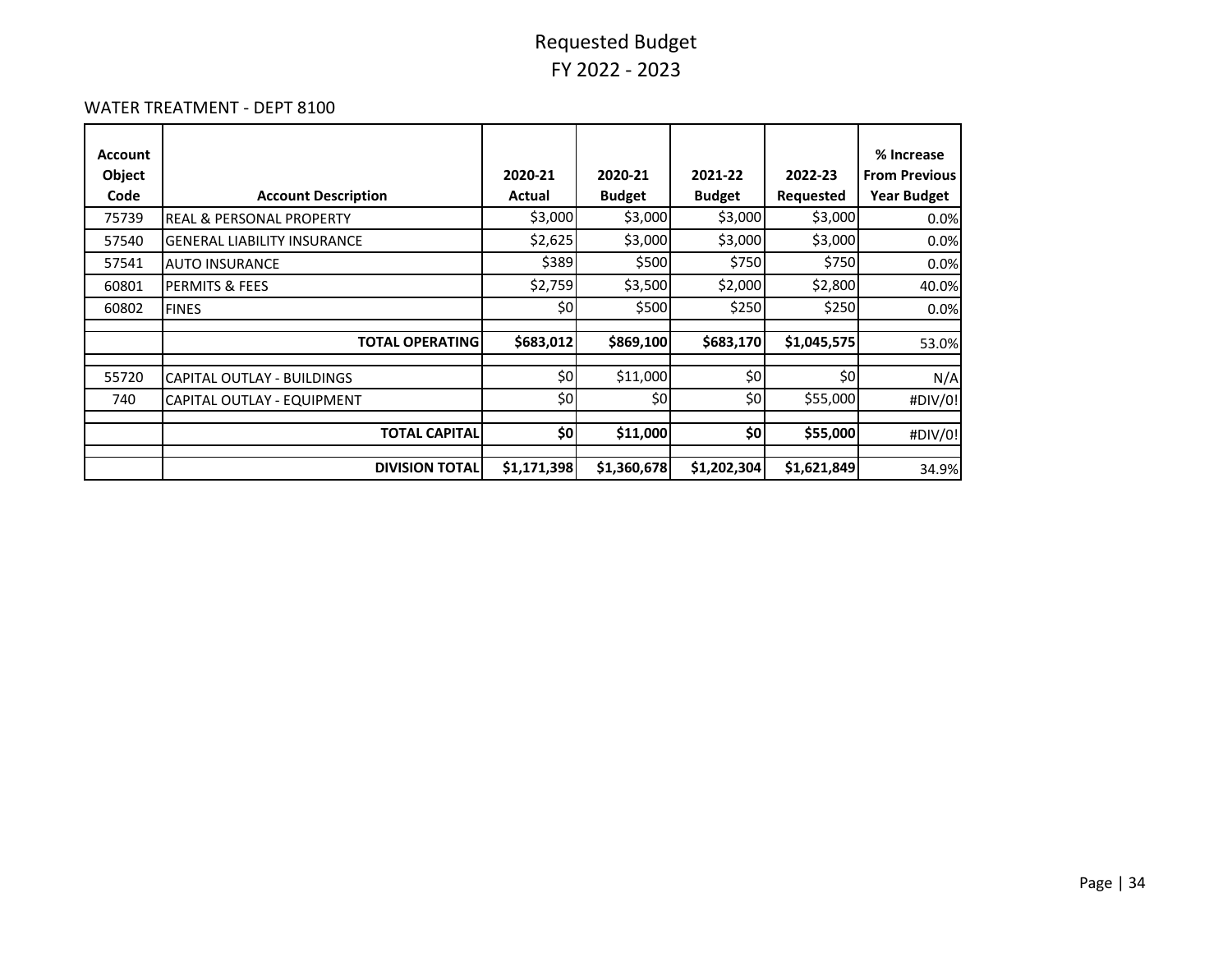# Requested Budget
# FY 2022 - 2023

WATER TREATMENT - DEPT 8100

| Account Object Code | Account Description | 2020-21 Actual | 2020-21 Budget | 2021-22 Budget | 2022-23 Requested | % Increase From Previous Year Budget |
|---|---|---|---|---|---|---|
| 75739 | REAL & PERSONAL PROPERTY | $3,000 | $3,000 | $3,000 | $3,000 | 0.0% |
| 57540 | GENERAL LIABILITY INSURANCE | $2,625 | $3,000 | $3,000 | $3,000 | 0.0% |
| 57541 | AUTO INSURANCE | $389 | $500 | $750 | $750 | 0.0% |
| 60801 | PERMITS & FEES | $2,759 | $3,500 | $2,000 | $2,800 | 40.0% |
| 60802 | FINES | $0 | $500 | $250 | $250 | 0.0% |
| | | | | | | |
| | **TOTAL OPERATING** | **$683,012** | **$869,100** | **$683,170** | **$1,045,575** | 53.0% |
| | | | | | | |
| 55720 | CAPITAL OUTLAY - BUILDINGS | $0 | $11,000 | $0 | $0 | N/A |
| 740 | CAPITAL OUTLAY - EQUIPMENT | $0 | $0 | $0 | $55,000 | #DIV/0! |
| | | | | | | |
| | **TOTAL CAPITAL** | **$0** | **$11,000** | **$0** | **$55,000** | #DIV/0! |
| | | | | | | |
| | **DIVISION TOTAL** | **$1,171,398** | **$1,360,678** | **$1,202,304** | **$1,621,849** | 34.9% |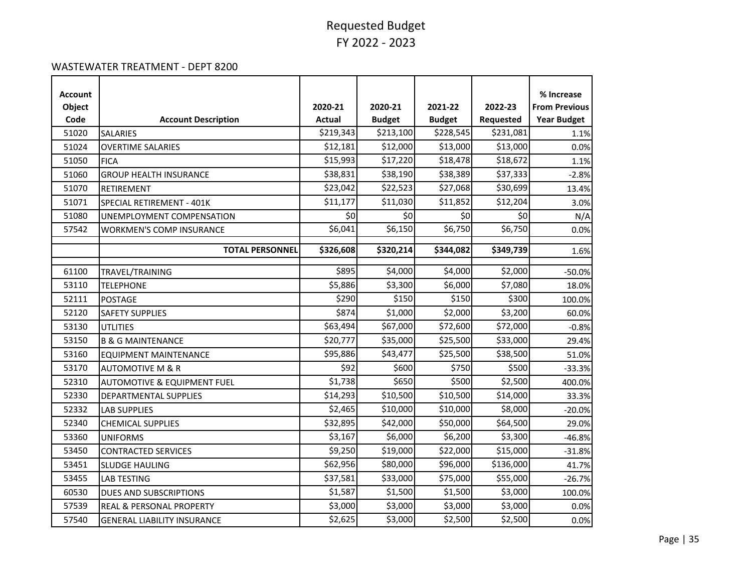# Requested Budget
# FY 2022 - 2023

WASTEWATER TREATMENT - DEPT 8200

| Account Object Code | Account Description | 2020-21 Actual | 2020-21 Budget | 2021-22 Budget | 2022-23 Requested | % Increase From Previous Year Budget |
|---|---|---|---|---|---|---|
| 51020 | SALARIES | $219,343 | $213,100 | $228,545 | $231,081 | 1.1% |
| 51024 | OVERTIME SALARIES | $12,181 | $12,000 | $13,000 | $13,000 | 0.0% |
| 51050 | FICA | $15,993 | $17,220 | $18,478 | $18,672 | 1.1% |
| 51060 | GROUP HEALTH INSURANCE | $38,831 | $38,190 | $38,389 | $37,333 | -2.8% |
| 51070 | RETIREMENT | $23,042 | $22,523 | $27,068 | $30,699 | 13.4% |
| 51071 | SPECIAL RETIREMENT - 401K | $11,177 | $11,030 | $11,852 | $12,204 | 3.0% |
| 51080 | UNEMPLOYMENT COMPENSATION | $0 | $0 | $0 | $0 | N/A |
| 57542 | WORKMEN'S COMP INSURANCE | $6,041 | $6,150 | $6,750 | $6,750 | 0.0% |
| | **TOTAL PERSONNEL** | **$326,608** | **$320,214** | **$344,082** | **$349,739** | 1.6% |
| 61100 | TRAVEL/TRAINING | $895 | $4,000 | $4,000 | $2,000 | -50.0% |
| 53110 | TELEPHONE | $5,886 | $3,300 | $6,000 | $7,080 | 18.0% |
| 52111 | POSTAGE | $290 | $150 | $150 | $300 | 100.0% |
| 52120 | SAFETY SUPPLIES | $874 | $1,000 | $2,000 | $3,200 | 60.0% |
| 53130 | UTLITIES | $63,494 | $67,000 | $72,600 | $72,000 | -0.8% |
| 53150 | B & G MAINTENANCE | $20,777 | $35,000 | $25,500 | $33,000 | 29.4% |
| 53160 | EQUIPMENT MAINTENANCE | $95,886 | $43,477 | $25,500 | $38,500 | 51.0% |
| 53170 | AUTOMOTIVE M & R | $92 | $600 | $750 | $500 | -33.3% |
| 52310 | AUTOMOTIVE & EQUIPMENT FUEL | $1,738 | $650 | $500 | $2,500 | 400.0% |
| 52330 | DEPARTMENTAL SUPPLIES | $14,293 | $10,500 | $10,500 | $14,000 | 33.3% |
| 52332 | LAB SUPPLIES | $2,465 | $10,000 | $10,000 | $8,000 | -20.0% |
| 52340 | CHEMICAL SUPPLIES | $32,895 | $42,000 | $50,000 | $64,500 | 29.0% |
| 53360 | UNIFORMS | $3,167 | $6,000 | $6,200 | $3,300 | -46.8% |
| 53450 | CONTRACTED SERVICES | $9,250 | $19,000 | $22,000 | $15,000 | -31.8% |
| 53451 | SLUDGE HAULING | $62,956 | $80,000 | $96,000 | $136,000 | 41.7% |
| 53455 | LAB TESTING | $37,581 | $33,000 | $75,000 | $55,000 | -26.7% |
| 60530 | DUES AND SUBSCRIPTIONS | $1,587 | $1,500 | $1,500 | $3,000 | 100.0% |
| 57539 | REAL & PERSONAL PROPERTY | $3,000 | $3,000 | $3,000 | $3,000 | 0.0% |
| 57540 | GENERAL LIABILITY INSURANCE | $2,625 | $3,000 | $2,500 | $2,500 | 0.0% |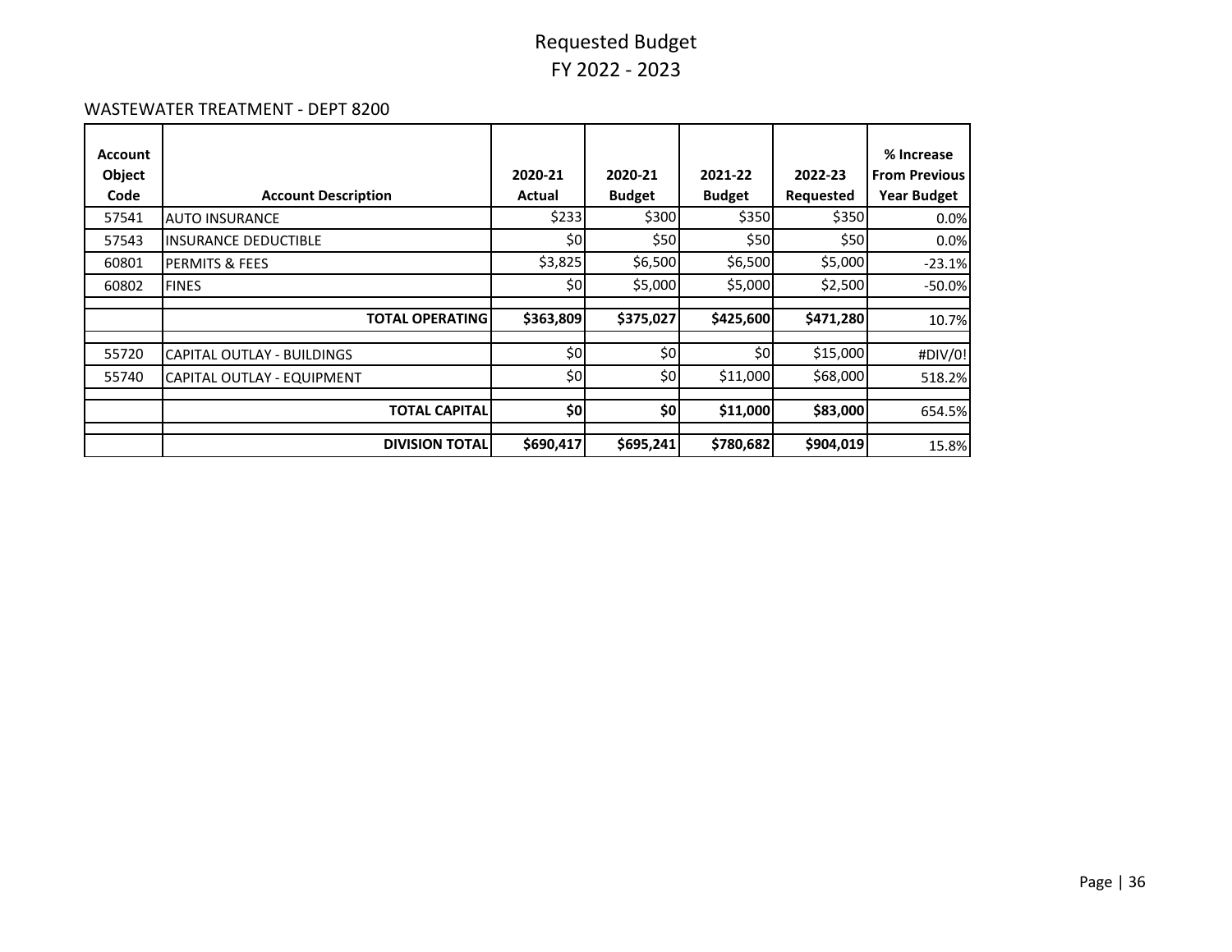# Requested Budget
# FY 2022 - 2023

WASTEWATER TREATMENT - DEPT 8200

| Account Object Code | Account Description | 2020-21 Actual | 2020-21 Budget | 2021-22 Budget | 2022-23 Requested | % Increase From Previous Year Budget |
|---|---|---|---|---|---|---|
| 57541 | AUTO INSURANCE | $233 | $300 | $350 | $350 | 0.0% |
| 57543 | INSURANCE DEDUCTIBLE | $0 | $50 | $50 | $50 | 0.0% |
| 60801 | PERMITS & FEES | $3,825 | $6,500 | $6,500 | $5,000 | -23.1% |
| 60802 | FINES | $0 | $5,000 | $5,000 | $2,500 | -50.0% |
| | | | | | | |
| | **TOTAL OPERATING** | **$363,809** | **$375,027** | **$425,600** | **$471,280** | 10.7% |
| | | | | | | |
| 55720 | CAPITAL OUTLAY - BUILDINGS | $0 | $0 | $0 | $15,000 | #DIV/0! |
| 55740 | CAPITAL OUTLAY - EQUIPMENT | $0 | $0 | $11,000 | $68,000 | 518.2% |
| | | | | | | |
| | **TOTAL CAPITAL** | **$0** | **$0** | **$11,000** | **$83,000** | 654.5% |
| | | | | | | |
| | **DIVISION TOTAL** | **$690,417** | **$695,241** | **$780,682** | **$904,019** | 15.8% |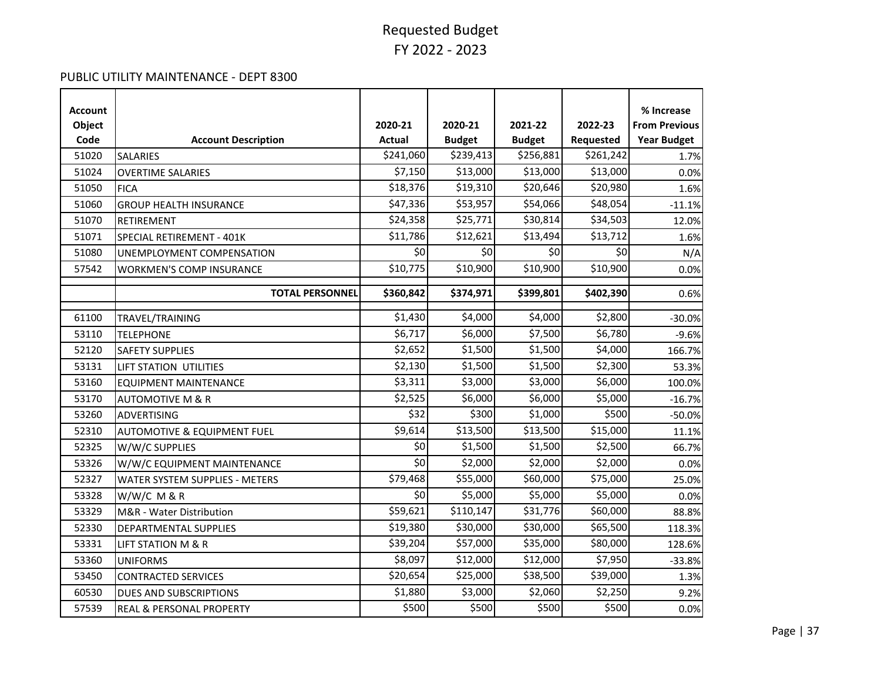# Requested Budget
# FY 2022 - 2023

PUBLIC UTILITY MAINTENANCE - DEPT 8300

| Account Object Code | Account Description | 2020-21 Actual | 2020-21 Budget | 2021-22 Budget | 2022-23 Requested | % Increase From Previous Year Budget |
|---|---|---|---|---|---|---|
| 51020 | SALARIES | $241,060 | $239,413 | $256,881 | $261,242 | 1.7% |
| 51024 | OVERTIME SALARIES | $7,150 | $13,000 | $13,000 | $13,000 | 0.0% |
| 51050 | FICA | $18,376 | $19,310 | $20,646 | $20,980 | 1.6% |
| 51060 | GROUP HEALTH INSURANCE | $47,336 | $53,957 | $54,066 | $48,054 | -11.1% |
| 51070 | RETIREMENT | $24,358 | $25,771 | $30,814 | $34,503 | 12.0% |
| 51071 | SPECIAL RETIREMENT - 401K | $11,786 | $12,621 | $13,494 | $13,712 | 1.6% |
| 51080 | UNEMPLOYMENT COMPENSATION | $0 | $0 | $0 | $0 | N/A |
| 57542 | WORKMEN'S COMP INSURANCE | $10,775 | $10,900 | $10,900 | $10,900 | 0.0% |
| | **TOTAL PERSONNEL** | **$360,842** | **$374,971** | **$399,801** | **$402,390** | 0.6% |
| 61100 | TRAVEL/TRAINING | $1,430 | $4,000 | $4,000 | $2,800 | -30.0% |
| 53110 | TELEPHONE | $6,717 | $6,000 | $7,500 | $6,780 | -9.6% |
| 52120 | SAFETY SUPPLIES | $2,652 | $1,500 | $1,500 | $4,000 | 166.7% |
| 53131 | LIFT STATION UTILITIES | $2,130 | $1,500 | $1,500 | $2,300 | 53.3% |
| 53160 | EQUIPMENT MAINTENANCE | $3,311 | $3,000 | $3,000 | $6,000 | 100.0% |
| 53170 | AUTOMOTIVE M & R | $2,525 | $6,000 | $6,000 | $5,000 | -16.7% |
| 53260 | ADVERTISING | $32 | $300 | $1,000 | $500 | -50.0% |
| 52310 | AUTOMOTIVE & EQUIPMENT FUEL | $9,614 | $13,500 | $13,500 | $15,000 | 11.1% |
| 52325 | W/W/C SUPPLIES | $0 | $1,500 | $1,500 | $2,500 | 66.7% |
| 53326 | W/W/C EQUIPMENT MAINTENANCE | $0 | $2,000 | $2,000 | $2,000 | 0.0% |
| 52327 | WATER SYSTEM SUPPLIES - METERS | $79,468 | $55,000 | $60,000 | $75,000 | 25.0% |
| 53328 | W/W/C M & R | $0 | $5,000 | $5,000 | $5,000 | 0.0% |
| 53329 | M&R - Water Distribution | $59,621 | $110,147 | $31,776 | $60,000 | 88.8% |
| 52330 | DEPARTMENTAL SUPPLIES | $19,380 | $30,000 | $30,000 | $65,500 | 118.3% |
| 53331 | LIFT STATION M & R | $39,204 | $57,000 | $35,000 | $80,000 | 128.6% |
| 53360 | UNIFORMS | $8,097 | $12,000 | $12,000 | $7,950 | -33.8% |
| 53450 | CONTRACTED SERVICES | $20,654 | $25,000 | $38,500 | $39,000 | 1.3% |
| 60530 | DUES AND SUBSCRIPTIONS | $1,880 | $3,000 | $2,060 | $2,250 | 9.2% |
| 57539 | REAL & PERSONAL PROPERTY | $500 | $500 | $500 | $500 | 0.0% |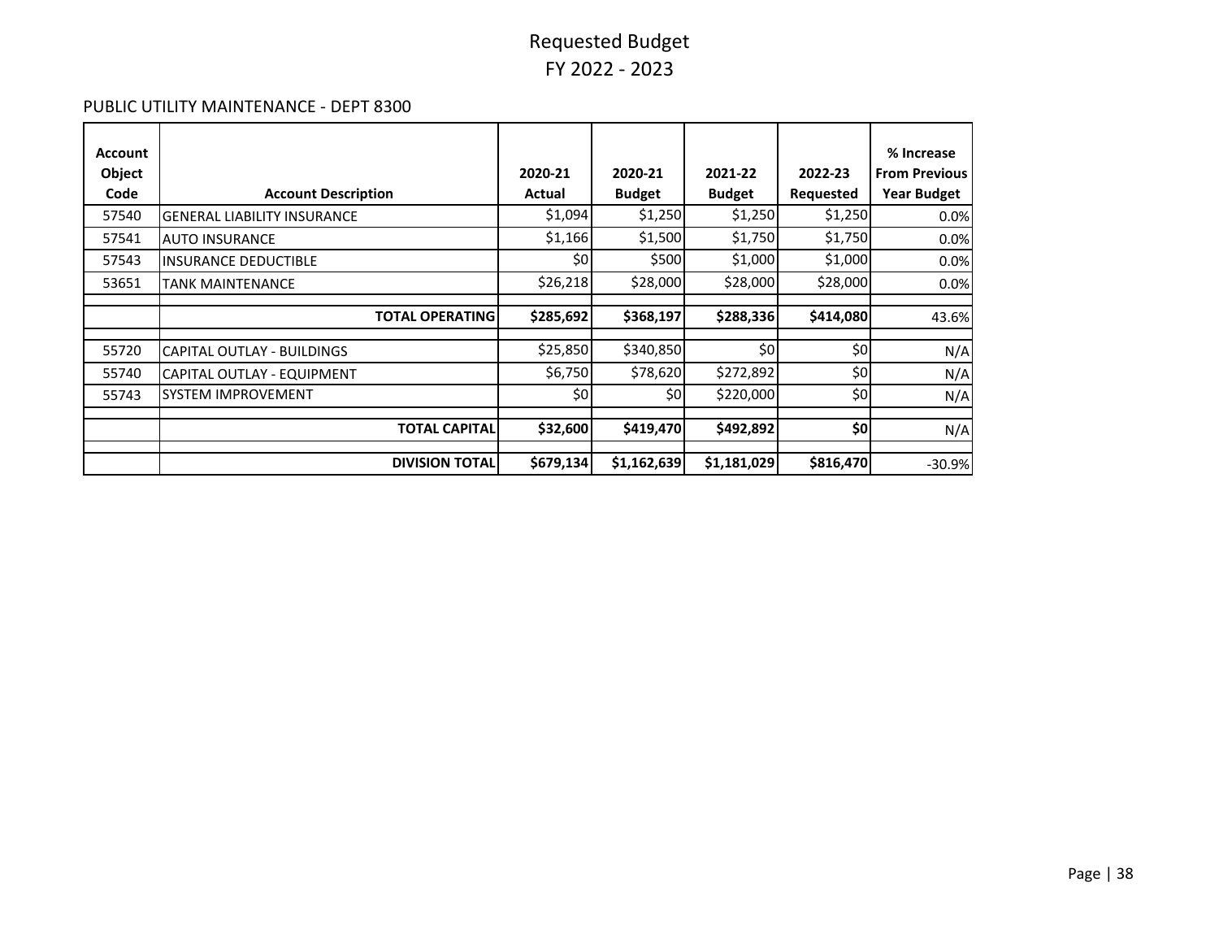# Requested Budget
# FY 2022 - 2023

PUBLIC UTILITY MAINTENANCE - DEPT 8300

| Account Object Code | Account Description | 2020-21 Actual | 2020-21 Budget | 2021-22 Budget | 2022-23 Requested | % Increase From Previous Year Budget |
|---|---|---|---|---|---|---|
| 57540 | GENERAL LIABILITY INSURANCE | $1,094 | $1,250 | $1,250 | $1,250 | 0.0% |
| 57541 | AUTO INSURANCE | $1,166 | $1,500 | $1,750 | $1,750 | 0.0% |
| 57543 | INSURANCE DEDUCTIBLE | $0 | $500 | $1,000 | $1,000 | 0.0% |
| 53651 | TANK MAINTENANCE | $26,218 | $28,000 | $28,000 | $28,000 | 0.0% |
| | **TOTAL OPERATING** | **$285,692** | **$368,197** | **$288,336** | **$414,080** | 43.6% |
| 55720 | CAPITAL OUTLAY - BUILDINGS | $25,850 | $340,850 | $0 | $0 | N/A |
| 55740 | CAPITAL OUTLAY - EQUIPMENT | $6,750 | $78,620 | $272,892 | $0 | N/A |
| 55743 | SYSTEM IMPROVEMENT | $0 | $0 | $220,000 | $0 | N/A |
| | **TOTAL CAPITAL** | **$32,600** | **$419,470** | **$492,892** | **$0** | N/A |
| | **DIVISION TOTAL** | **$679,134** | **$1,162,639** | **$1,181,029** | **$816,470** | -30.9% |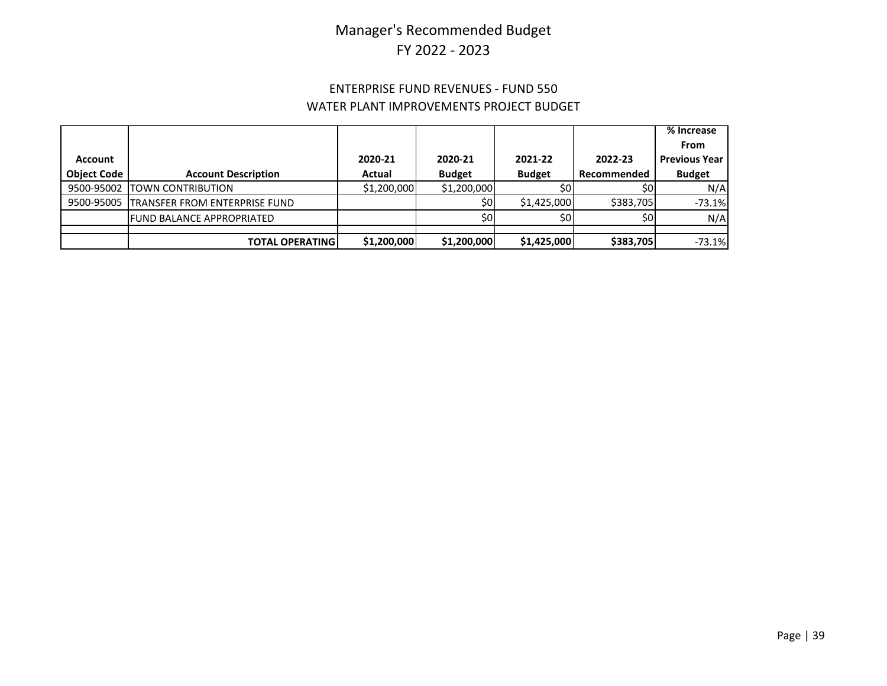# Manager's Recommended Budget
# FY 2022 - 2023

## ENTERPRISE FUND REVENUES - FUND 550
## WATER PLANT IMPROVEMENTS PROJECT BUDGET

| Account Object Code | Account Description | 2020-21 Actual | 2020-21 Budget | 2021-22 Budget | 2022-23 Recommended | % Increase From Previous Year Budget |
|---|---|---|---|---|---|---|
| 9500-95002 | TOWN CONTRIBUTION | $1,200,000 | $1,200,000 | $0 | $0 | N/A |
| 9500-95005 | TRANSFER FROM ENTERPRISE FUND | | $0 | $1,425,000 | $383,705 | -73.1% |
| | FUND BALANCE APPROPRIATED | | $0 | $0 | $0 | N/A |
| | | | | | | |
| | **TOTAL OPERATING** | **$1,200,000** | **$1,200,000** | **$1,425,000** | **$383,705** | -73.1% |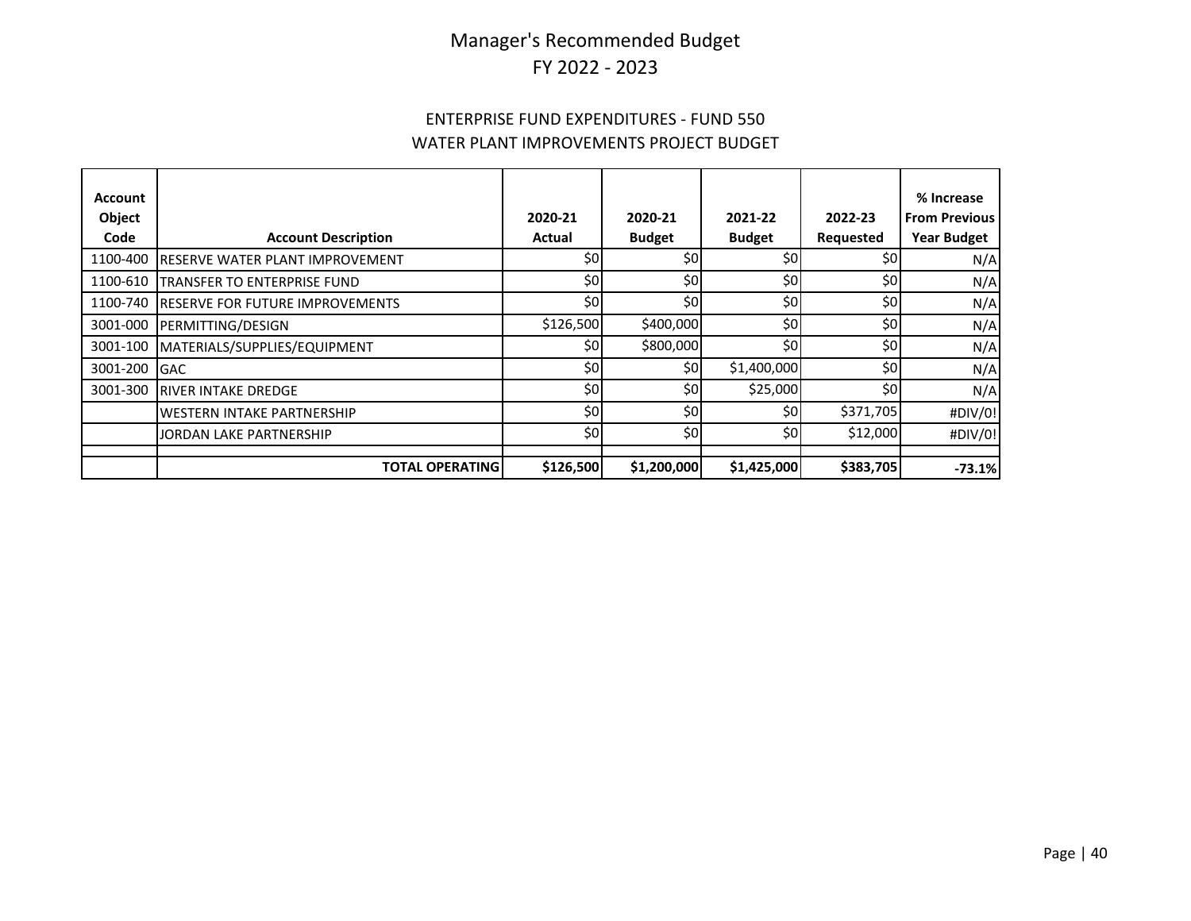# Manager's Recommended Budget
# FY 2022 - 2023

## ENTERPRISE FUND EXPENDITURES - FUND 550
## WATER PLANT IMPROVEMENTS PROJECT BUDGET

| Account Object Code | Account Description | 2020-21 Actual | 2020-21 Budget | 2021-22 Budget | 2022-23 Requested | % Increase From Previous Year Budget |
|---|---|---|---|---|---|---|
| 1100-400 | RESERVE WATER PLANT IMPROVEMENT | $0 | $0 | $0 | $0 | N/A |
| 1100-610 | TRANSFER TO ENTERPRISE FUND | $0 | $0 | $0 | $0 | N/A |
| 1100-740 | RESERVE FOR FUTURE IMPROVEMENTS | $0 | $0 | $0 | $0 | N/A |
| 3001-000 | PERMITTING/DESIGN | $126,500 | $400,000 | $0 | $0 | N/A |
| 3001-100 | MATERIALS/SUPPLIES/EQUIPMENT | $0 | $800,000 | $0 | $0 | N/A |
| 3001-200 | GAC | $0 | $0 | $1,400,000 | $0 | N/A |
| 3001-300 | RIVER INTAKE DREDGE | $0 | $0 | $25,000 | $0 | N/A |
| | WESTERN INTAKE PARTNERSHIP | $0 | $0 | $0 | $371,705 | #DIV/0! |
| | JORDAN LAKE PARTNERSHIP | $0 | $0 | $0 | $12,000 | #DIV/0! |
| | | | | | | |
| | **TOTAL OPERATING** | **$126,500** | **$1,200,000** | **$1,425,000** | **$383,705** | **-73.1%** |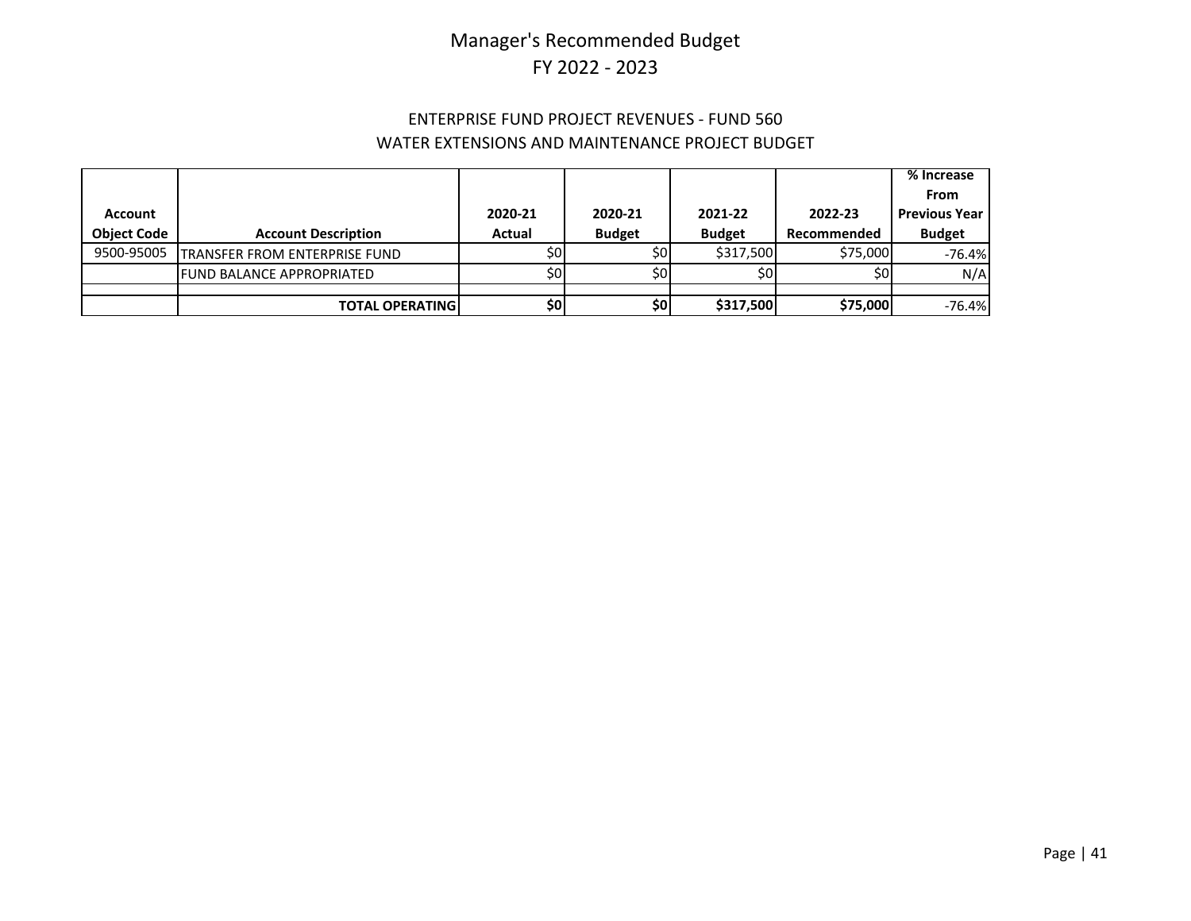# Manager's Recommended Budget
# FY 2022 - 2023

## ENTERPRISE FUND PROJECT REVENUES - FUND 560
## WATER EXTENSIONS AND MAINTENANCE PROJECT BUDGET

| Account Object Code | Account Description | 2020-21 Actual | 2020-21 Budget | 2021-22 Budget | 2022-23 Recommended | % Increase From Previous Year Budget |
|---|---|---|---|---|---|---|
| 9500-95005 | TRANSFER FROM ENTERPRISE FUND | $0 | $0 | $317,500 | $75,000 | -76.4% |
| | FUND BALANCE APPROPRIATED | $0 | $0 | $0 | $0 | N/A |
| | | | | | | |
| | **TOTAL OPERATING** | **$0** | **$0** | **$317,500** | **$75,000** | -76.4% |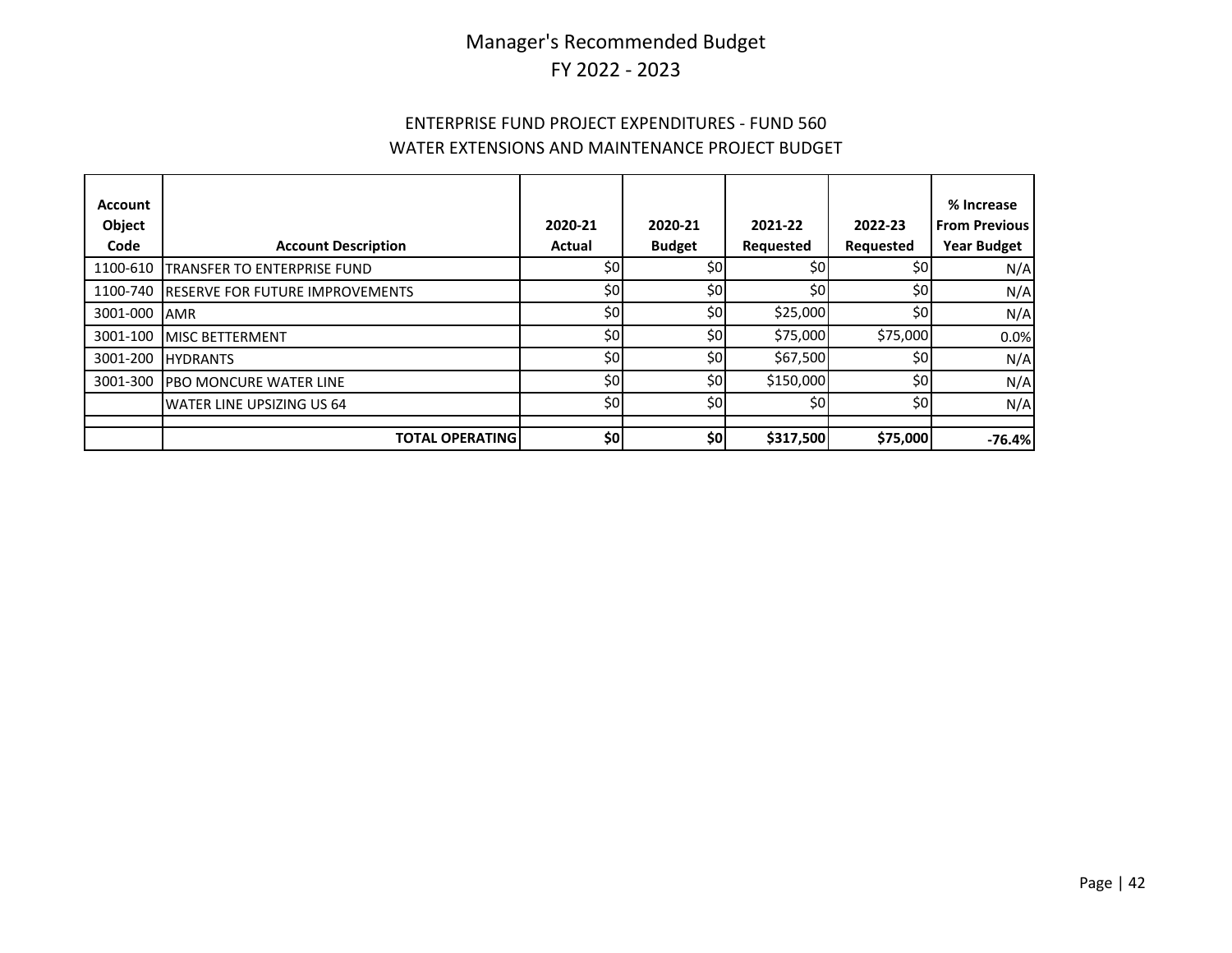# Manager's Recommended Budget
# FY 2022 - 2023

## ENTERPRISE FUND PROJECT EXPENDITURES - FUND 560
## WATER EXTENSIONS AND MAINTENANCE PROJECT BUDGET

| Account Object Code | Account Description | 2020-21 Actual | 2020-21 Budget | 2021-22 Requested | 2022-23 Requested | % Increase From Previous Year Budget |
|---|---|---|---|---|---|---|
| 1100-610 | TRANSFER TO ENTERPRISE FUND | $0 | $0 | $0 | $0 | N/A |
| 1100-740 | RESERVE FOR FUTURE IMPROVEMENTS | $0 | $0 | $0 | $0 | N/A |
| 3001-000 | AMR | $0 | $0 | $25,000 | $0 | N/A |
| 3001-100 | MISC BETTERMENT | $0 | $0 | $75,000 | $75,000 | 0.0% |
| 3001-200 | HYDRANTS | $0 | $0 | $67,500 | $0 | N/A |
| 3001-300 | PBO MONCURE WATER LINE | $0 | $0 | $150,000 | $0 | N/A |
| | WATER LINE UPSIZING US 64 | $0 | $0 | $0 | $0 | N/A |
| | | | | | | |
| | **TOTAL OPERATING** | **$0** | **$0** | **$317,500** | **$75,000** | **-76.4%** |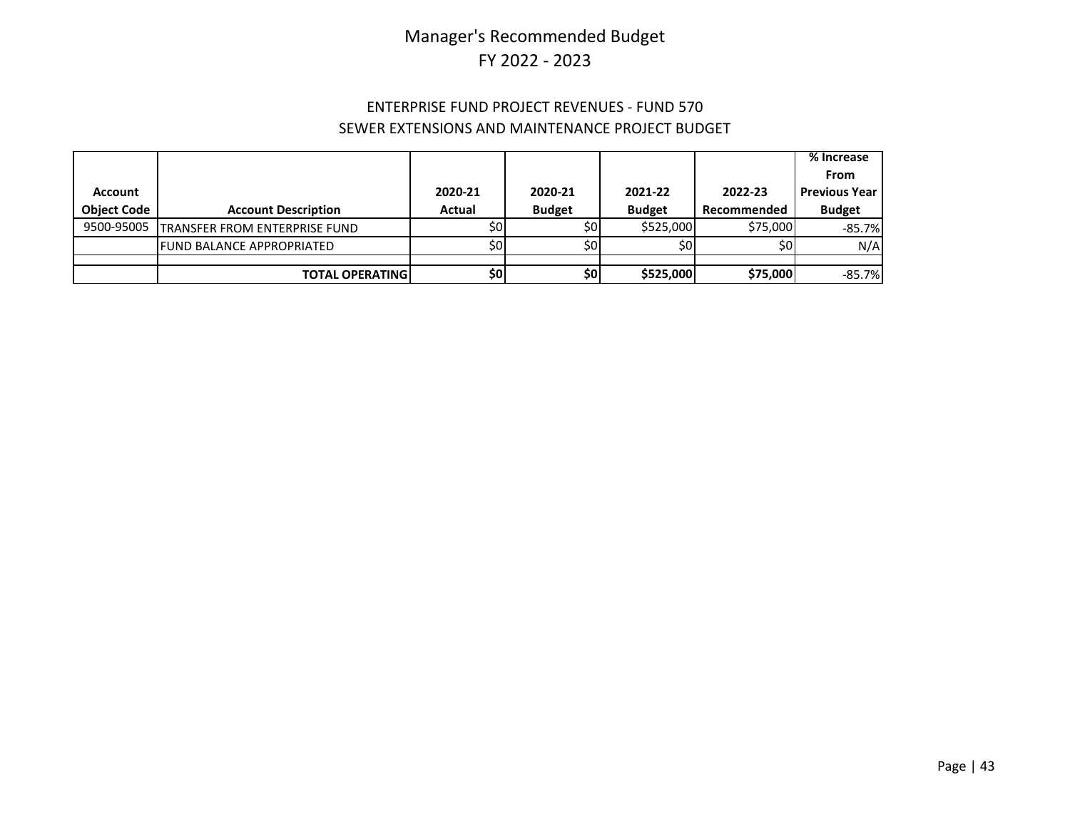# Manager's Recommended Budget
# FY 2022 - 2023

## ENTERPRISE FUND PROJECT REVENUES - FUND 570
## SEWER EXTENSIONS AND MAINTENANCE PROJECT BUDGET

| Account Object Code | Account Description | 2020-21 Actual | 2020-21 Budget | 2021-22 Budget | 2022-23 Recommended | % Increase From Previous Year Budget |
|---|---|---|---|---|---|---|
| 9500-95005 | TRANSFER FROM ENTERPRISE FUND | $0 | $0 | $525,000 | $75,000 | -85.7% |
| | FUND BALANCE APPROPRIATED | $0 | $0 | $0 | $0 | N/A |
| | | | | | | |
| | **TOTAL OPERATING** | **$0** | **$0** | **$525,000** | **$75,000** | -85.7% |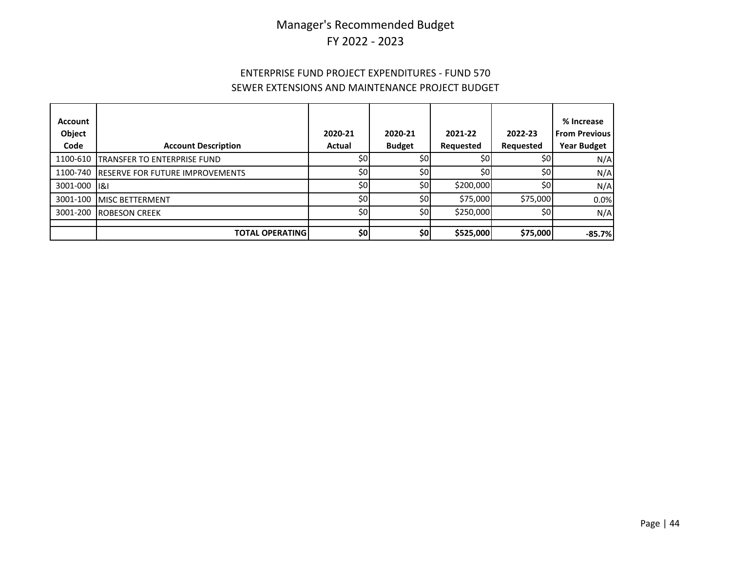# Manager's Recommended Budget
# FY 2022 - 2023

## ENTERPRISE FUND PROJECT EXPENDITURES - FUND 570
## SEWER EXTENSIONS AND MAINTENANCE PROJECT BUDGET

| Account Object Code | Account Description | 2020-21 Actual | 2020-21 Budget | 2021-22 Requested | 2022-23 Requested | % Increase From Previous Year Budget |
|---|---|---|---|---|---|---|
| 1100-610 | TRANSFER TO ENTERPRISE FUND | $0 | $0 | $0 | $0 | N/A |
| 1100-740 | RESERVE FOR FUTURE IMPROVEMENTS | $0 | $0 | $0 | $0 | N/A |
| 3001-000 | I&I | $0 | $0 | $200,000 | $0 | N/A |
| 3001-100 | MISC BETTERMENT | $0 | $0 | $75,000 | $75,000 | 0.0% |
| 3001-200 | ROBESON CREEK | $0 | $0 | $250,000 | $0 | N/A |
| | | | | | | |
| | **TOTAL OPERATING** | **$0** | **$0** | **$525,000** | **$75,000** | **-85.7%** |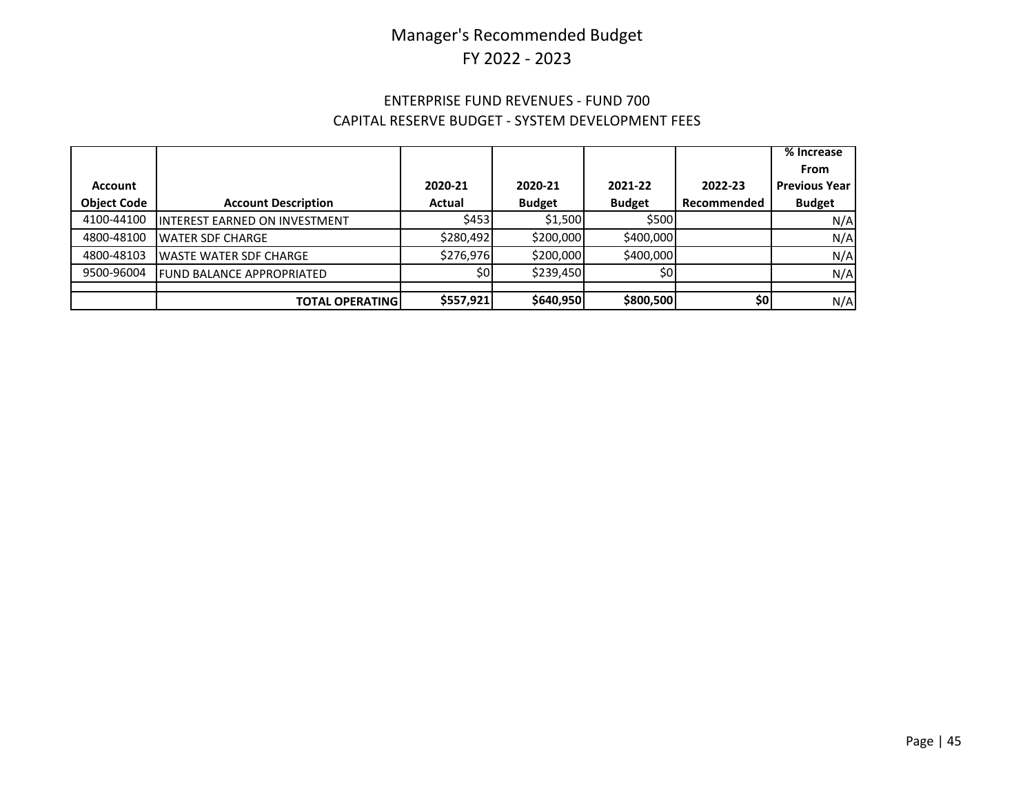# Manager's Recommended Budget
# FY 2022 - 2023

## ENTERPRISE FUND REVENUES - FUND 700
## CAPITAL RESERVE BUDGET - SYSTEM DEVELOPMENT FEES

| Account Object Code | Account Description | 2020-21 Actual | 2020-21 Budget | 2021-22 Budget | 2022-23 Recommended | % Increase From Previous Year Budget |
|---|---|---|---|---|---|---|
| 4100-44100 | INTEREST EARNED ON INVESTMENT | $453 | $1,500 | $500 | | N/A |
| 4800-48100 | WATER SDF CHARGE | $280,492 | $200,000 | $400,000 | | N/A |
| 4800-48103 | WASTE WATER SDF CHARGE | $276,976 | $200,000 | $400,000 | | N/A |
| 9500-96004 | FUND BALANCE APPROPRIATED | $0 | $239,450 | $0 | | N/A |
| | | | | | | |
| | **TOTAL OPERATING** | **$557,921** | **$640,950** | **$800,500** | **$0** | N/A |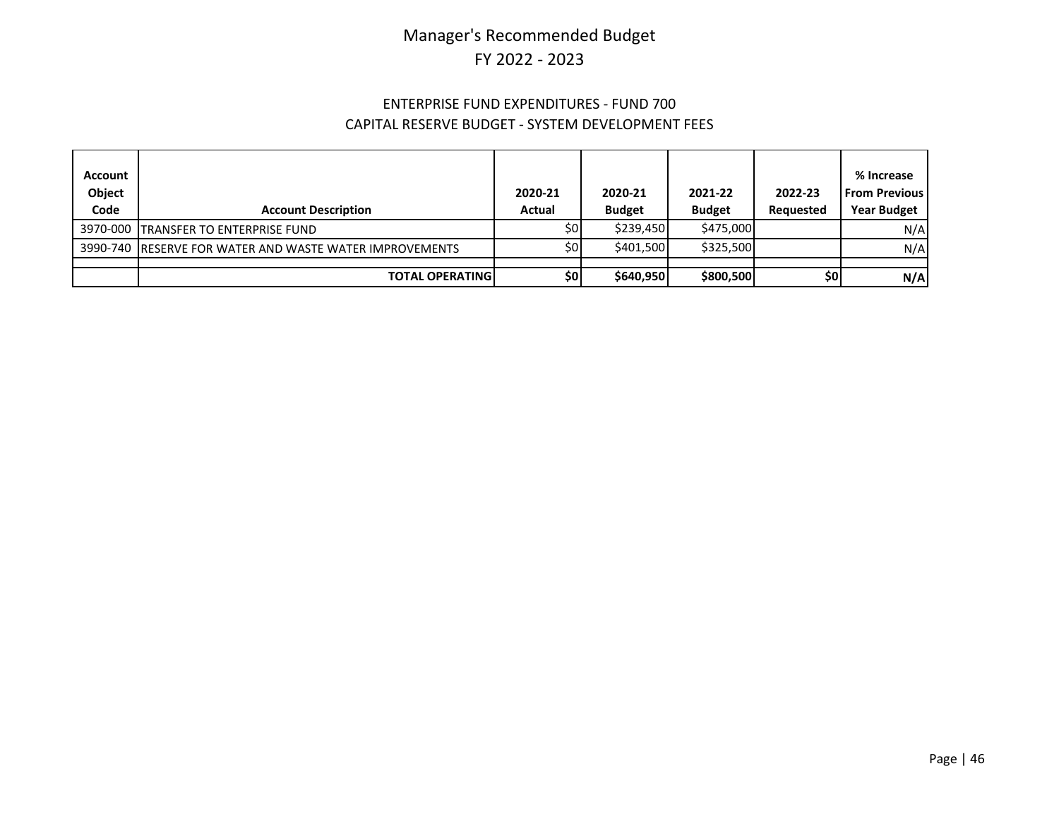# Manager's Recommended Budget
# FY 2022 - 2023

## ENTERPRISE FUND EXPENDITURES - FUND 700
## CAPITAL RESERVE BUDGET - SYSTEM DEVELOPMENT FEES

| Account Object Code | Account Description | 2020-21 Actual | 2020-21 Budget | 2021-22 Budget | 2022-23 Requested | % Increase From Previous Year Budget |
|---|---|---|---|---|---|---|
| 3970-000 | TRANSFER TO ENTERPRISE FUND | $0 | $239,450 | $475,000 | | N/A |
| 3990-740 | RESERVE FOR WATER AND WASTE WATER IMPROVEMENTS | $0 | $401,500 | $325,500 | | N/A |
| | | | | | | |
| | **TOTAL OPERATING** | **$0** | **$640,950** | **$800,500** | **$0** | **N/A** |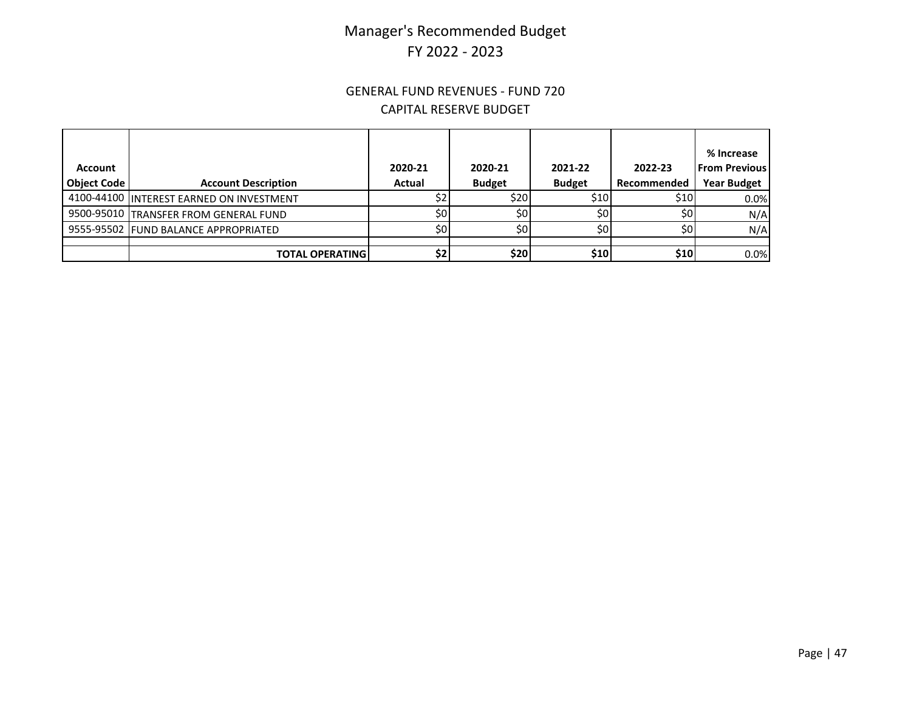# Manager's Recommended Budget
## FY 2022 - 2023

### GENERAL FUND REVENUES - FUND 720
### CAPITAL RESERVE BUDGET

| Account Object Code | Account Description | 2020-21 Actual | 2020-21 Budget | 2021-22 Budget | 2022-23 Recommended | % Increase From Previous Year Budget |
|---|---|---|---|---|---|---|
| 4100-44100 | INTEREST EARNED ON INVESTMENT | $2 | $20 | $10 | $10 | 0.0% |
| 9500-95010 | TRANSFER FROM GENERAL FUND | $0 | $0 | $0 | $0 | N/A |
| 9555-95502 | FUND BALANCE APPROPRIATED | $0 | $0 | $0 | $0 | N/A |
| | | | | | | |
| | **TOTAL OPERATING** | **$2** | **$20** | **$10** | **$10** | 0.0% |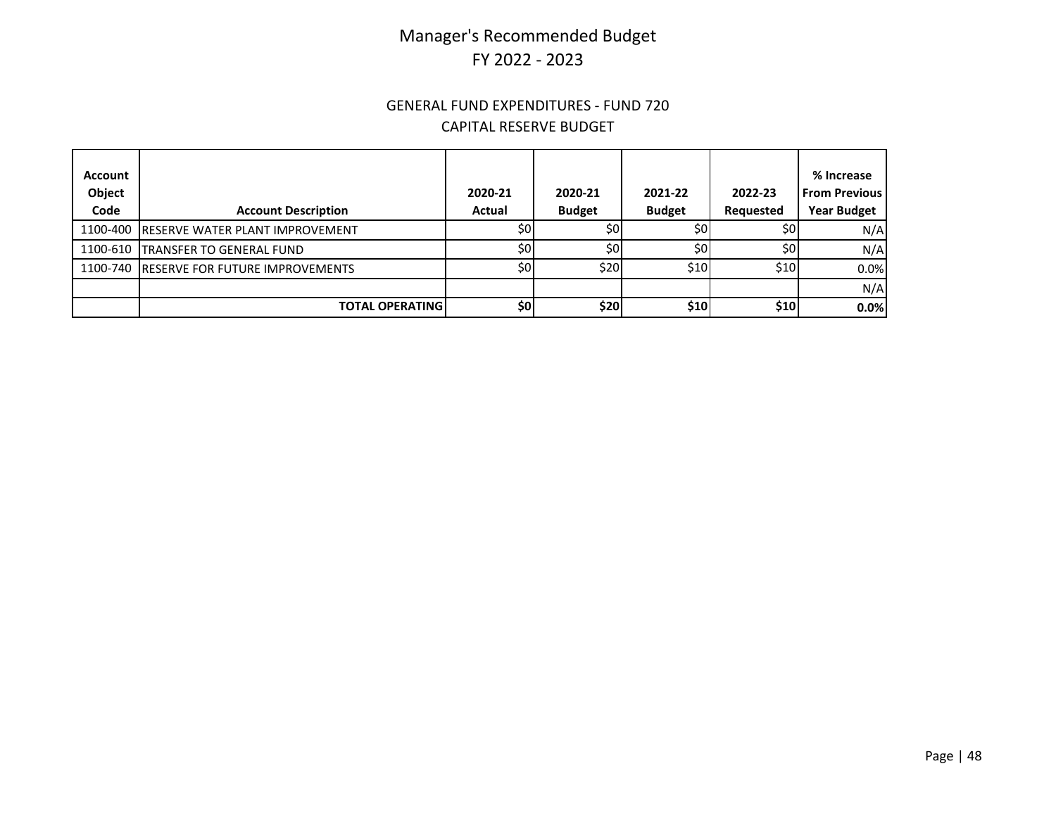# Manager's Recommended Budget
# FY 2022 - 2023

## GENERAL FUND EXPENDITURES - FUND 720
## CAPITAL RESERVE BUDGET

| Account Object Code | Account Description | 2020-21 Actual | 2020-21 Budget | 2021-22 Budget | 2022-23 Requested | % Increase From Previous Year Budget |
|---|---|---|---|---|---|---|
| 1100-400 | RESERVE WATER PLANT IMPROVEMENT | $0 | $0 | $0 | $0 | N/A |
| 1100-610 | TRANSFER TO GENERAL FUND | $0 | $0 | $0 | $0 | N/A |
| 1100-740 | RESERVE FOR FUTURE IMPROVEMENTS | $0 | $20 | $10 | $10 | 0.0% |
| | | | | | | N/A |
| | **TOTAL OPERATING** | **$0** | **$20** | **$10** | **$10** | **0.0%** |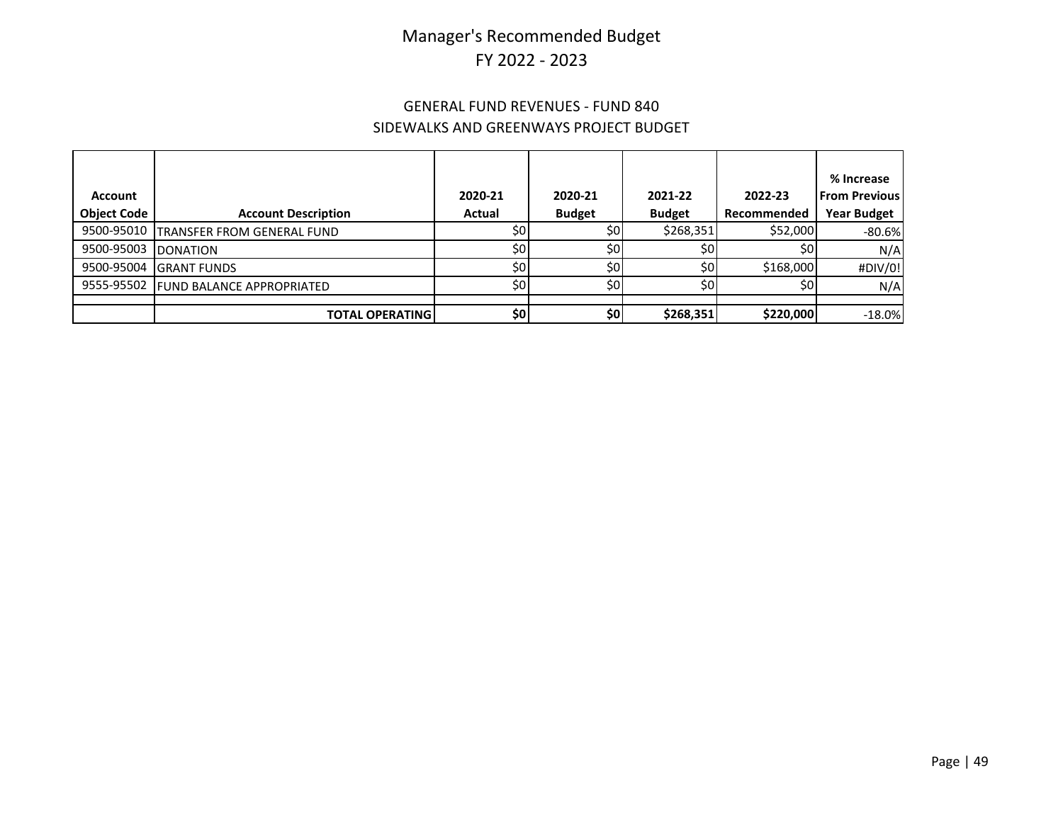# Manager's Recommended Budget
# FY 2022 - 2023

## GENERAL FUND REVENUES - FUND 840
## SIDEWALKS AND GREENWAYS PROJECT BUDGET

| Account Object Code | Account Description | 2020-21 Actual | 2020-21 Budget | 2021-22 Budget | 2022-23 Recommended | % Increase From Previous Year Budget |
|---|---|---|---|---|---|---|
| 9500-95010 | TRANSFER FROM GENERAL FUND | $0 | $0 | $268,351 | $52,000 | -80.6% |
| 9500-95003 | DONATION | $0 | $0 | $0 | $0 | N/A |
| 9500-95004 | GRANT FUNDS | $0 | $0 | $0 | $168,000 | #DIV/0! |
| 9555-95502 | FUND BALANCE APPROPRIATED | $0 | $0 | $0 | $0 | N/A |
| | | | | | | |
| | **TOTAL OPERATING** | **$0** | **$0** | **$268,351** | **$220,000** | -18.0% |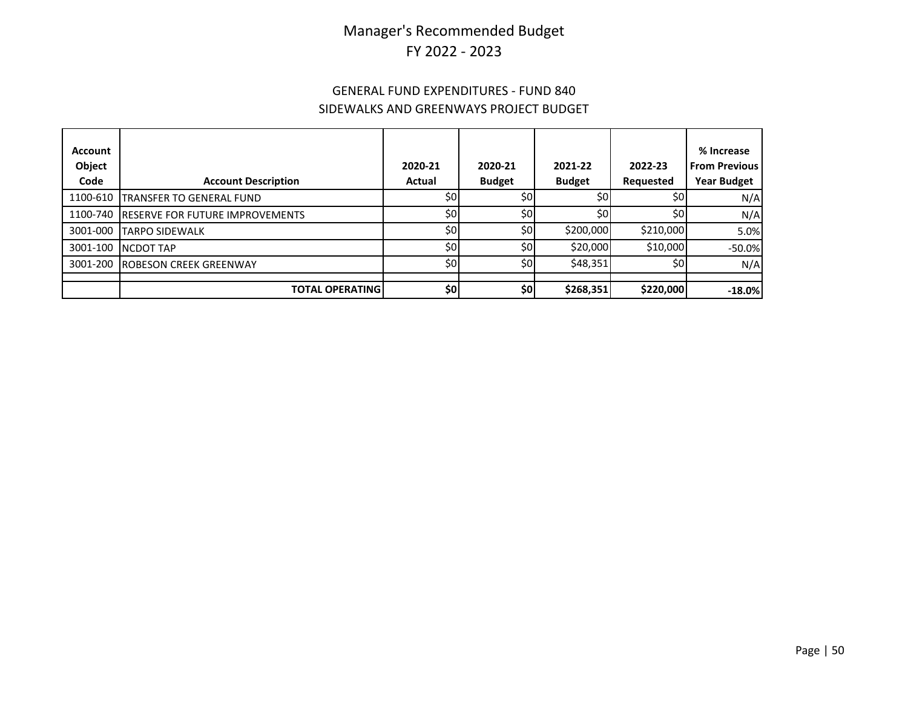# Manager's Recommended Budget
# FY 2022 - 2023

## GENERAL FUND EXPENDITURES - FUND 840
## SIDEWALKS AND GREENWAYS PROJECT BUDGET

| Account Object Code | Account Description | 2020-21 Actual | 2020-21 Budget | 2021-22 Budget | 2022-23 Requested | % Increase From Previous Year Budget |
|---|---|---|---|---|---|---|
| 1100-610 | TRANSFER TO GENERAL FUND | $0 | $0 | $0 | $0 | N/A |
| 1100-740 | RESERVE FOR FUTURE IMPROVEMENTS | $0 | $0 | $0 | $0 | N/A |
| 3001-000 | TARPO SIDEWALK | $0 | $0 | $200,000 | $210,000 | 5.0% |
| 3001-100 | NCDOT TAP | $0 | $0 | $20,000 | $10,000 | -50.0% |
| 3001-200 | ROBESON CREEK GREENWAY | $0 | $0 | $48,351 | $0 | N/A |
| | | | | | | |
| | **TOTAL OPERATING** | **$0** | **$0** | **$268,351** | **$220,000** | **-18.0%** |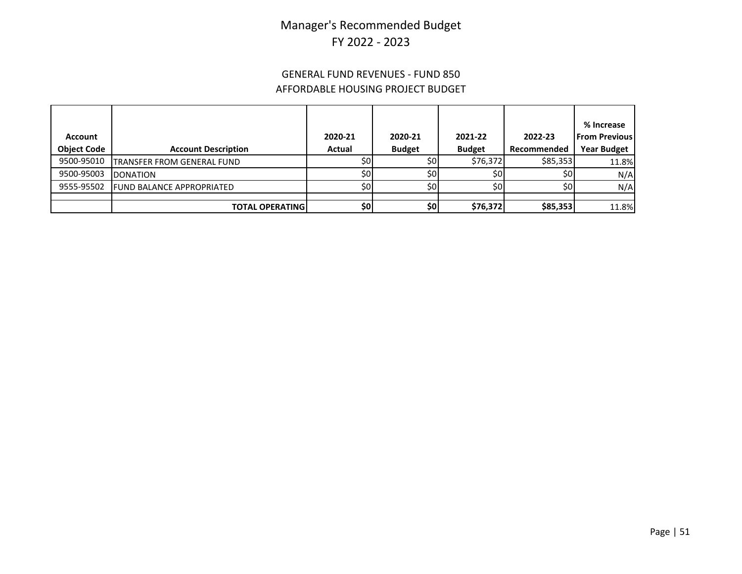# Manager's Recommended Budget
# FY 2022 - 2023

## GENERAL FUND REVENUES - FUND 850
## AFFORDABLE HOUSING PROJECT BUDGET

| Account Object Code | Account Description | 2020-21 Actual | 2020-21 Budget | 2021-22 Budget | 2022-23 Recommended | % Increase From Previous Year Budget |
|---|---|---|---|---|---|---|
| 9500-95010 | TRANSFER FROM GENERAL FUND | $0 | $0 | $76,372 | $85,353 | 11.8% |
| 9500-95003 | DONATION | $0 | $0 | $0 | $0 | N/A |
| 9555-95502 | FUND BALANCE APPROPRIATED | $0 | $0 | $0 | $0 | N/A |
| | | | | | | |
| | **TOTAL OPERATING** | **$0** | **$0** | **$76,372** | **$85,353** | 11.8% |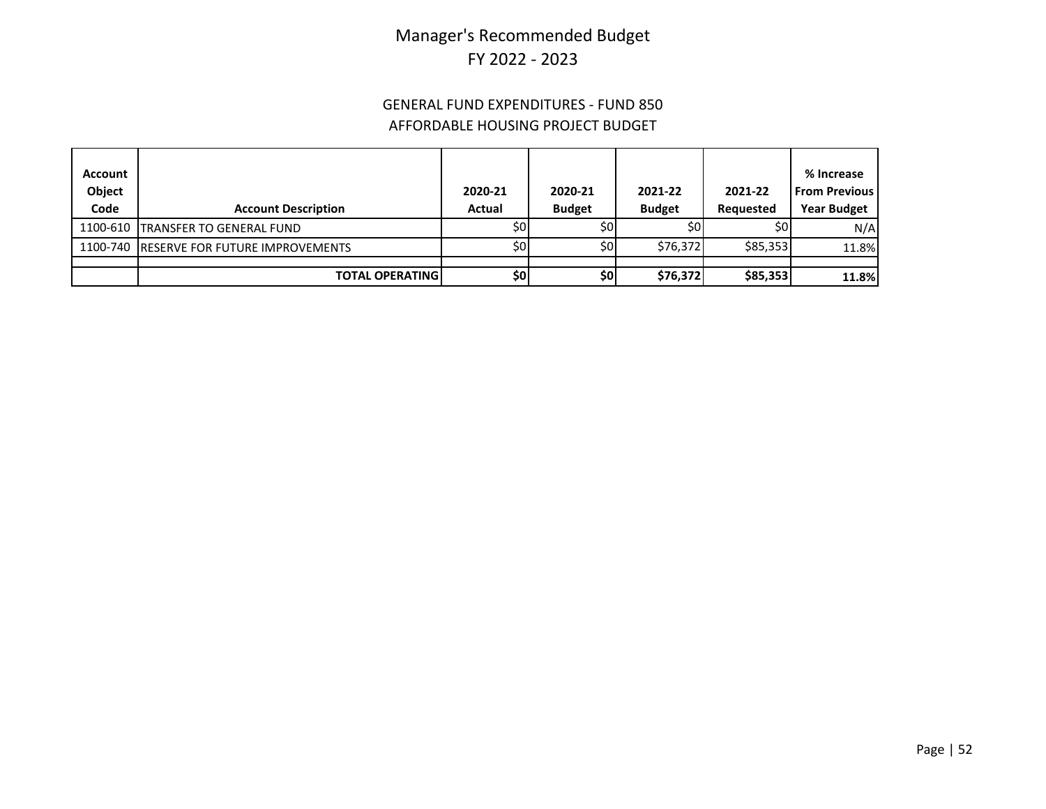# Manager's Recommended Budget
# FY 2022 - 2023

## GENERAL FUND EXPENDITURES - FUND 850
## AFFORDABLE HOUSING PROJECT BUDGET

| Account Object Code | Account Description | 2020-21 Actual | 2020-21 Budget | 2021-22 Budget | 2021-22 Requested | % Increase From Previous Year Budget |
|---|---|---|---|---|---|---|
| 1100-610 | TRANSFER TO GENERAL FUND | $0 | $0 | $0 | $0 | N/A |
| 1100-740 | RESERVE FOR FUTURE IMPROVEMENTS | $0 | $0 | $76,372 | $85,353 | 11.8% |
| | | | | | | |
| | **TOTAL OPERATING** | **$0** | **$0** | **$76,372** | **$85,353** | **11.8%** |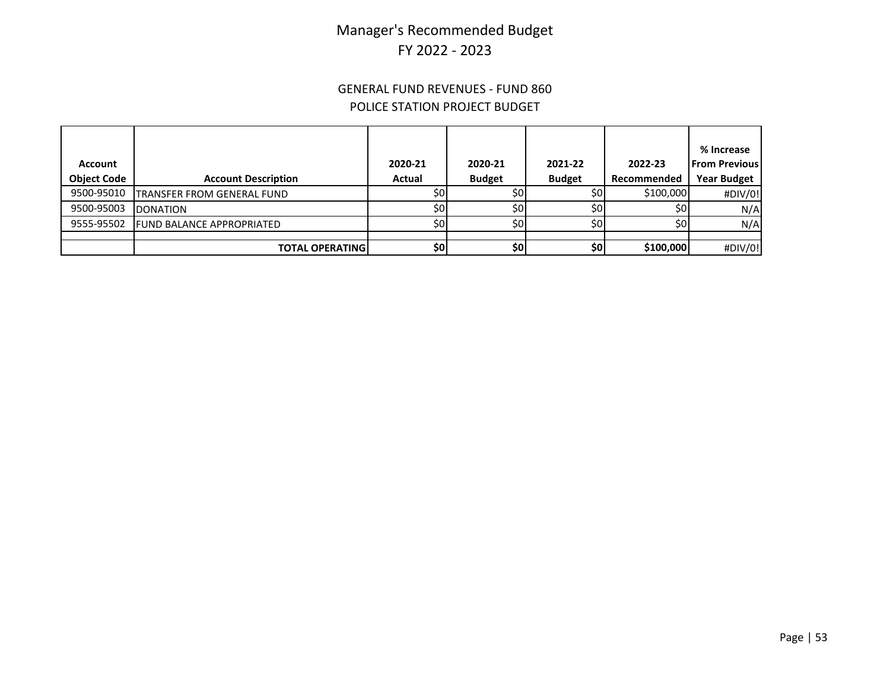# Manager's Recommended Budget
# FY 2022 - 2023

## GENERAL FUND REVENUES - FUND 860
## POLICE STATION PROJECT BUDGET

| Account Object Code | Account Description | 2020-21 Actual | 2020-21 Budget | 2021-22 Budget | 2022-23 Recommended | % Increase From Previous Year Budget |
|---|---|---|---|---|---|---|
| 9500-95010 | TRANSFER FROM GENERAL FUND | $0 | $0 | $0 | $100,000 | #DIV/0! |
| 9500-95003 | DONATION | $0 | $0 | $0 | $0 | N/A |
| 9555-95502 | FUND BALANCE APPROPRIATED | $0 | $0 | $0 | $0 | N/A |
| | | | | | | |
| | **TOTAL OPERATING** | **$0** | **$0** | **$0** | **$100,000** | #DIV/0! |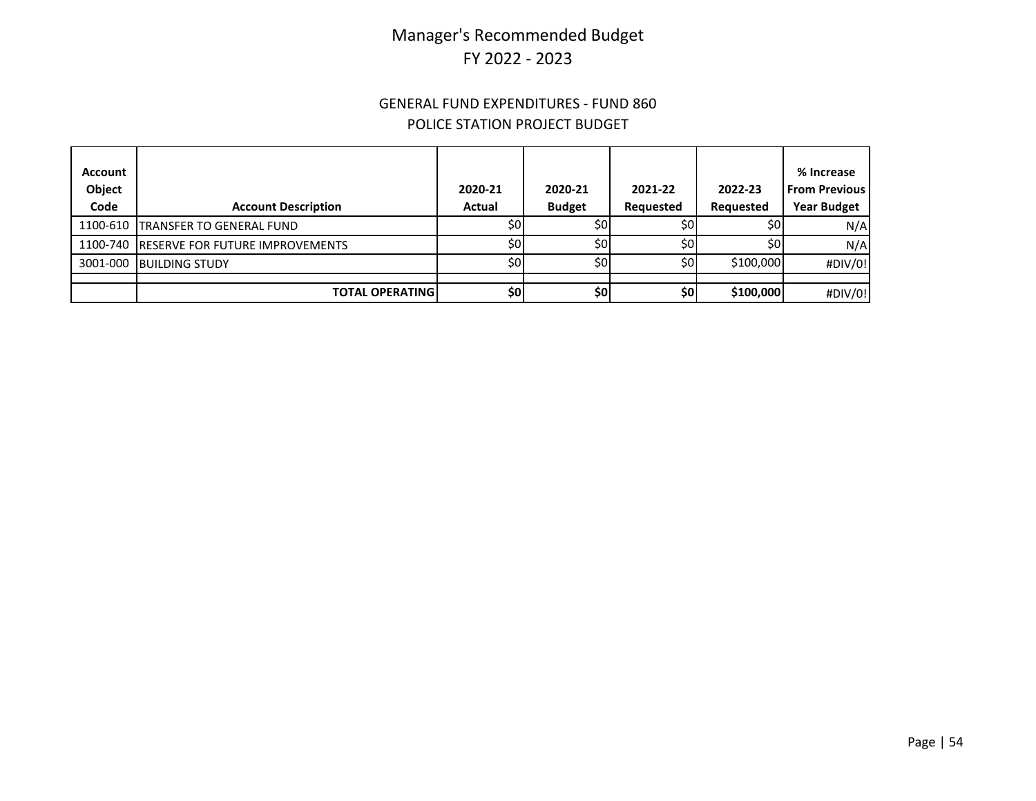# Manager's Recommended Budget
# FY 2022 - 2023

## GENERAL FUND EXPENDITURES - FUND 860
## POLICE STATION PROJECT BUDGET

| Account Object Code | Account Description | 2020-21 Actual | 2020-21 Budget | 2021-22 Requested | 2022-23 Requested | % Increase From Previous Year Budget |
|---|---|---|---|---|---|---|
| 1100-610 | TRANSFER TO GENERAL FUND | $0 | $0 | $0 | $0 | N/A |
| 1100-740 | RESERVE FOR FUTURE IMPROVEMENTS | $0 | $0 | $0 | $0 | N/A |
| 3001-000 | BUILDING STUDY | $0 | $0 | $0 | $100,000 | #DIV/0! |
| | | | | | | |
| | **TOTAL OPERATING** | **$0** | **$0** | **$0** | **$100,000** | #DIV/0! |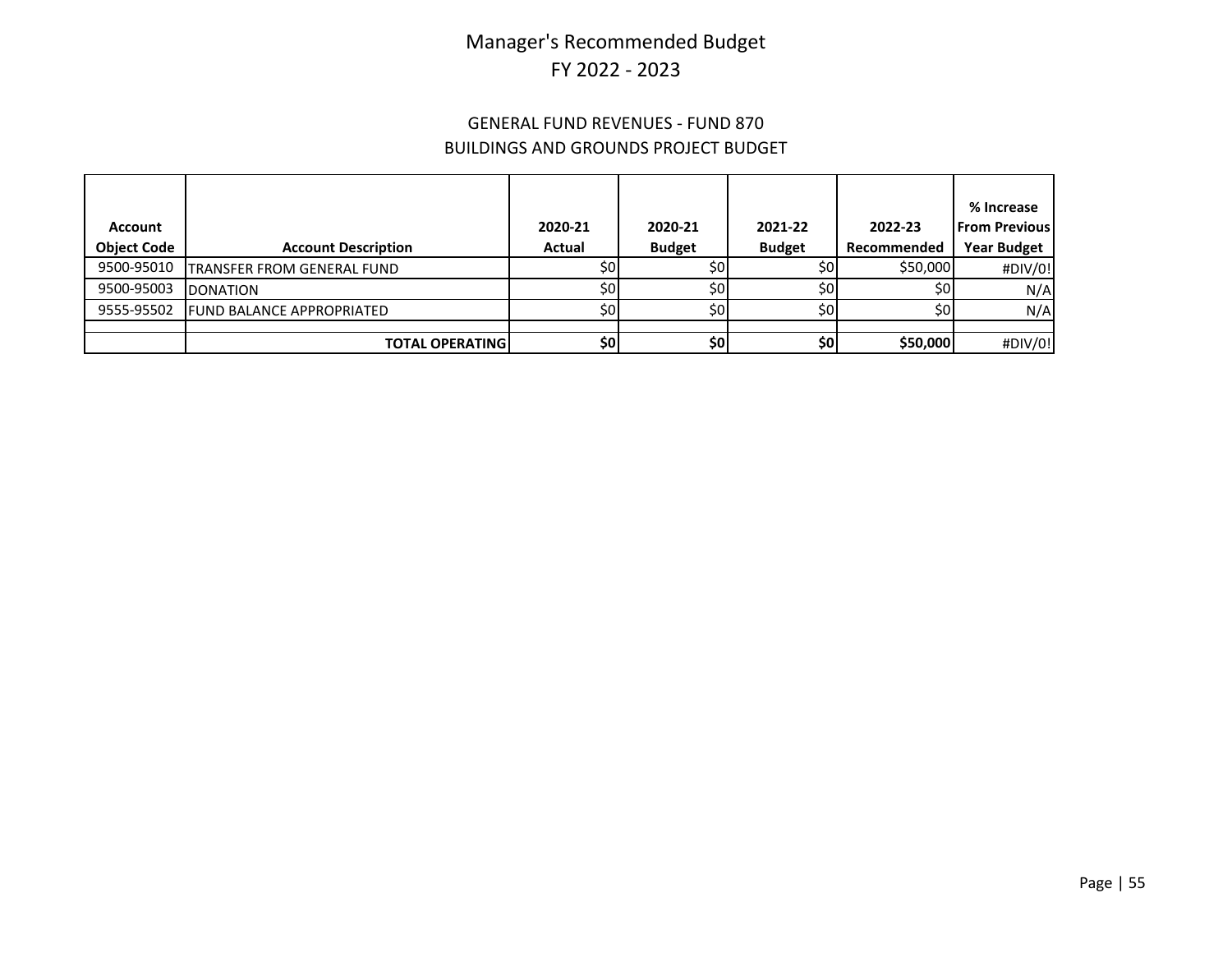# Manager's Recommended Budget
# FY 2022 - 2023

## GENERAL FUND REVENUES - FUND 870
## BUILDINGS AND GROUNDS PROJECT BUDGET

| Account Object Code | Account Description | 2020-21 Actual | 2020-21 Budget | 2021-22 Budget | 2022-23 Recommended | % Increase From Previous Year Budget |
|---|---|---|---|---|---|---|
| 9500-95010 | TRANSFER FROM GENERAL FUND | $0 | $0 | $0 | $50,000 | #DIV/0! |
| 9500-95003 | DONATION | $0 | $0 | $0 | $0 | N/A |
| 9555-95502 | FUND BALANCE APPROPRIATED | $0 | $0 | $0 | $0 | N/A |
| | | | | | | |
| | **TOTAL OPERATING** | **$0** | **$0** | **$0** | **$50,000** | #DIV/0! |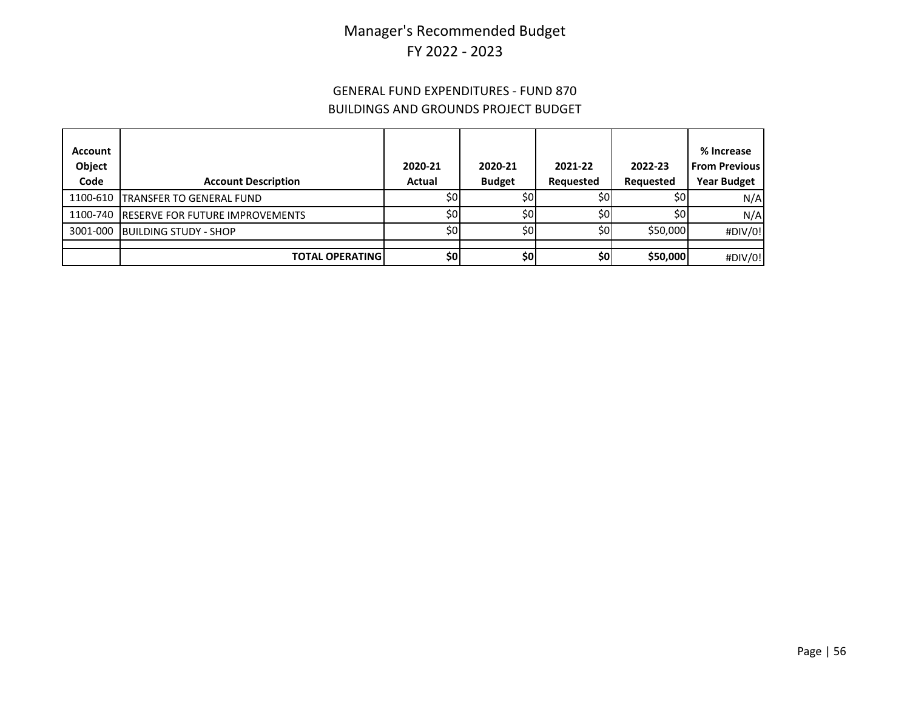# Manager's Recommended Budget
# FY 2022 - 2023

## GENERAL FUND EXPENDITURES - FUND 870
## BUILDINGS AND GROUNDS PROJECT BUDGET

| Account Object Code | Account Description | 2020-21 Actual | 2020-21 Budget | 2021-22 Requested | 2022-23 Requested | % Increase From Previous Year Budget |
|---|---|---|---|---|---|---|
| 1100-610 | TRANSFER TO GENERAL FUND | $0 | $0 | $0 | $0 | N/A |
| 1100-740 | RESERVE FOR FUTURE IMPROVEMENTS | $0 | $0 | $0 | $0 | N/A |
| 3001-000 | BUILDING STUDY - SHOP | $0 | $0 | $0 | $50,000 | #DIV/0! |
| | | | | | | |
| | **TOTAL OPERATING** | **$0** | **$0** | **$0** | **$50,000** | #DIV/0! |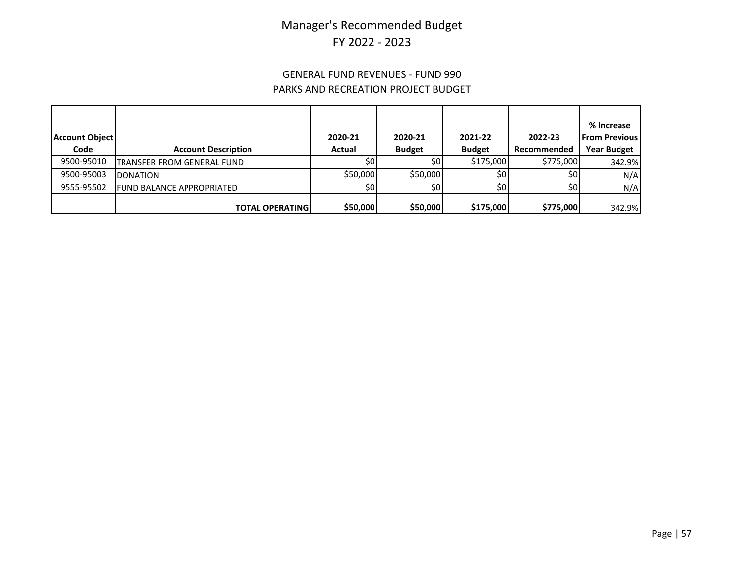# Manager's Recommended Budget
# FY 2022 - 2023

## GENERAL FUND REVENUES - FUND 990
## PARKS AND RECREATION PROJECT BUDGET

| Account Object Code | Account Description | 2020-21 Actual | 2020-21 Budget | 2021-22 Budget | 2022-23 Recommended | % Increase From Previous Year Budget |
|---|---|---|---|---|---|---|
| 9500-95010 | TRANSFER FROM GENERAL FUND | $0 | $0 | $175,000 | $775,000 | 342.9% |
| 9500-95003 | DONATION | $50,000 | $50,000 | $0 | $0 | N/A |
| 9555-95502 | FUND BALANCE APPROPRIATED | $0 | $0 | $0 | $0 | N/A |
| | | | | | | |
| | **TOTAL OPERATING** | **$50,000** | **$50,000** | **$175,000** | **$775,000** | 342.9% |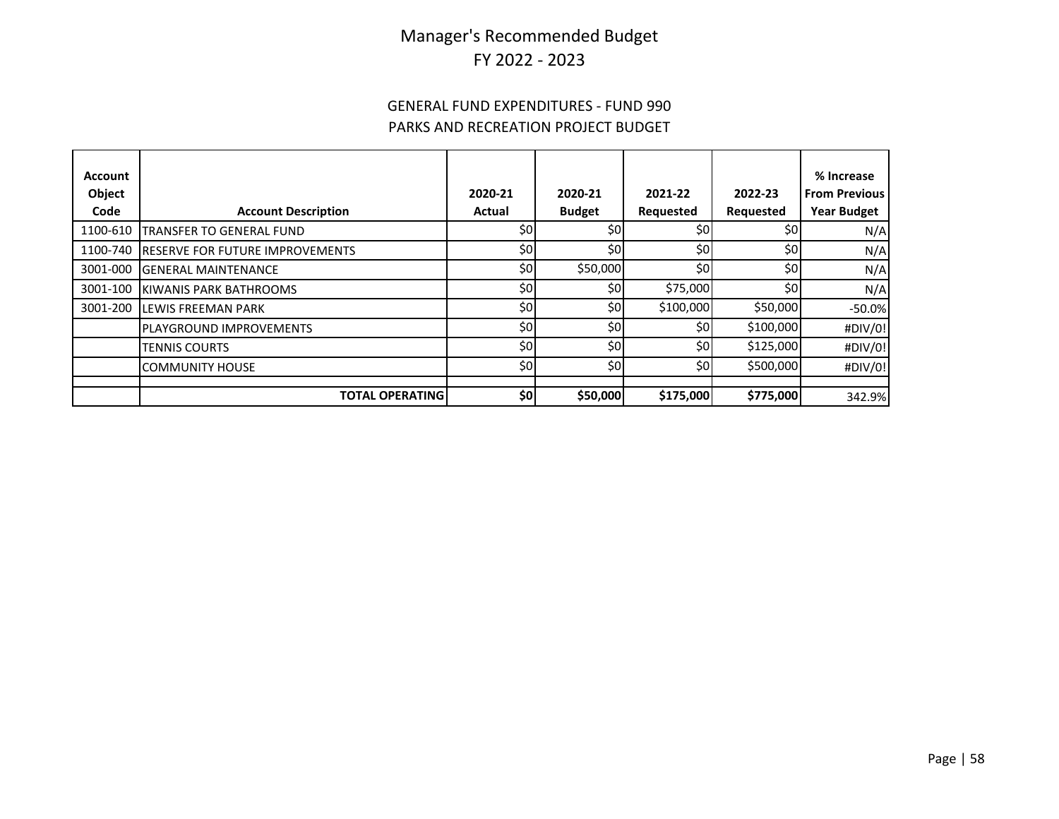# Manager's Recommended Budget
# FY 2022 - 2023

## GENERAL FUND EXPENDITURES - FUND 990
## PARKS AND RECREATION PROJECT BUDGET

| Account Object Code | Account Description | 2020-21 Actual | 2020-21 Budget | 2021-22 Requested | 2022-23 Requested | % Increase From Previous Year Budget |
|---|---|---|---|---|---|---|
| 1100-610 | TRANSFER TO GENERAL FUND | $0 | $0 | $0 | $0 | N/A |
| 1100-740 | RESERVE FOR FUTURE IMPROVEMENTS | $0 | $0 | $0 | $0 | N/A |
| 3001-000 | GENERAL MAINTENANCE | $0 | $50,000 | $0 | $0 | N/A |
| 3001-100 | KIWANIS PARK BATHROOMS | $0 | $0 | $75,000 | $0 | N/A |
| 3001-200 | LEWIS FREEMAN PARK | $0 | $0 | $100,000 | $50,000 | -50.0% |
| | PLAYGROUND IMPROVEMENTS | $0 | $0 | $0 | $100,000 | #DIV/0! |
| | TENNIS COURTS | $0 | $0 | $0 | $125,000 | #DIV/0! |
| | COMMUNITY HOUSE | $0 | $0 | $0 | $500,000 | #DIV/0! |
| | | | | | | |
| | **TOTAL OPERATING** | **$0** | **$50,000** | **$175,000** | **$775,000** | 342.9% |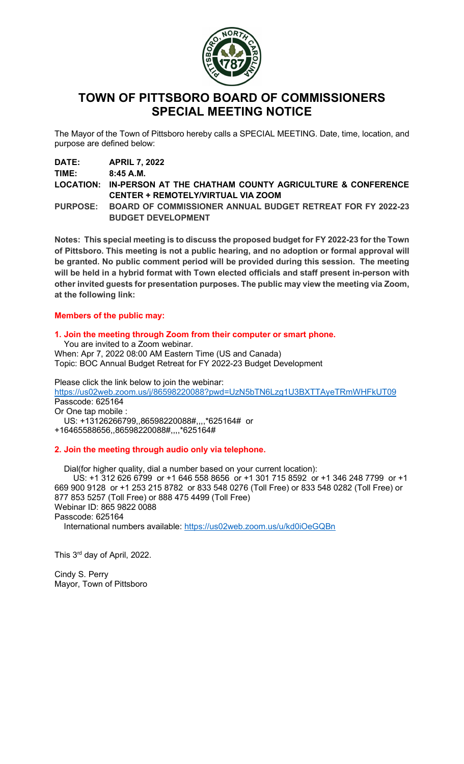# TOWN OF PITTSBORO BOARD OF COMMISSIONERS
# SPECIAL MEETING NOTICE

The Mayor of the Town of Pittsboro hereby calls a SPECIAL MEETING. Date, time, location, and purpose are defined below:

**DATE:** **APRIL 7, 2022**

**TIME:** **8:45 A.M.**

**LOCATION:** **IN-PERSON AT THE CHATHAM COUNTY AGRICULTURE & CONFERENCE CENTER + REMOTELY/VIRTUAL VIA ZOOM**

**PURPOSE:** **BOARD OF COMMISSIONER ANNUAL BUDGET RETREAT FOR FY 2022-23 BUDGET DEVELOPMENT**

**Notes: This special meeting is to discuss the proposed budget for FY 2022-23 for the Town of Pittsboro. This meeting is not a public hearing, and no adoption or formal approval will be granted. No public comment period will be provided during this session. The meeting will be held in a hybrid format with Town elected officials and staff present in-person with other invited guests for presentation purposes. The public may view the meeting via Zoom, at the following link:**

**Members of the public may:**

**1. Join the meeting through Zoom from their computer or smart phone.**

You are invited to a Zoom webinar.
When: Apr 7, 2022 08:00 AM Eastern Time (US and Canada)
Topic: BOC Annual Budget Retreat for FY 2022-23 Budget Development

Please click the link below to join the webinar:
https://us02web.zoom.us/j/86598220088?pwd=UzN5bTN6Lzg1U3BXTTAyeTRmWHFkUT09
Passcode: 625164
Or One tap mobile :
US: +13126266799,,86598220088#,,,,*625164# or +16465588656,,86598220088#,,,,*625164#

**2. Join the meeting through audio only via telephone.**

Dial(for higher quality, dial a number based on your current location):
US: +1 312 626 6799 or +1 646 558 8656 or +1 301 715 8592 or +1 346 248 7799 or +1 669 900 9128 or +1 253 215 8782 or 833 548 0276 (Toll Free) or 833 548 0282 (Toll Free) or 877 853 5257 (Toll Free) or 888 475 4499 (Toll Free)
Webinar ID: 865 9822 0088
Passcode: 625164
International numbers available: https://us02web.zoom.us/u/kd0iOeGQBn

This 3rd day of April, 2022.

Cindy S. Perry
Mayor, Town of Pittsboro